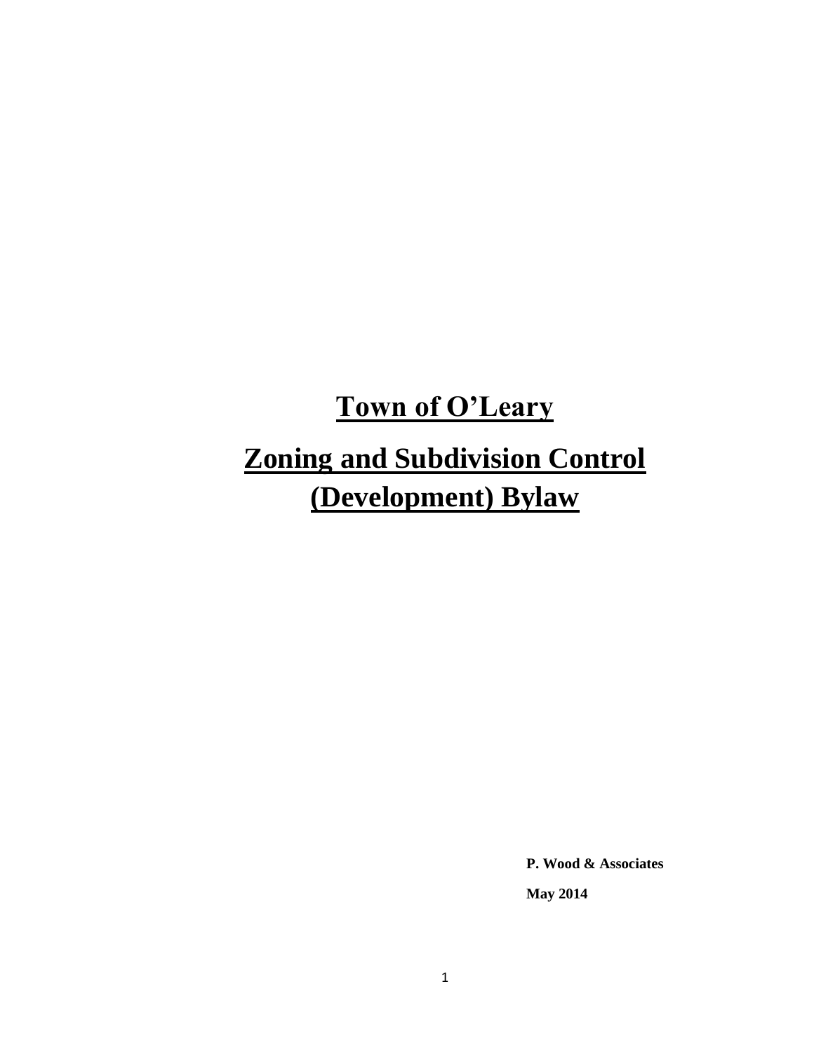# Town of O'Leary

# Zoning and Subdivision Control (Development) Bylaw

**P. Wood & Associates**

**May 2014**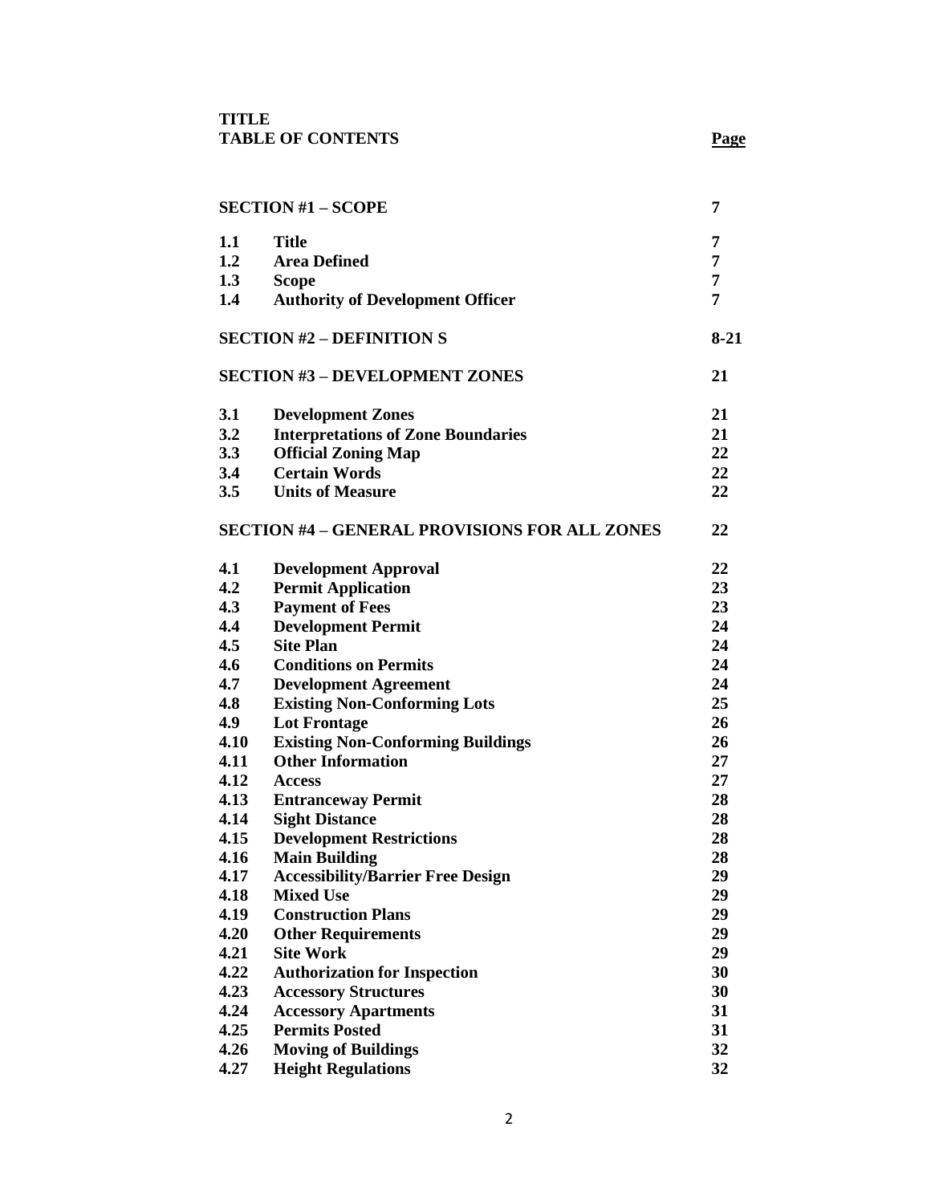**TITLE**

**TABLE OF CONTENTS** **Page**

| | | |
|---|---|---|
| **SECTION #1 – SCOPE** | | **7** |
| **1.1** | **Title** | **7** |
| **1.2** | **Area Defined** | **7** |
| **1.3** | **Scope** | **7** |
| **1.4** | **Authority of Development Officer** | **7** |
| **SECTION #2 – DEFINITION S** | | **8-21** |
| **SECTION #3 – DEVELOPMENT ZONES** | | **21** |
| **3.1** | **Development Zones** | **21** |
| **3.2** | **Interpretations of Zone Boundaries** | **21** |
| **3.3** | **Official Zoning Map** | **22** |
| **3.4** | **Certain Words** | **22** |
| **3.5** | **Units of Measure** | **22** |
| **SECTION #4 – GENERAL PROVISIONS FOR ALL ZONES** | | **22** |
| **4.1** | **Development Approval** | **22** |
| **4.2** | **Permit Application** | **23** |
| **4.3** | **Payment of Fees** | **23** |
| **4.4** | **Development Permit** | **24** |
| **4.5** | **Site Plan** | **24** |
| **4.6** | **Conditions on Permits** | **24** |
| **4.7** | **Development Agreement** | **24** |
| **4.8** | **Existing Non-Conforming Lots** | **25** |
| **4.9** | **Lot Frontage** | **26** |
| **4.10** | **Existing Non-Conforming Buildings** | **26** |
| **4.11** | **Other Information** | **27** |
| **4.12** | **Access** | **27** |
| **4.13** | **Entranceway Permit** | **28** |
| **4.14** | **Sight Distance** | **28** |
| **4.15** | **Development Restrictions** | **28** |
| **4.16** | **Main Building** | **28** |
| **4.17** | **Accessibility/Barrier Free Design** | **29** |
| **4.18** | **Mixed Use** | **29** |
| **4.19** | **Construction Plans** | **29** |
| **4.20** | **Other Requirements** | **29** |
| **4.21** | **Site Work** | **29** |
| **4.22** | **Authorization for Inspection** | **30** |
| **4.23** | **Accessory Structures** | **30** |
| **4.24** | **Accessory Apartments** | **31** |
| **4.25** | **Permits Posted** | **31** |
| **4.26** | **Moving of Buildings** | **32** |
| **4.27** | **Height Regulations** | **32** |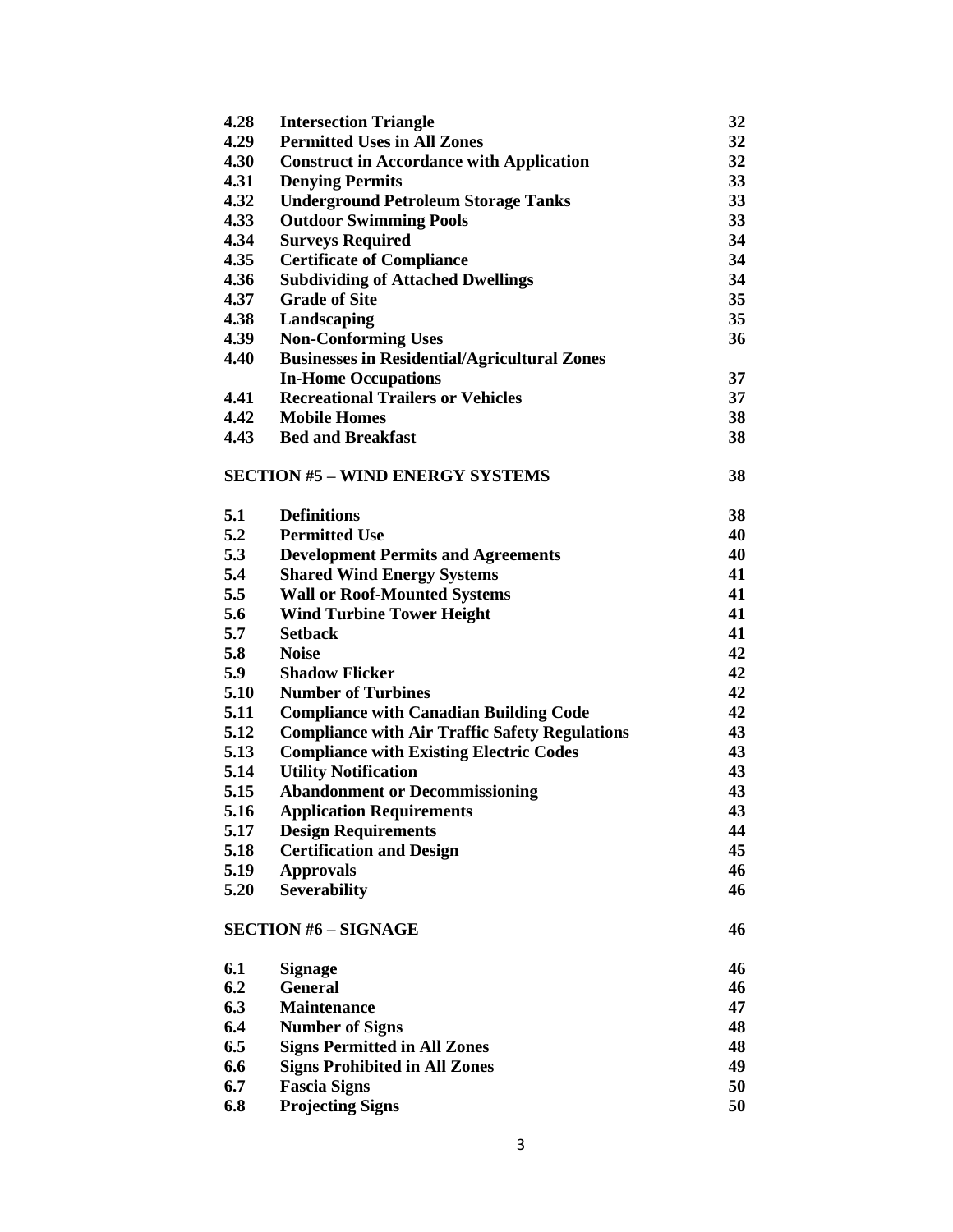| | | |
|---|---|---|
| **4.28** | **Intersection Triangle** | **32** |
| **4.29** | **Permitted Uses in All Zones** | **32** |
| **4.30** | **Construct in Accordance with Application** | **32** |
| **4.31** | **Denying Permits** | **33** |
| **4.32** | **Underground Petroleum Storage Tanks** | **33** |
| **4.33** | **Outdoor Swimming Pools** | **33** |
| **4.34** | **Surveys Required** | **34** |
| **4.35** | **Certificate of Compliance** | **34** |
| **4.36** | **Subdividing of Attached Dwellings** | **34** |
| **4.37** | **Grade of Site** | **35** |
| **4.38** | **Landscaping** | **35** |
| **4.39** | **Non-Conforming Uses** | **36** |
| **4.40** | **Businesses in Residential/Agricultural Zones In-Home Occupations** | **37** |
| **4.41** | **Recreational Trailers or Vehicles** | **37** |
| **4.42** | **Mobile Homes** | **38** |
| **4.43** | **Bed and Breakfast** | **38** |

| | |
|---|---|
| **SECTION #5 – WIND ENERGY SYSTEMS** | **38** |

| | | |
|---|---|---|
| **5.1** | **Definitions** | **38** |
| **5.2** | **Permitted Use** | **40** |
| **5.3** | **Development Permits and Agreements** | **40** |
| **5.4** | **Shared Wind Energy Systems** | **41** |
| **5.5** | **Wall or Roof-Mounted Systems** | **41** |
| **5.6** | **Wind Turbine Tower Height** | **41** |
| **5.7** | **Setback** | **41** |
| **5.8** | **Noise** | **42** |
| **5.9** | **Shadow Flicker** | **42** |
| **5.10** | **Number of Turbines** | **42** |
| **5.11** | **Compliance with Canadian Building Code** | **42** |
| **5.12** | **Compliance with Air Traffic Safety Regulations** | **43** |
| **5.13** | **Compliance with Existing Electric Codes** | **43** |
| **5.14** | **Utility Notification** | **43** |
| **5.15** | **Abandonment or Decommissioning** | **43** |
| **5.16** | **Application Requirements** | **43** |
| **5.17** | **Design Requirements** | **44** |
| **5.18** | **Certification and Design** | **45** |
| **5.19** | **Approvals** | **46** |
| **5.20** | **Severability** | **46** |

| | |
|---|---|
| **SECTION #6 – SIGNAGE** | **46** |

| | | |
|---|---|---|
| **6.1** | **Signage** | **46** |
| **6.2** | **General** | **46** |
| **6.3** | **Maintenance** | **47** |
| **6.4** | **Number of Signs** | **48** |
| **6.5** | **Signs Permitted in All Zones** | **48** |
| **6.6** | **Signs Prohibited in All Zones** | **49** |
| **6.7** | **Fascia Signs** | **50** |
| **6.8** | **Projecting Signs** | **50** |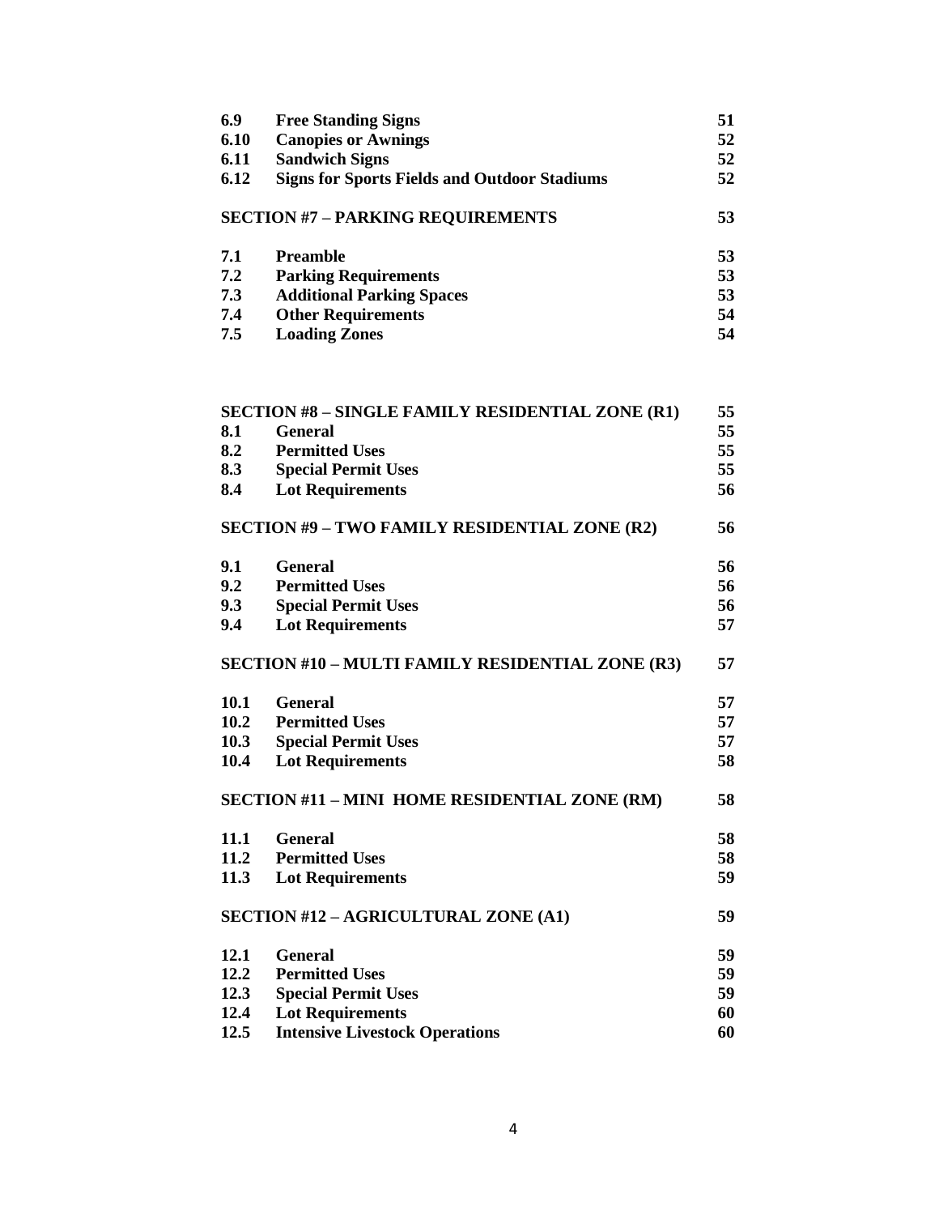| | | |
|---|---|---|
| **6.9** | **Free Standing Signs** | **51** |
| **6.10** | **Canopies or Awnings** | **52** |
| **6.11** | **Sandwich Signs** | **52** |
| **6.12** | **Signs for Sports Fields and Outdoor Stadiums** | **52** |

**SECTION #7 – PARKING REQUIREMENTS** **53**

| | | |
|---|---|---|
| **7.1** | **Preamble** | **53** |
| **7.2** | **Parking Requirements** | **53** |
| **7.3** | **Additional Parking Spaces** | **53** |
| **7.4** | **Other Requirements** | **54** |
| **7.5** | **Loading Zones** | **54** |

**SECTION #8 – SINGLE FAMILY RESIDENTIAL ZONE (R1)** **55**

| | | |
|---|---|---|
| **8.1** | **General** | **55** |
| **8.2** | **Permitted Uses** | **55** |
| **8.3** | **Special Permit Uses** | **55** |
| **8.4** | **Lot Requirements** | **56** |

**SECTION #9 – TWO FAMILY RESIDENTIAL ZONE (R2)** **56**

| | | |
|---|---|---|
| **9.1** | **General** | **56** |
| **9.2** | **Permitted Uses** | **56** |
| **9.3** | **Special Permit Uses** | **56** |
| **9.4** | **Lot Requirements** | **57** |

**SECTION #10 – MULTI FAMILY RESIDENTIAL ZONE (R3)** **57**

| | | |
|---|---|---|
| **10.1** | **General** | **57** |
| **10.2** | **Permitted Uses** | **57** |
| **10.3** | **Special Permit Uses** | **57** |
| **10.4** | **Lot Requirements** | **58** |

**SECTION #11 – MINI HOME RESIDENTIAL ZONE (RM)** **58**

| | | |
|---|---|---|
| **11.1** | **General** | **58** |
| **11.2** | **Permitted Uses** | **58** |
| **11.3** | **Lot Requirements** | **59** |

**SECTION #12 – AGRICULTURAL ZONE (A1)** **59**

| | | |
|---|---|---|
| **12.1** | **General** | **59** |
| **12.2** | **Permitted Uses** | **59** |
| **12.3** | **Special Permit Uses** | **59** |
| **12.4** | **Lot Requirements** | **60** |
| **12.5** | **Intensive Livestock Operations** | **60** |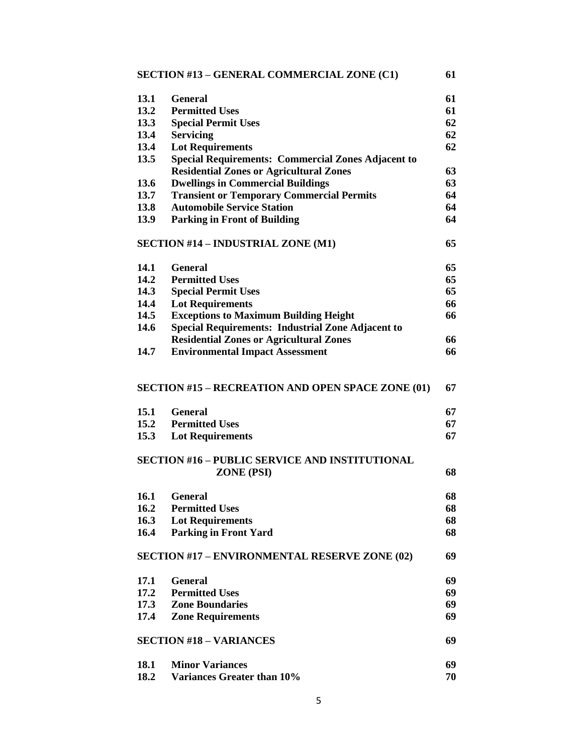| | | |
|---|---|---|
| **SECTION #13 – GENERAL COMMERCIAL ZONE (C1)** | | **61** |
| **13.1** | **General** | **61** |
| **13.2** | **Permitted Uses** | **61** |
| **13.3** | **Special Permit Uses** | **62** |
| **13.4** | **Servicing** | **62** |
| **13.4** | **Lot Requirements** | **62** |
| **13.5** | **Special Requirements: Commercial Zones Adjacent to Residential Zones or Agricultural Zones** | **63** |
| **13.6** | **Dwellings in Commercial Buildings** | **63** |
| **13.7** | **Transient or Temporary Commercial Permits** | **64** |
| **13.8** | **Automobile Service Station** | **64** |
| **13.9** | **Parking in Front of Building** | **64** |
| **SECTION #14 – INDUSTRIAL ZONE (M1)** | | **65** |
| **14.1** | **General** | **65** |
| **14.2** | **Permitted Uses** | **65** |
| **14.3** | **Special Permit Uses** | **65** |
| **14.4** | **Lot Requirements** | **66** |
| **14.5** | **Exceptions to Maximum Building Height** | **66** |
| **14.6** | **Special Requirements: Industrial Zone Adjacent to Residential Zones or Agricultural Zones** | **66** |
| **14.7** | **Environmental Impact Assessment** | **66** |
| **SECTION #15 – RECREATION AND OPEN SPACE ZONE (01)** | | **67** |
| **15.1** | **General** | **67** |
| **15.2** | **Permitted Uses** | **67** |
| **15.3** | **Lot Requirements** | **67** |
| **SECTION #16 – PUBLIC SERVICE AND INSTITUTIONAL ZONE (PSI)** | | **68** |
| **16.1** | **General** | **68** |
| **16.2** | **Permitted Uses** | **68** |
| **16.3** | **Lot Requirements** | **68** |
| **16.4** | **Parking in Front Yard** | **68** |
| **SECTION #17 – ENVIRONMENTAL RESERVE ZONE (02)** | | **69** |
| **17.1** | **General** | **69** |
| **17.2** | **Permitted Uses** | **69** |
| **17.3** | **Zone Boundaries** | **69** |
| **17.4** | **Zone Requirements** | **69** |
| **SECTION #18 – VARIANCES** | | **69** |
| **18.1** | **Minor Variances** | **69** |
| **18.2** | **Variances Greater than 10%** | **70** |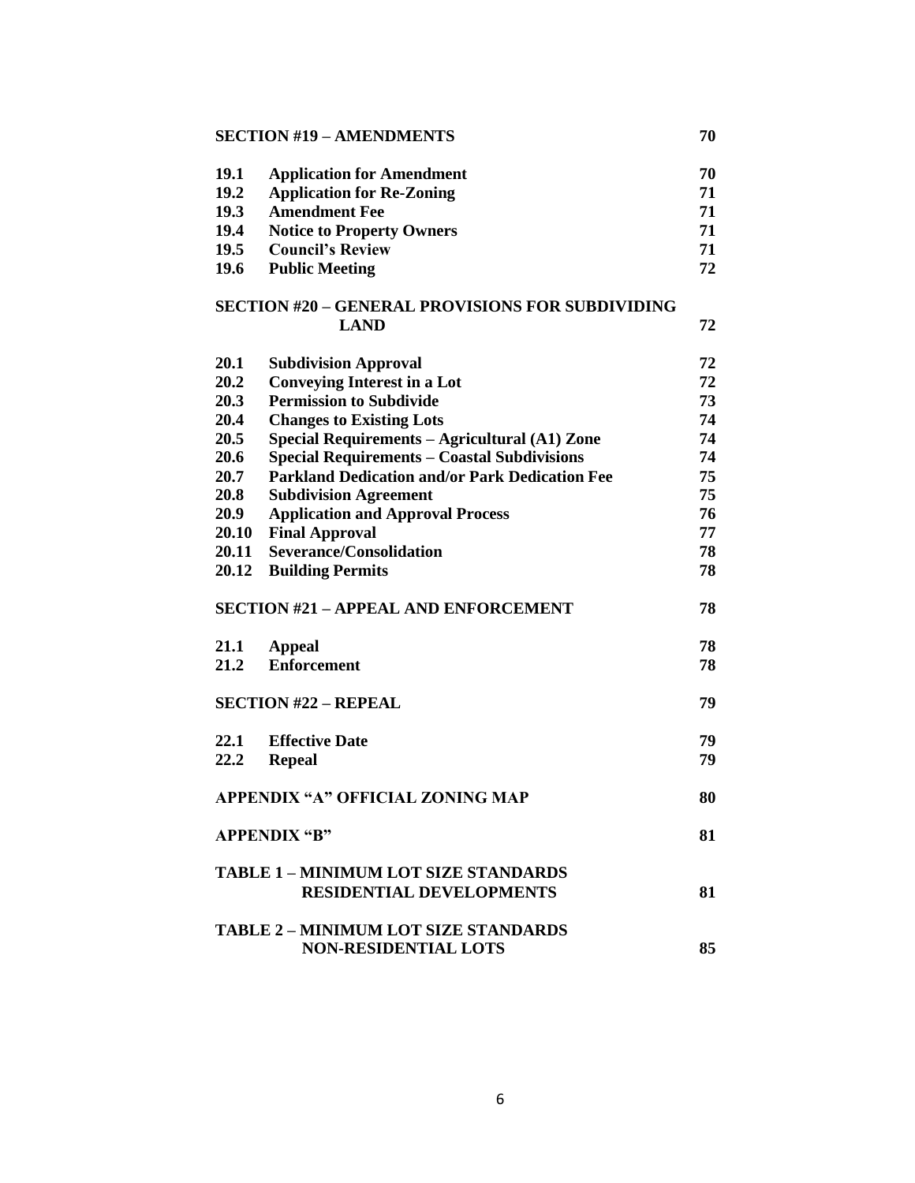| | | |
|---|---|---|
| **SECTION #19 – AMENDMENTS** | | **70** |
| **19.1** | **Application for Amendment** | **70** |
| **19.2** | **Application for Re-Zoning** | **71** |
| **19.3** | **Amendment Fee** | **71** |
| **19.4** | **Notice to Property Owners** | **71** |
| **19.5** | **Council's Review** | **71** |
| **19.6** | **Public Meeting** | **72** |
| **SECTION #20 – GENERAL PROVISIONS FOR SUBDIVIDING LAND** | | **72** |
| **20.1** | **Subdivision Approval** | **72** |
| **20.2** | **Conveying Interest in a Lot** | **72** |
| **20.3** | **Permission to Subdivide** | **73** |
| **20.4** | **Changes to Existing Lots** | **74** |
| **20.5** | **Special Requirements – Agricultural (A1) Zone** | **74** |
| **20.6** | **Special Requirements – Coastal Subdivisions** | **74** |
| **20.7** | **Parkland Dedication and/or Park Dedication Fee** | **75** |
| **20.8** | **Subdivision Agreement** | **75** |
| **20.9** | **Application and Approval Process** | **76** |
| **20.10** | **Final Approval** | **77** |
| **20.11** | **Severance/Consolidation** | **78** |
| **20.12** | **Building Permits** | **78** |
| **SECTION #21 – APPEAL AND ENFORCEMENT** | | **78** |
| **21.1** | **Appeal** | **78** |
| **21.2** | **Enforcement** | **78** |
| **SECTION #22 – REPEAL** | | **79** |
| **22.1** | **Effective Date** | **79** |
| **22.2** | **Repeal** | **79** |
| **APPENDIX "A" OFFICIAL ZONING MAP** | | **80** |
| **APPENDIX "B"** | | **81** |
| **TABLE 1 – MINIMUM LOT SIZE STANDARDS RESIDENTIAL DEVELOPMENTS** | | **81** |
| **TABLE 2 – MINIMUM LOT SIZE STANDARDS NON-RESIDENTIAL LOTS** | | **85** |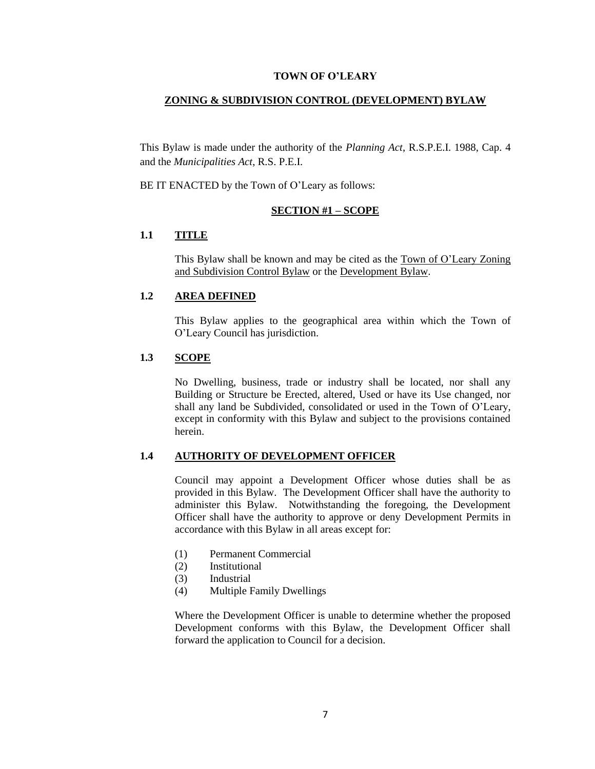**TOWN OF O'LEARY**

**ZONING & SUBDIVISION CONTROL (DEVELOPMENT) BYLAW**

This Bylaw is made under the authority of the *Planning Act*, R.S.P.E.I. 1988, Cap. 4 and the *Municipalities Act*, R.S. P.E.I.

BE IT ENACTED by the Town of O'Leary as follows:

## SECTION #1 – SCOPE

### 1.1 TITLE

This Bylaw shall be known and may be cited as the Town of O'Leary Zoning and Subdivision Control Bylaw or the Development Bylaw.

### 1.2 AREA DEFINED

This Bylaw applies to the geographical area within which the Town of O'Leary Council has jurisdiction.

### 1.3 SCOPE

No Dwelling, business, trade or industry shall be located, nor shall any Building or Structure be Erected, altered, Used or have its Use changed, nor shall any land be Subdivided, consolidated or used in the Town of O'Leary, except in conformity with this Bylaw and subject to the provisions contained herein.

### 1.4 AUTHORITY OF DEVELOPMENT OFFICER

Council may appoint a Development Officer whose duties shall be as provided in this Bylaw. The Development Officer shall have the authority to administer this Bylaw. Notwithstanding the foregoing, the Development Officer shall have the authority to approve or deny Development Permits in accordance with this Bylaw in all areas except for:

(1) Permanent Commercial
(2) Institutional
(3) Industrial
(4) Multiple Family Dwellings

Where the Development Officer is unable to determine whether the proposed Development conforms with this Bylaw, the Development Officer shall forward the application to Council for a decision.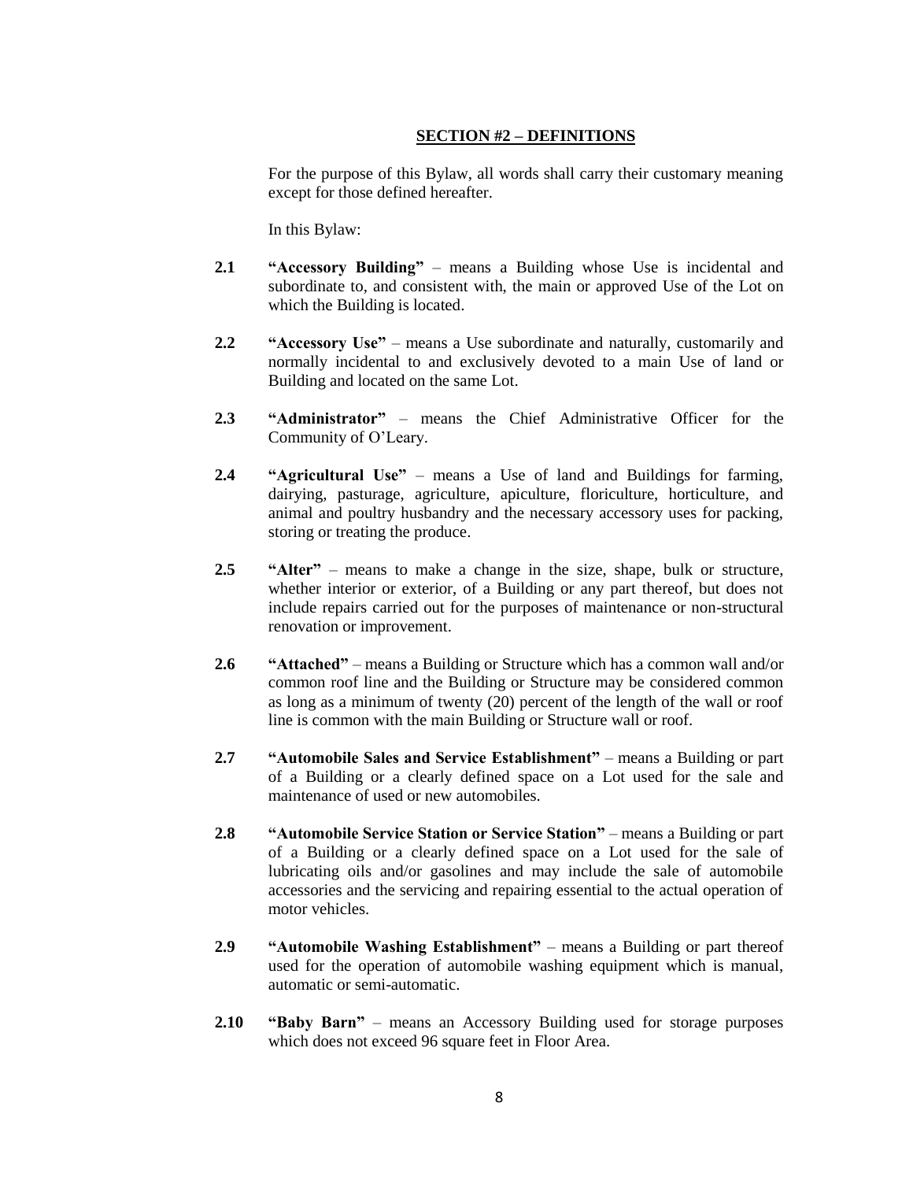## SECTION #2 – DEFINITIONS

For the purpose of this Bylaw, all words shall carry their customary meaning except for those defined hereafter.

In this Bylaw:

**2.1** **"Accessory Building"** – means a Building whose Use is incidental and subordinate to, and consistent with, the main or approved Use of the Lot on which the Building is located.

**2.2** **"Accessory Use"** – means a Use subordinate and naturally, customarily and normally incidental to and exclusively devoted to a main Use of land or Building and located on the same Lot.

**2.3** **"Administrator"** – means the Chief Administrative Officer for the Community of O'Leary.

**2.4** **"Agricultural Use"** – means a Use of land and Buildings for farming, dairying, pasturage, agriculture, apiculture, floriculture, horticulture, and animal and poultry husbandry and the necessary accessory uses for packing, storing or treating the produce.

**2.5** **"Alter"** – means to make a change in the size, shape, bulk or structure, whether interior or exterior, of a Building or any part thereof, but does not include repairs carried out for the purposes of maintenance or non-structural renovation or improvement.

**2.6** **"Attached"** – means a Building or Structure which has a common wall and/or common roof line and the Building or Structure may be considered common as long as a minimum of twenty (20) percent of the length of the wall or roof line is common with the main Building or Structure wall or roof.

**2.7** **"Automobile Sales and Service Establishment"** – means a Building or part of a Building or a clearly defined space on a Lot used for the sale and maintenance of used or new automobiles.

**2.8** **"Automobile Service Station or Service Station"** – means a Building or part of a Building or a clearly defined space on a Lot used for the sale of lubricating oils and/or gasolines and may include the sale of automobile accessories and the servicing and repairing essential to the actual operation of motor vehicles.

**2.9** **"Automobile Washing Establishment"** – means a Building or part thereof used for the operation of automobile washing equipment which is manual, automatic or semi-automatic.

**2.10** **"Baby Barn"** – means an Accessory Building used for storage purposes which does not exceed 96 square feet in Floor Area.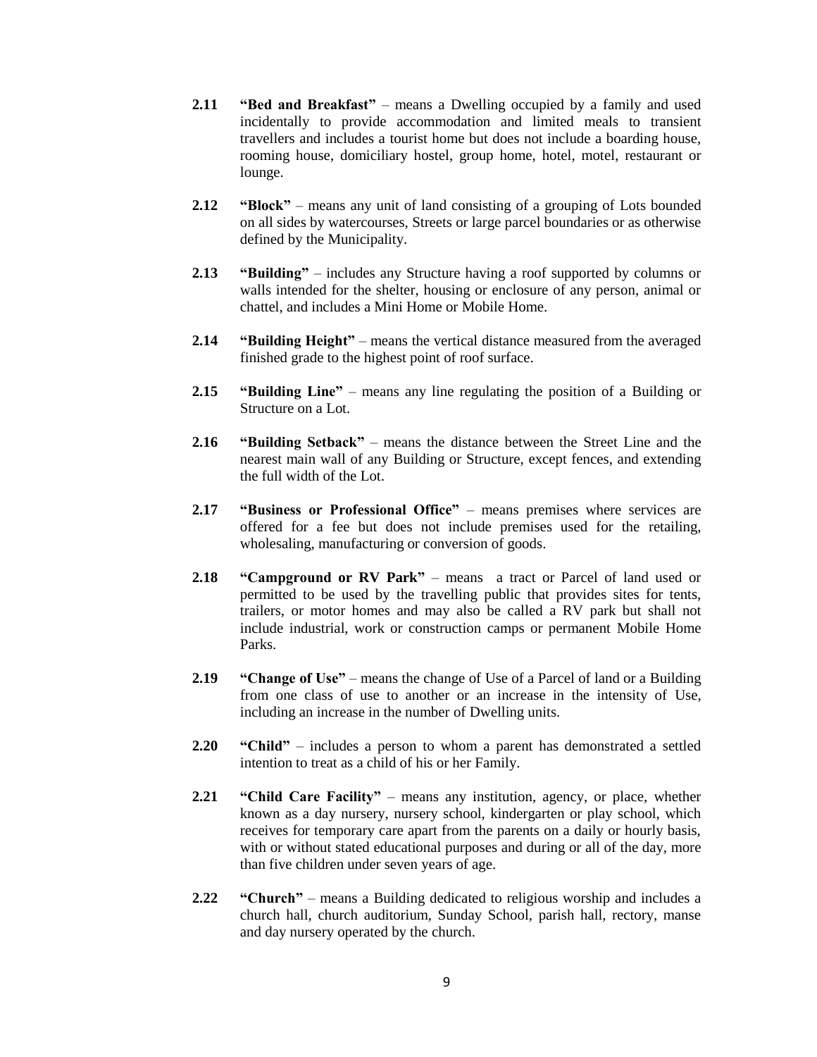**2.11** **"Bed and Breakfast"** – means a Dwelling occupied by a family and used incidentally to provide accommodation and limited meals to transient travellers and includes a tourist home but does not include a boarding house, rooming house, domiciliary hostel, group home, hotel, motel, restaurant or lounge.

**2.12** **"Block"** – means any unit of land consisting of a grouping of Lots bounded on all sides by watercourses, Streets or large parcel boundaries or as otherwise defined by the Municipality.

**2.13** **"Building"** – includes any Structure having a roof supported by columns or walls intended for the shelter, housing or enclosure of any person, animal or chattel, and includes a Mini Home or Mobile Home.

**2.14** **"Building Height"** – means the vertical distance measured from the averaged finished grade to the highest point of roof surface.

**2.15** **"Building Line"** – means any line regulating the position of a Building or Structure on a Lot.

**2.16** **"Building Setback"** – means the distance between the Street Line and the nearest main wall of any Building or Structure, except fences, and extending the full width of the Lot.

**2.17** **"Business or Professional Office"** – means premises where services are offered for a fee but does not include premises used for the retailing, wholesaling, manufacturing or conversion of goods.

**2.18** **"Campground or RV Park"** – means a tract or Parcel of land used or permitted to be used by the travelling public that provides sites for tents, trailers, or motor homes and may also be called a RV park but shall not include industrial, work or construction camps or permanent Mobile Home Parks.

**2.19** **"Change of Use"** – means the change of Use of a Parcel of land or a Building from one class of use to another or an increase in the intensity of Use, including an increase in the number of Dwelling units.

**2.20** **"Child"** – includes a person to whom a parent has demonstrated a settled intention to treat as a child of his or her Family.

**2.21** **"Child Care Facility"** – means any institution, agency, or place, whether known as a day nursery, nursery school, kindergarten or play school, which receives for temporary care apart from the parents on a daily or hourly basis, with or without stated educational purposes and during or all of the day, more than five children under seven years of age.

**2.22** **"Church"** – means a Building dedicated to religious worship and includes a church hall, church auditorium, Sunday School, parish hall, rectory, manse and day nursery operated by the church.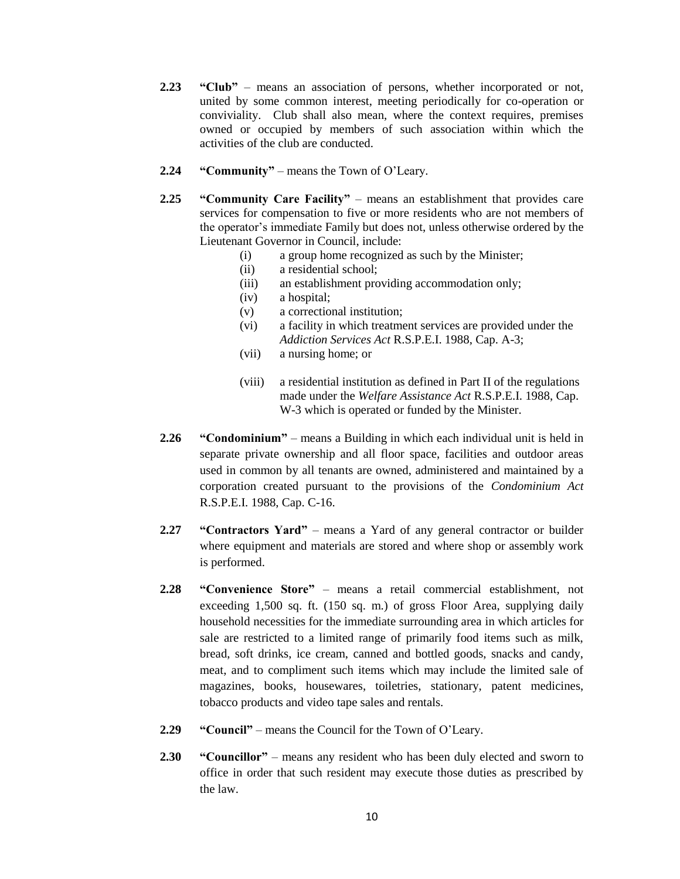**2.23** **"Club"** – means an association of persons, whether incorporated or not, united by some common interest, meeting periodically for co-operation or conviviality. Club shall also mean, where the context requires, premises owned or occupied by members of such association within which the activities of the club are conducted.

**2.24** **"Community"** – means the Town of O'Leary.

**2.25** **"Community Care Facility"** – means an establishment that provides care services for compensation to five or more residents who are not members of the operator's immediate Family but does not, unless otherwise ordered by the Lieutenant Governor in Council, include:

- (i) a group home recognized as such by the Minister;
- (ii) a residential school;
- (iii) an establishment providing accommodation only;
- (iv) a hospital;
- (v) a correctional institution;
- (vi) a facility in which treatment services are provided under the *Addiction Services Act* R.S.P.E.I. 1988, Cap. A-3;
- (vii) a nursing home; or
- (viii) a residential institution as defined in Part II of the regulations made under the *Welfare Assistance Act* R.S.P.E.I. 1988, Cap. W-3 which is operated or funded by the Minister.

**2.26** **"Condominium"** – means a Building in which each individual unit is held in separate private ownership and all floor space, facilities and outdoor areas used in common by all tenants are owned, administered and maintained by a corporation created pursuant to the provisions of the *Condominium Act* R.S.P.E.I. 1988, Cap. C-16.

**2.27** **"Contractors Yard"** – means a Yard of any general contractor or builder where equipment and materials are stored and where shop or assembly work is performed.

**2.28** **"Convenience Store"** – means a retail commercial establishment, not exceeding 1,500 sq. ft. (150 sq. m.) of gross Floor Area, supplying daily household necessities for the immediate surrounding area in which articles for sale are restricted to a limited range of primarily food items such as milk, bread, soft drinks, ice cream, canned and bottled goods, snacks and candy, meat, and to compliment such items which may include the limited sale of magazines, books, housewares, toiletries, stationary, patent medicines, tobacco products and video tape sales and rentals.

**2.29** **"Council"** – means the Council for the Town of O'Leary.

**2.30** **"Councillor"** – means any resident who has been duly elected and sworn to office in order that such resident may execute those duties as prescribed by the law.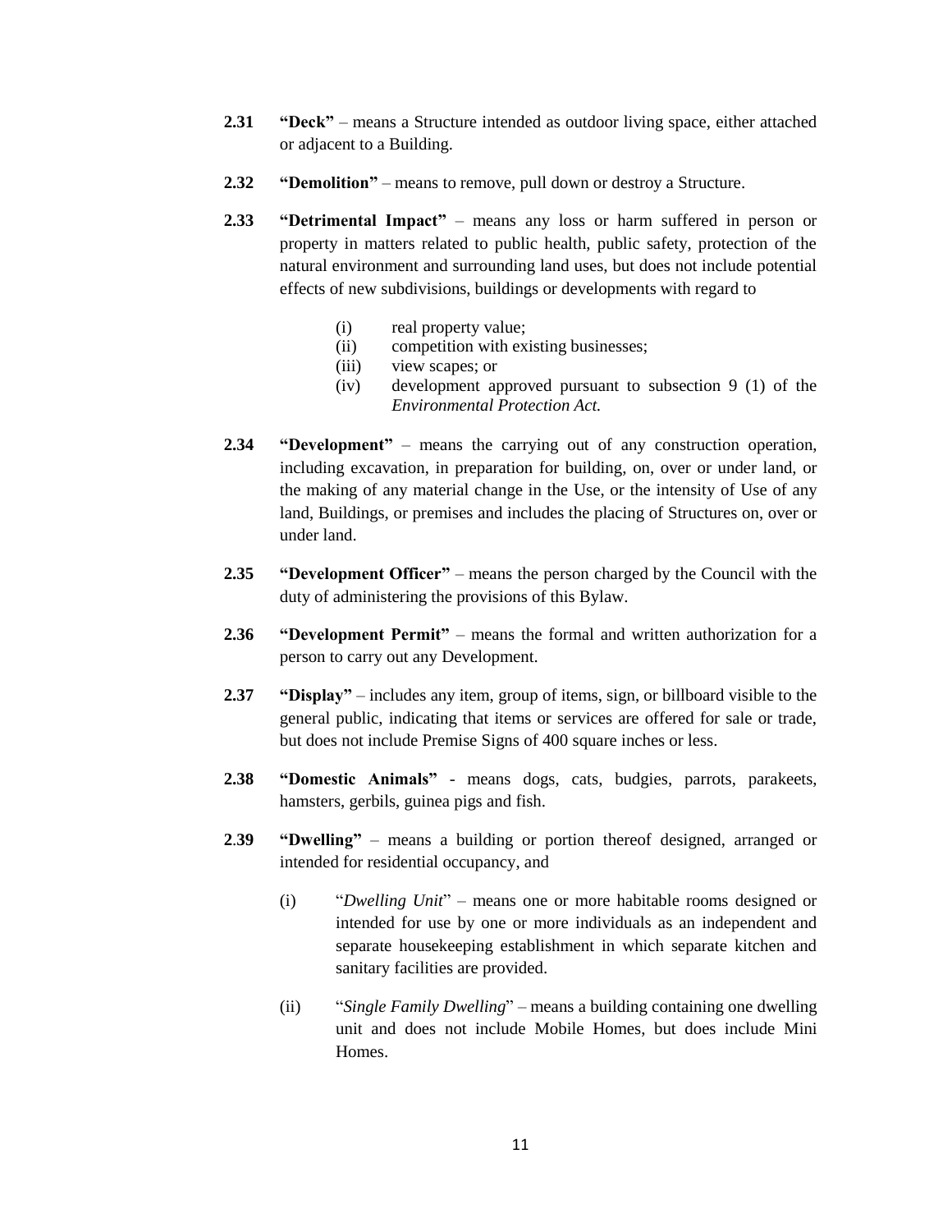**2.31** **"Deck"** – means a Structure intended as outdoor living space, either attached or adjacent to a Building.

**2.32** **"Demolition"** – means to remove, pull down or destroy a Structure.

**2.33** **"Detrimental Impact"** – means any loss or harm suffered in person or property in matters related to public health, public safety, protection of the natural environment and surrounding land uses, but does not include potential effects of new subdivisions, buildings or developments with regard to

- (i) real property value;
- (ii) competition with existing businesses;
- (iii) view scapes; or
- (iv) development approved pursuant to subsection 9 (1) of the *Environmental Protection Act.*

**2.34** **"Development"** – means the carrying out of any construction operation, including excavation, in preparation for building, on, over or under land, or the making of any material change in the Use, or the intensity of Use of any land, Buildings, or premises and includes the placing of Structures on, over or under land.

**2.35** **"Development Officer"** – means the person charged by the Council with the duty of administering the provisions of this Bylaw.

**2.36** **"Development Permit"** – means the formal and written authorization for a person to carry out any Development.

**2.37** **"Display"** – includes any item, group of items, sign, or billboard visible to the general public, indicating that items or services are offered for sale or trade, but does not include Premise Signs of 400 square inches or less.

**2.38** **"Domestic Animals"** - means dogs, cats, budgies, parrots, parakeets, hamsters, gerbils, guinea pigs and fish.

**2.39** **"Dwelling"** – means a building or portion thereof designed, arranged or intended for residential occupancy, and

- (i) "*Dwelling Unit*" – means one or more habitable rooms designed or intended for use by one or more individuals as an independent and separate housekeeping establishment in which separate kitchen and sanitary facilities are provided.

- (ii) "*Single Family Dwelling*" – means a building containing one dwelling unit and does not include Mobile Homes, but does include Mini Homes.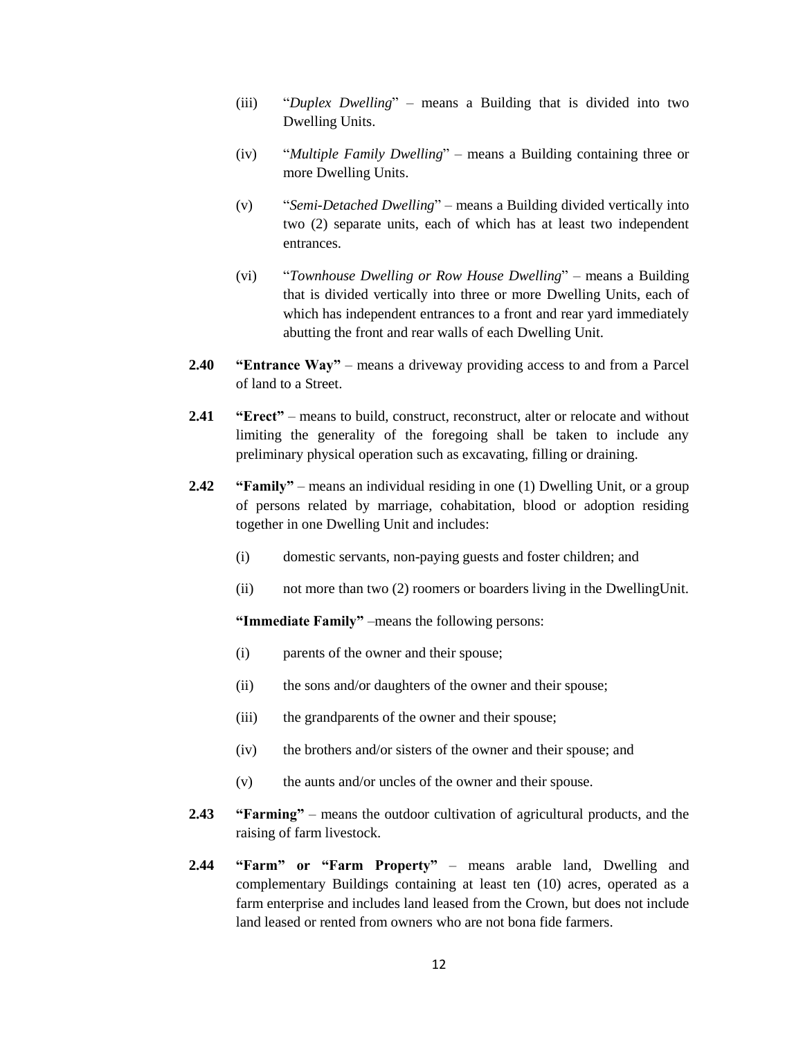(iii) "*Duplex Dwelling*" – means a Building that is divided into two Dwelling Units.

(iv) "*Multiple Family Dwelling*" – means a Building containing three or more Dwelling Units.

(v) "*Semi-Detached Dwelling*" – means a Building divided vertically into two (2) separate units, each of which has at least two independent entrances.

(vi) "*Townhouse Dwelling or Row House Dwelling*" – means a Building that is divided vertically into three or more Dwelling Units, each of which has independent entrances to a front and rear yard immediately abutting the front and rear walls of each Dwelling Unit.

**2.40 "Entrance Way"** – means a driveway providing access to and from a Parcel of land to a Street.

**2.41 "Erect"** – means to build, construct, reconstruct, alter or relocate and without limiting the generality of the foregoing shall be taken to include any preliminary physical operation such as excavating, filling or draining.

**2.42 "Family"** – means an individual residing in one (1) Dwelling Unit, or a group of persons related by marriage, cohabitation, blood or adoption residing together in one Dwelling Unit and includes:

(i) domestic servants, non-paying guests and foster children; and

(ii) not more than two (2) roomers or boarders living in the DwellingUnit.

**"Immediate Family"** –means the following persons:

(i) parents of the owner and their spouse;

(ii) the sons and/or daughters of the owner and their spouse;

(iii) the grandparents of the owner and their spouse;

(iv) the brothers and/or sisters of the owner and their spouse; and

(v) the aunts and/or uncles of the owner and their spouse.

**2.43 "Farming"** – means the outdoor cultivation of agricultural products, and the raising of farm livestock.

**2.44 "Farm" or "Farm Property"** – means arable land, Dwelling and complementary Buildings containing at least ten (10) acres, operated as a farm enterprise and includes land leased from the Crown, but does not include land leased or rented from owners who are not bona fide farmers.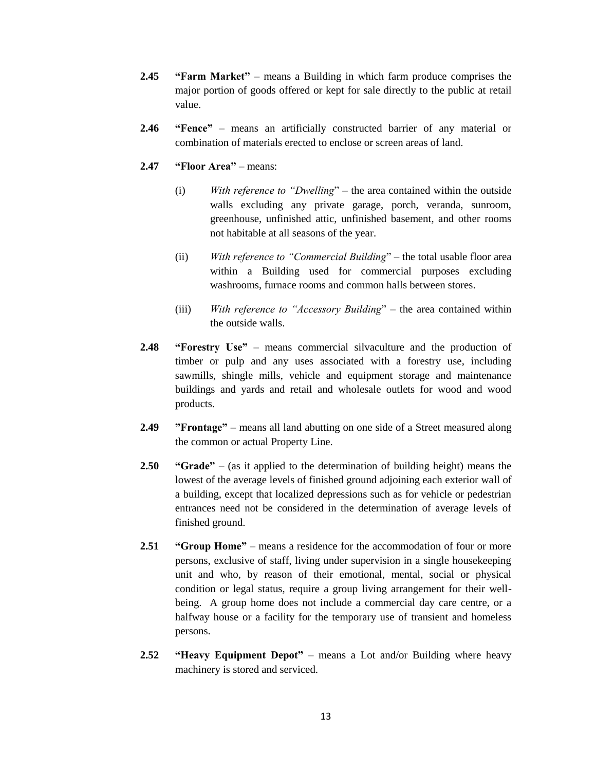**2.45** **"Farm Market"** – means a Building in which farm produce comprises the major portion of goods offered or kept for sale directly to the public at retail value.

**2.46** **"Fence"** – means an artificially constructed barrier of any material or combination of materials erected to enclose or screen areas of land.

**2.47** **"Floor Area"** – means:

(i) *With reference to "Dwelling*" – the area contained within the outside walls excluding any private garage, porch, veranda, sunroom, greenhouse, unfinished attic, unfinished basement, and other rooms not habitable at all seasons of the year.

(ii) *With reference to "Commercial Building*" – the total usable floor area within a Building used for commercial purposes excluding washrooms, furnace rooms and common halls between stores.

(iii) *With reference to "Accessory Building*" – the area contained within the outside walls.

**2.48** **"Forestry Use"** – means commercial silvaculture and the production of timber or pulp and any uses associated with a forestry use, including sawmills, shingle mills, vehicle and equipment storage and maintenance buildings and yards and retail and wholesale outlets for wood and wood products.

**2.49** **"Frontage"** – means all land abutting on one side of a Street measured along the common or actual Property Line.

**2.50** **"Grade"** – (as it applied to the determination of building height) means the lowest of the average levels of finished ground adjoining each exterior wall of a building, except that localized depressions such as for vehicle or pedestrian entrances need not be considered in the determination of average levels of finished ground.

**2.51** **"Group Home"** – means a residence for the accommodation of four or more persons, exclusive of staff, living under supervision in a single housekeeping unit and who, by reason of their emotional, mental, social or physical condition or legal status, require a group living arrangement for their well-being. A group home does not include a commercial day care centre, or a halfway house or a facility for the temporary use of transient and homeless persons.

**2.52** **"Heavy Equipment Depot"** – means a Lot and/or Building where heavy machinery is stored and serviced.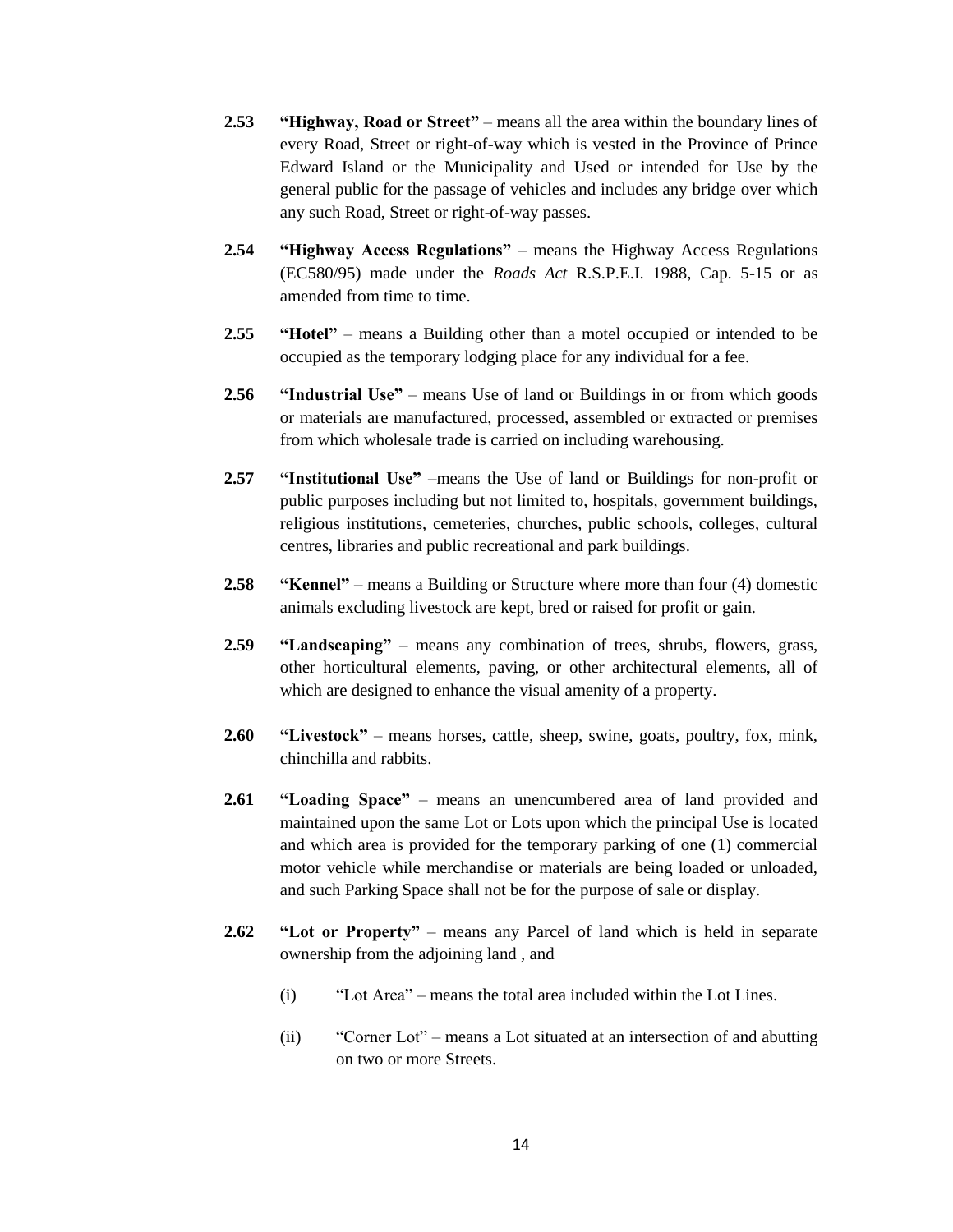**2.53** **"Highway, Road or Street"** – means all the area within the boundary lines of every Road, Street or right-of-way which is vested in the Province of Prince Edward Island or the Municipality and Used or intended for Use by the general public for the passage of vehicles and includes any bridge over which any such Road, Street or right-of-way passes.

**2.54** **"Highway Access Regulations"** – means the Highway Access Regulations (EC580/95) made under the *Roads Act* R.S.P.E.I. 1988, Cap. 5-15 or as amended from time to time.

**2.55** **"Hotel"** – means a Building other than a motel occupied or intended to be occupied as the temporary lodging place for any individual for a fee.

**2.56** **"Industrial Use"** – means Use of land or Buildings in or from which goods or materials are manufactured, processed, assembled or extracted or premises from which wholesale trade is carried on including warehousing.

**2.57** **"Institutional Use"** –means the Use of land or Buildings for non-profit or public purposes including but not limited to, hospitals, government buildings, religious institutions, cemeteries, churches, public schools, colleges, cultural centres, libraries and public recreational and park buildings.

**2.58** **"Kennel"** – means a Building or Structure where more than four (4) domestic animals excluding livestock are kept, bred or raised for profit or gain.

**2.59** **"Landscaping"** – means any combination of trees, shrubs, flowers, grass, other horticultural elements, paving, or other architectural elements, all of which are designed to enhance the visual amenity of a property.

**2.60** **"Livestock"** – means horses, cattle, sheep, swine, goats, poultry, fox, mink, chinchilla and rabbits.

**2.61** **"Loading Space"** – means an unencumbered area of land provided and maintained upon the same Lot or Lots upon which the principal Use is located and which area is provided for the temporary parking of one (1) commercial motor vehicle while merchandise or materials are being loaded or unloaded, and such Parking Space shall not be for the purpose of sale or display.

**2.62** **"Lot or Property"** – means any Parcel of land which is held in separate ownership from the adjoining land , and

(i) "Lot Area" – means the total area included within the Lot Lines.

(ii) "Corner Lot" – means a Lot situated at an intersection of and abutting on two or more Streets.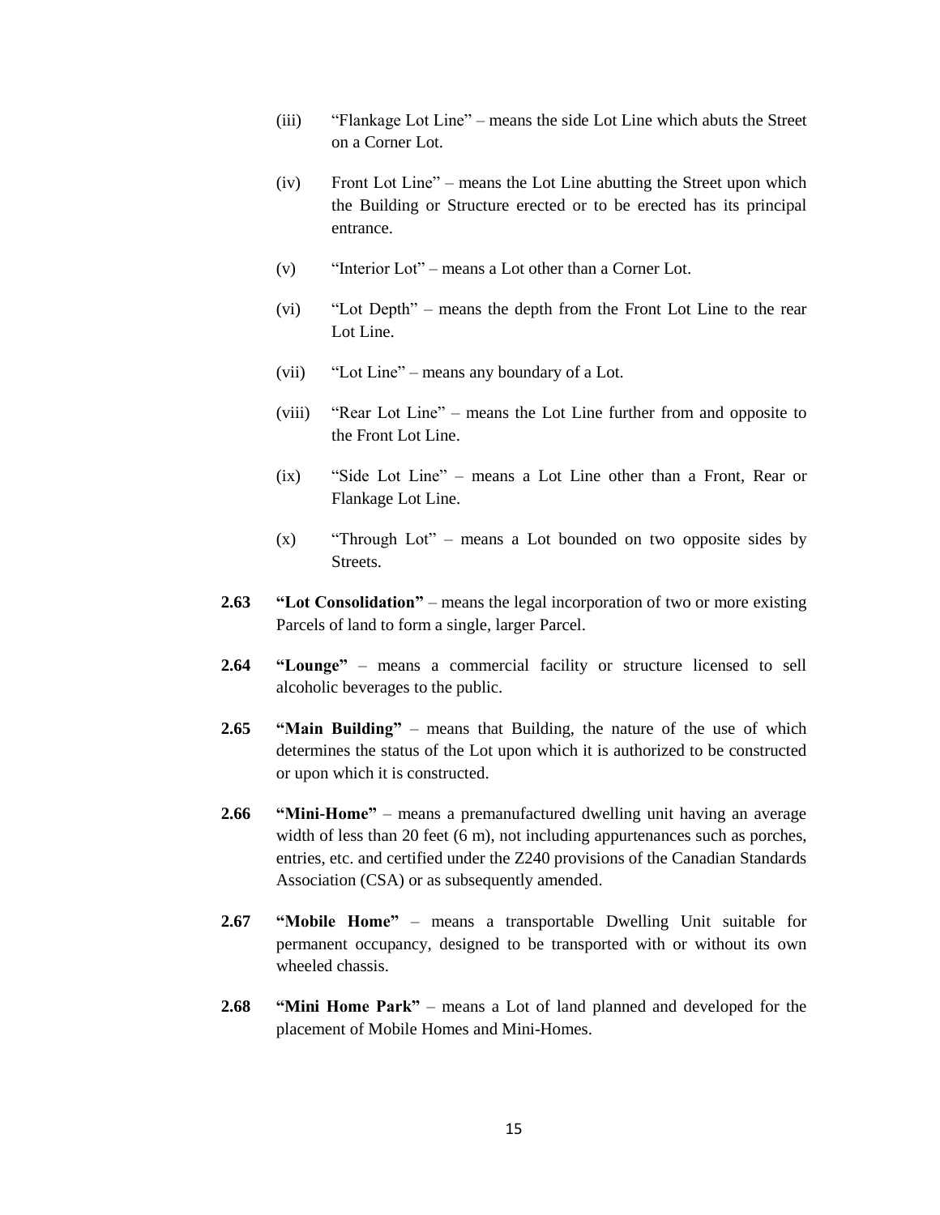(iii) "Flankage Lot Line" – means the side Lot Line which abuts the Street on a Corner Lot.

(iv) Front Lot Line" – means the Lot Line abutting the Street upon which the Building or Structure erected or to be erected has its principal entrance.

(v) "Interior Lot" – means a Lot other than a Corner Lot.

(vi) "Lot Depth" – means the depth from the Front Lot Line to the rear Lot Line.

(vii) "Lot Line" – means any boundary of a Lot.

(viii) "Rear Lot Line" – means the Lot Line further from and opposite to the Front Lot Line.

(ix) "Side Lot Line" – means a Lot Line other than a Front, Rear or Flankage Lot Line.

(x) "Through Lot" – means a Lot bounded on two opposite sides by Streets.

**2.63 "Lot Consolidation"** – means the legal incorporation of two or more existing Parcels of land to form a single, larger Parcel.

**2.64 "Lounge"** – means a commercial facility or structure licensed to sell alcoholic beverages to the public.

**2.65 "Main Building"** – means that Building, the nature of the use of which determines the status of the Lot upon which it is authorized to be constructed or upon which it is constructed.

**2.66 "Mini-Home"** – means a premanufactured dwelling unit having an average width of less than 20 feet (6 m), not including appurtenances such as porches, entries, etc. and certified under the Z240 provisions of the Canadian Standards Association (CSA) or as subsequently amended.

**2.67 "Mobile Home"** – means a transportable Dwelling Unit suitable for permanent occupancy, designed to be transported with or without its own wheeled chassis.

**2.68 "Mini Home Park"** – means a Lot of land planned and developed for the placement of Mobile Homes and Mini-Homes.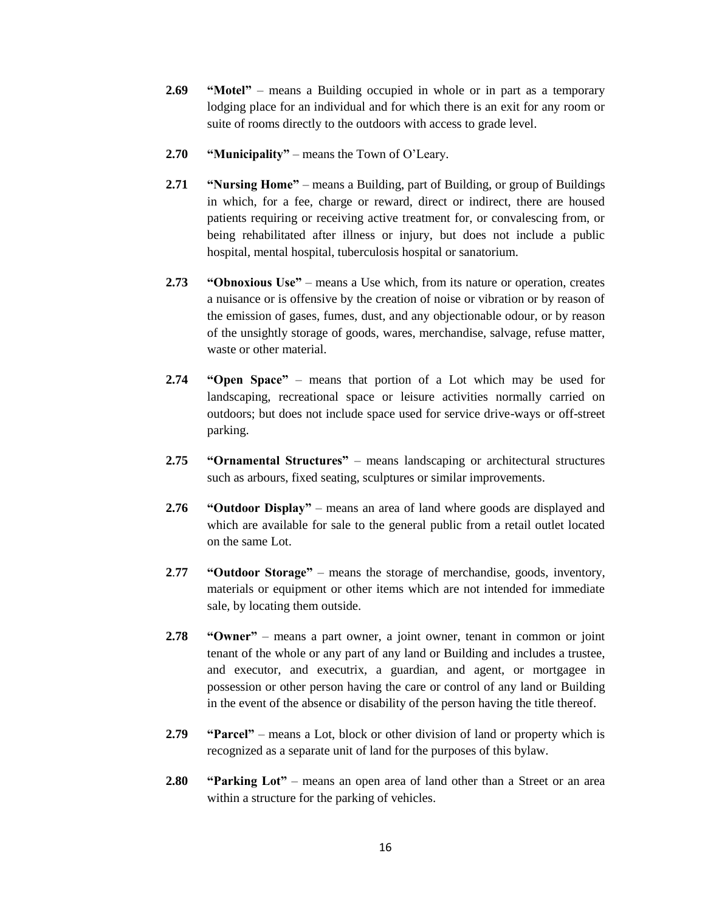**2.69** **"Motel"** – means a Building occupied in whole or in part as a temporary lodging place for an individual and for which there is an exit for any room or suite of rooms directly to the outdoors with access to grade level.

**2.70** **"Municipality"** – means the Town of O'Leary.

**2.71** **"Nursing Home"** – means a Building, part of Building, or group of Buildings in which, for a fee, charge or reward, direct or indirect, there are housed patients requiring or receiving active treatment for, or convalescing from, or being rehabilitated after illness or injury, but does not include a public hospital, mental hospital, tuberculosis hospital or sanatorium.

**2.73** **"Obnoxious Use"** – means a Use which, from its nature or operation, creates a nuisance or is offensive by the creation of noise or vibration or by reason of the emission of gases, fumes, dust, and any objectionable odour, or by reason of the unsightly storage of goods, wares, merchandise, salvage, refuse matter, waste or other material.

**2.74** **"Open Space"** – means that portion of a Lot which may be used for landscaping, recreational space or leisure activities normally carried on outdoors; but does not include space used for service drive-ways or off-street parking.

**2.75** **"Ornamental Structures"** – means landscaping or architectural structures such as arbours, fixed seating, sculptures or similar improvements.

**2.76** **"Outdoor Display"** – means an area of land where goods are displayed and which are available for sale to the general public from a retail outlet located on the same Lot.

**2.77** **"Outdoor Storage"** – means the storage of merchandise, goods, inventory, materials or equipment or other items which are not intended for immediate sale, by locating them outside.

**2.78** **"Owner"** – means a part owner, a joint owner, tenant in common or joint tenant of the whole or any part of any land or Building and includes a trustee, and executor, and executrix, a guardian, and agent, or mortgagee in possession or other person having the care or control of any land or Building in the event of the absence or disability of the person having the title thereof.

**2.79** **"Parcel"** – means a Lot, block or other division of land or property which is recognized as a separate unit of land for the purposes of this bylaw.

**2.80** **"Parking Lot"** – means an open area of land other than a Street or an area within a structure for the parking of vehicles.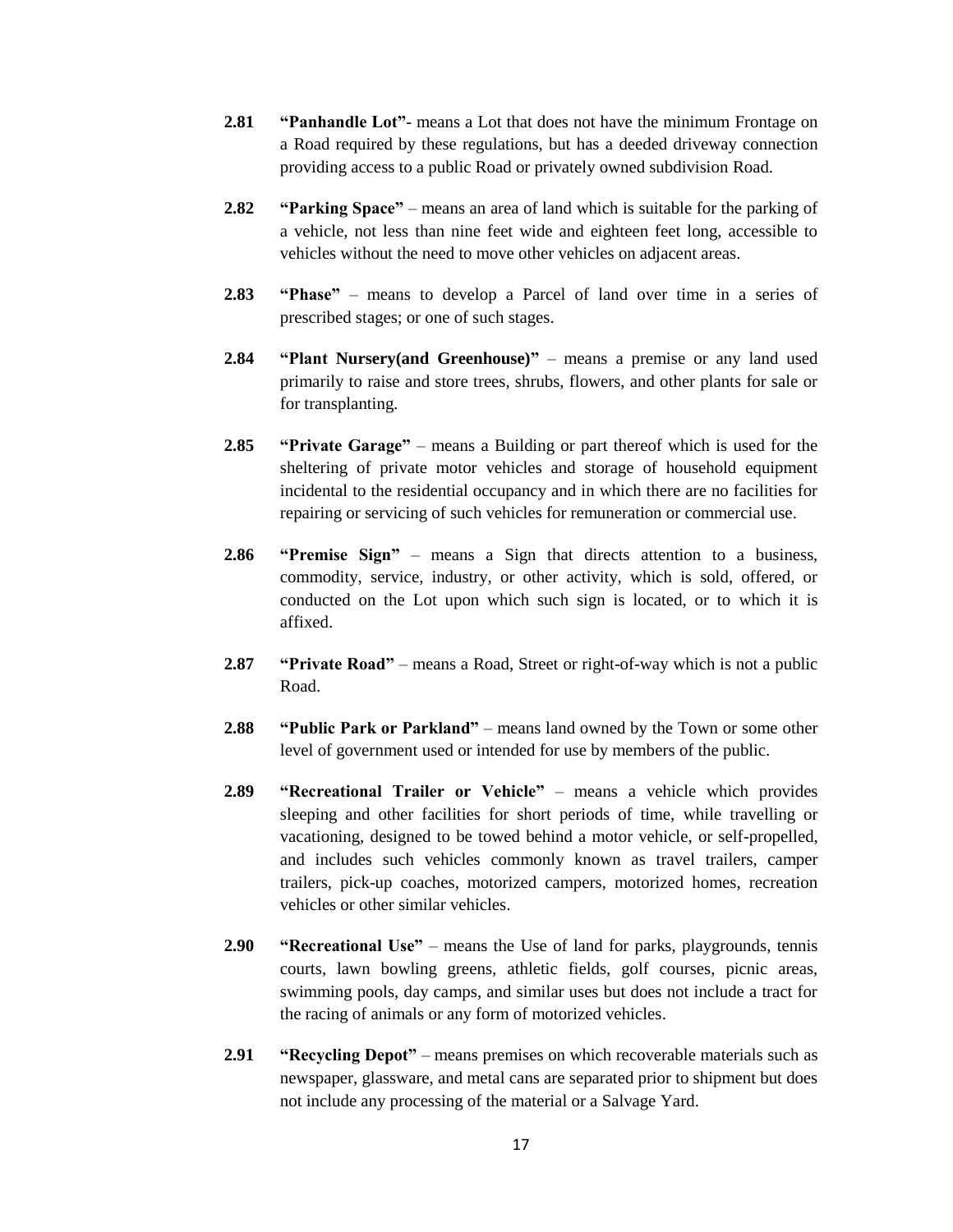**2.81** **"Panhandle Lot"**- means a Lot that does not have the minimum Frontage on a Road required by these regulations, but has a deeded driveway connection providing access to a public Road or privately owned subdivision Road.

**2.82** **"Parking Space"** – means an area of land which is suitable for the parking of a vehicle, not less than nine feet wide and eighteen feet long, accessible to vehicles without the need to move other vehicles on adjacent areas.

**2.83** **"Phase"** – means to develop a Parcel of land over time in a series of prescribed stages; or one of such stages.

**2.84** **"Plant Nursery(and Greenhouse)"** – means a premise or any land used primarily to raise and store trees, shrubs, flowers, and other plants for sale or for transplanting.

**2.85** **"Private Garage"** – means a Building or part thereof which is used for the sheltering of private motor vehicles and storage of household equipment incidental to the residential occupancy and in which there are no facilities for repairing or servicing of such vehicles for remuneration or commercial use.

**2.86** **"Premise Sign"** – means a Sign that directs attention to a business, commodity, service, industry, or other activity, which is sold, offered, or conducted on the Lot upon which such sign is located, or to which it is affixed.

**2.87** **"Private Road"** – means a Road, Street or right-of-way which is not a public Road.

**2.88** **"Public Park or Parkland"** – means land owned by the Town or some other level of government used or intended for use by members of the public.

**2.89** **"Recreational Trailer or Vehicle"** – means a vehicle which provides sleeping and other facilities for short periods of time, while travelling or vacationing, designed to be towed behind a motor vehicle, or self-propelled, and includes such vehicles commonly known as travel trailers, camper trailers, pick-up coaches, motorized campers, motorized homes, recreation vehicles or other similar vehicles.

**2.90** **"Recreational Use"** – means the Use of land for parks, playgrounds, tennis courts, lawn bowling greens, athletic fields, golf courses, picnic areas, swimming pools, day camps, and similar uses but does not include a tract for the racing of animals or any form of motorized vehicles.

**2.91** **"Recycling Depot"** – means premises on which recoverable materials such as newspaper, glassware, and metal cans are separated prior to shipment but does not include any processing of the material or a Salvage Yard.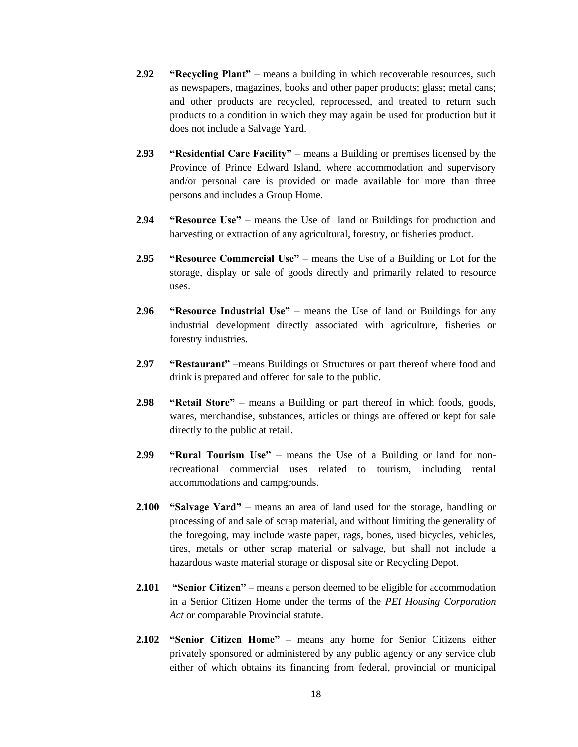**2.92** **"Recycling Plant"** – means a building in which recoverable resources, such as newspapers, magazines, books and other paper products; glass; metal cans; and other products are recycled, reprocessed, and treated to return such products to a condition in which they may again be used for production but it does not include a Salvage Yard.

**2.93** **"Residential Care Facility"** – means a Building or premises licensed by the Province of Prince Edward Island, where accommodation and supervisory and/or personal care is provided or made available for more than three persons and includes a Group Home.

**2.94** **"Resource Use"** – means the Use of land or Buildings for production and harvesting or extraction of any agricultural, forestry, or fisheries product.

**2.95** **"Resource Commercial Use"** – means the Use of a Building or Lot for the storage, display or sale of goods directly and primarily related to resource uses.

**2.96** **"Resource Industrial Use"** – means the Use of land or Buildings for any industrial development directly associated with agriculture, fisheries or forestry industries.

**2.97** **"Restaurant"** –means Buildings or Structures or part thereof where food and drink is prepared and offered for sale to the public.

**2.98** **"Retail Store"** – means a Building or part thereof in which foods, goods, wares, merchandise, substances, articles or things are offered or kept for sale directly to the public at retail.

**2.99** **"Rural Tourism Use"** – means the Use of a Building or land for non-recreational commercial uses related to tourism, including rental accommodations and campgrounds.

**2.100** **"Salvage Yard"** – means an area of land used for the storage, handling or processing of and sale of scrap material, and without limiting the generality of the foregoing, may include waste paper, rags, bones, used bicycles, vehicles, tires, metals or other scrap material or salvage, but shall not include a hazardous waste material storage or disposal site or Recycling Depot.

**2.101** **"Senior Citizen"** – means a person deemed to be eligible for accommodation in a Senior Citizen Home under the terms of the *PEI Housing Corporation Act* or comparable Provincial statute.

**2.102** **"Senior Citizen Home"** – means any home for Senior Citizens either privately sponsored or administered by any public agency or any service club either of which obtains its financing from federal, provincial or municipal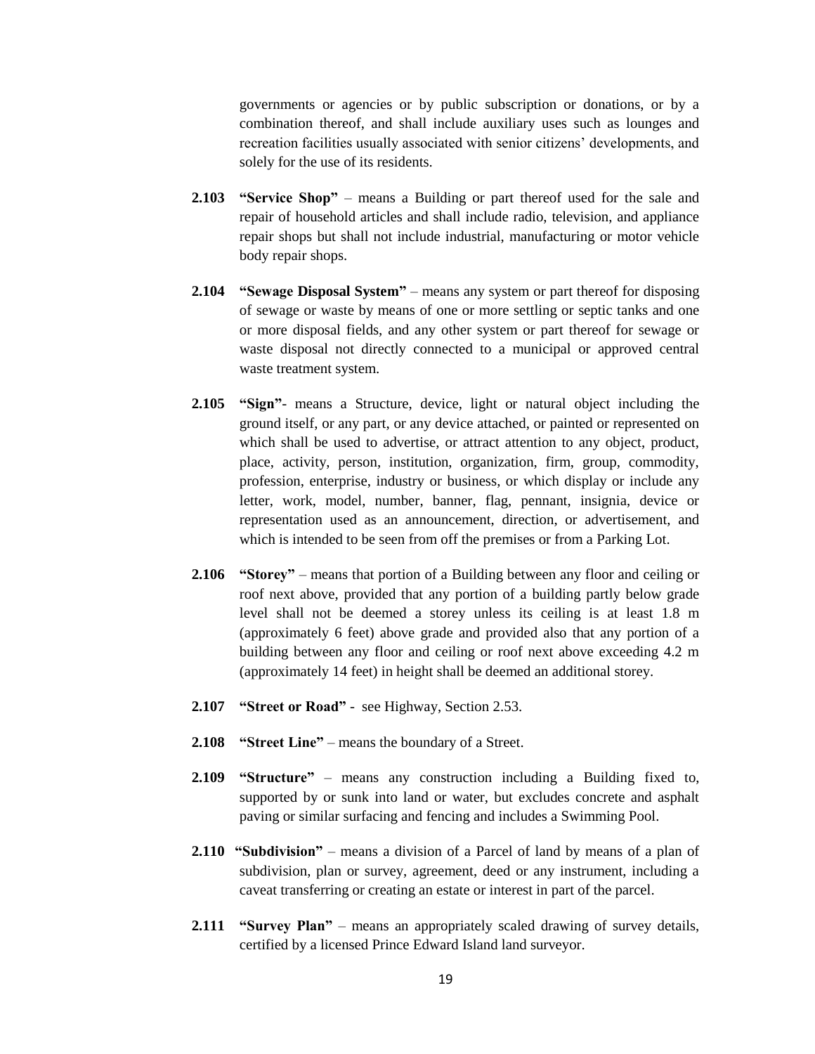governments or agencies or by public subscription or donations, or by a combination thereof, and shall include auxiliary uses such as lounges and recreation facilities usually associated with senior citizens' developments, and solely for the use of its residents.

**2.103 "Service Shop"** – means a Building or part thereof used for the sale and repair of household articles and shall include radio, television, and appliance repair shops but shall not include industrial, manufacturing or motor vehicle body repair shops.

**2.104 "Sewage Disposal System"** – means any system or part thereof for disposing of sewage or waste by means of one or more settling or septic tanks and one or more disposal fields, and any other system or part thereof for sewage or waste disposal not directly connected to a municipal or approved central waste treatment system.

**2.105 "Sign"**- means a Structure, device, light or natural object including the ground itself, or any part, or any device attached, or painted or represented on which shall be used to advertise, or attract attention to any object, product, place, activity, person, institution, organization, firm, group, commodity, profession, enterprise, industry or business, or which display or include any letter, work, model, number, banner, flag, pennant, insignia, device or representation used as an announcement, direction, or advertisement, and which is intended to be seen from off the premises or from a Parking Lot.

**2.106 "Storey"** – means that portion of a Building between any floor and ceiling or roof next above, provided that any portion of a building partly below grade level shall not be deemed a storey unless its ceiling is at least 1.8 m (approximately 6 feet) above grade and provided also that any portion of a building between any floor and ceiling or roof next above exceeding 4.2 m (approximately 14 feet) in height shall be deemed an additional storey.

**2.107 "Street or Road"** - see Highway, Section 2.53.

**2.108 "Street Line"** – means the boundary of a Street.

**2.109 "Structure"** – means any construction including a Building fixed to, supported by or sunk into land or water, but excludes concrete and asphalt paving or similar surfacing and fencing and includes a Swimming Pool.

**2.110 "Subdivision"** – means a division of a Parcel of land by means of a plan of subdivision, plan or survey, agreement, deed or any instrument, including a caveat transferring or creating an estate or interest in part of the parcel.

**2.111 "Survey Plan"** – means an appropriately scaled drawing of survey details, certified by a licensed Prince Edward Island land surveyor.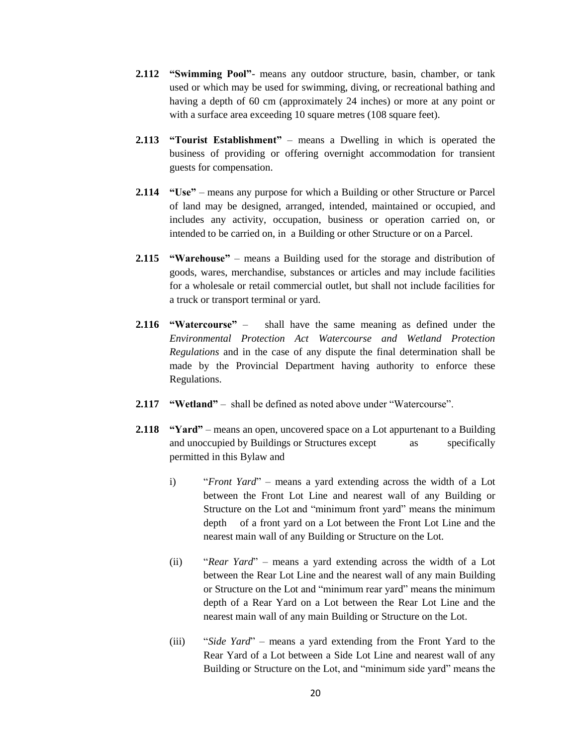**2.112 "Swimming Pool"**- means any outdoor structure, basin, chamber, or tank used or which may be used for swimming, diving, or recreational bathing and having a depth of 60 cm (approximately 24 inches) or more at any point or with a surface area exceeding 10 square metres (108 square feet).

**2.113 "Tourist Establishment"** – means a Dwelling in which is operated the business of providing or offering overnight accommodation for transient guests for compensation.

**2.114 "Use"** – means any purpose for which a Building or other Structure or Parcel of land may be designed, arranged, intended, maintained or occupied, and includes any activity, occupation, business or operation carried on, or intended to be carried on, in a Building or other Structure or on a Parcel.

**2.115 "Warehouse"** – means a Building used for the storage and distribution of goods, wares, merchandise, substances or articles and may include facilities for a wholesale or retail commercial outlet, but shall not include facilities for a truck or transport terminal or yard.

**2.116 "Watercourse"** – shall have the same meaning as defined under the *Environmental Protection Act Watercourse and Wetland Protection Regulations* and in the case of any dispute the final determination shall be made by the Provincial Department having authority to enforce these Regulations.

**2.117 "Wetland"** – shall be defined as noted above under "Watercourse".

**2.118 "Yard"** – means an open, uncovered space on a Lot appurtenant to a Building and unoccupied by Buildings or Structures except as specifically permitted in this Bylaw and

i) "*Front Yard*" – means a yard extending across the width of a Lot between the Front Lot Line and nearest wall of any Building or Structure on the Lot and "minimum front yard" means the minimum depth of a front yard on a Lot between the Front Lot Line and the nearest main wall of any Building or Structure on the Lot.

(ii) "*Rear Yard*" – means a yard extending across the width of a Lot between the Rear Lot Line and the nearest wall of any main Building or Structure on the Lot and "minimum rear yard" means the minimum depth of a Rear Yard on a Lot between the Rear Lot Line and the nearest main wall of any main Building or Structure on the Lot.

(iii) "*Side Yard*" – means a yard extending from the Front Yard to the Rear Yard of a Lot between a Side Lot Line and nearest wall of any Building or Structure on the Lot, and "minimum side yard" means the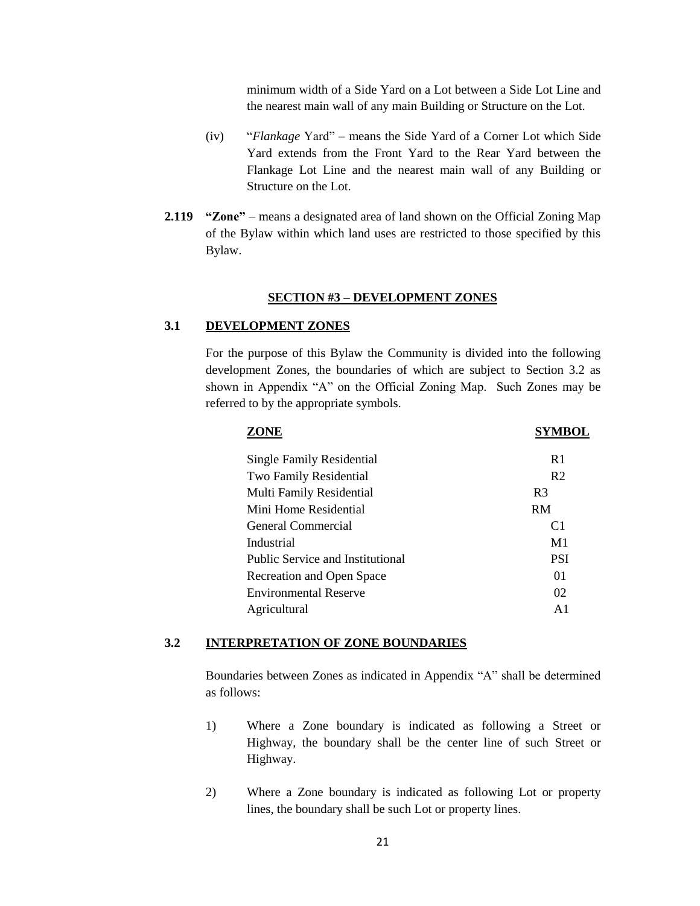minimum width of a Side Yard on a Lot between a Side Lot Line and the nearest main wall of any main Building or Structure on the Lot.

(iv) "*Flankage* Yard" – means the Side Yard of a Corner Lot which Side Yard extends from the Front Yard to the Rear Yard between the Flankage Lot Line and the nearest main wall of any Building or Structure on the Lot.

**2.119 "Zone"** – means a designated area of land shown on the Official Zoning Map of the Bylaw within which land uses are restricted to those specified by this Bylaw.

## SECTION #3 – DEVELOPMENT ZONES

### 3.1 DEVELOPMENT ZONES

For the purpose of this Bylaw the Community is divided into the following development Zones, the boundaries of which are subject to Section 3.2 as shown in Appendix "A" on the Official Zoning Map. Such Zones may be referred to by the appropriate symbols.

| ZONE | SYMBOL |
|---|---|
| Single Family Residential | R1 |
| Two Family Residential | R2 |
| Multi Family Residential | R3 |
| Mini Home Residential | RM |
| General Commercial | C1 |
| Industrial | M1 |
| Public Service and Institutional | PSI |
| Recreation and Open Space | 01 |
| Environmental Reserve | 02 |
| Agricultural | A1 |

### 3.2 INTERPRETATION OF ZONE BOUNDARIES

Boundaries between Zones as indicated in Appendix "A" shall be determined as follows:

1) Where a Zone boundary is indicated as following a Street or Highway, the boundary shall be the center line of such Street or Highway.

2) Where a Zone boundary is indicated as following Lot or property lines, the boundary shall be such Lot or property lines.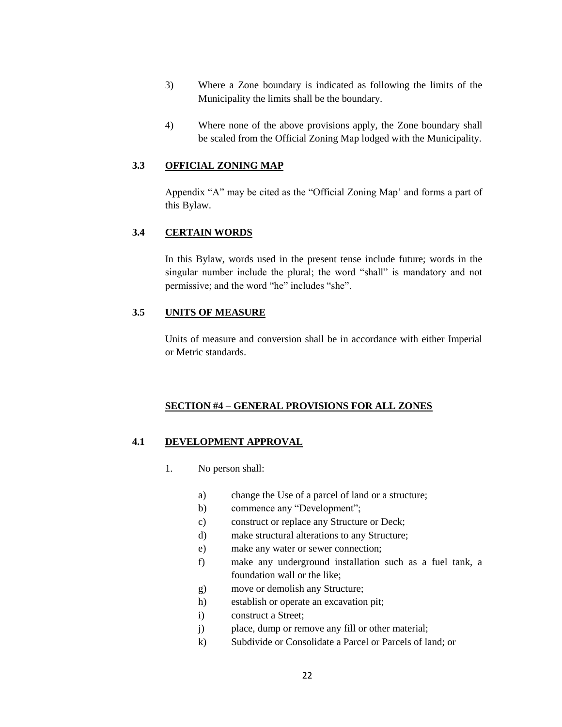3) Where a Zone boundary is indicated as following the limits of the Municipality the limits shall be the boundary.

4) Where none of the above provisions apply, the Zone boundary shall be scaled from the Official Zoning Map lodged with the Municipality.

### 3.3 OFFICIAL ZONING MAP

Appendix "A" may be cited as the "Official Zoning Map' and forms a part of this Bylaw.

### 3.4 CERTAIN WORDS

In this Bylaw, words used in the present tense include future; words in the singular number include the plural; the word "shall" is mandatory and not permissive; and the word "he" includes "she".

### 3.5 UNITS OF MEASURE

Units of measure and conversion shall be in accordance with either Imperial or Metric standards.

## SECTION #4 – GENERAL PROVISIONS FOR ALL ZONES

### 4.1 DEVELOPMENT APPROVAL

1. No person shall:

   a) change the Use of a parcel of land or a structure;
   b) commence any "Development";
   c) construct or replace any Structure or Deck;
   d) make structural alterations to any Structure;
   e) make any water or sewer connection;
   f) make any underground installation such as a fuel tank, a foundation wall or the like;
   g) move or demolish any Structure;
   h) establish or operate an excavation pit;
   i) construct a Street;
   j) place, dump or remove any fill or other material;
   k) Subdivide or Consolidate a Parcel or Parcels of land; or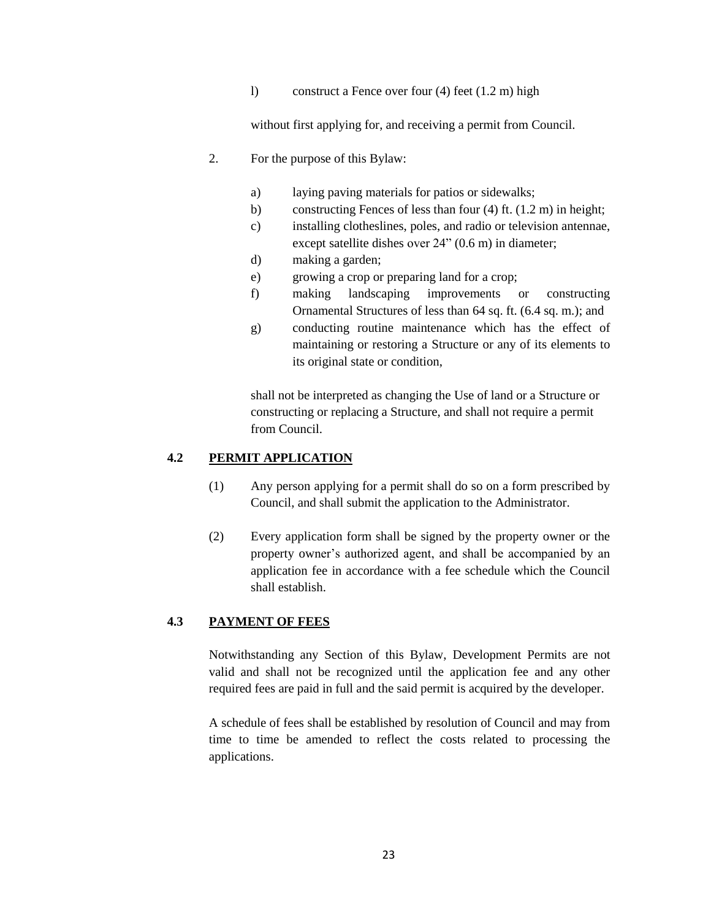l) construct a Fence over four (4) feet (1.2 m) high

without first applying for, and receiving a permit from Council.

2. For the purpose of this Bylaw:

   a) laying paving materials for patios or sidewalks;
   b) constructing Fences of less than four (4) ft. (1.2 m) in height;
   c) installing clotheslines, poles, and radio or television antennae, except satellite dishes over 24" (0.6 m) in diameter;
   d) making a garden;
   e) growing a crop or preparing land for a crop;
   f) making landscaping improvements or constructing Ornamental Structures of less than 64 sq. ft. (6.4 sq. m.); and
   g) conducting routine maintenance which has the effect of maintaining or restoring a Structure or any of its elements to its original state or condition,

   shall not be interpreted as changing the Use of land or a Structure or constructing or replacing a Structure, and shall not require a permit from Council.

## 4.2 PERMIT APPLICATION

(1) Any person applying for a permit shall do so on a form prescribed by Council, and shall submit the application to the Administrator.

(2) Every application form shall be signed by the property owner or the property owner's authorized agent, and shall be accompanied by an application fee in accordance with a fee schedule which the Council shall establish.

## 4.3 PAYMENT OF FEES

Notwithstanding any Section of this Bylaw, Development Permits are not valid and shall not be recognized until the application fee and any other required fees are paid in full and the said permit is acquired by the developer.

A schedule of fees shall be established by resolution of Council and may from time to time be amended to reflect the costs related to processing the applications.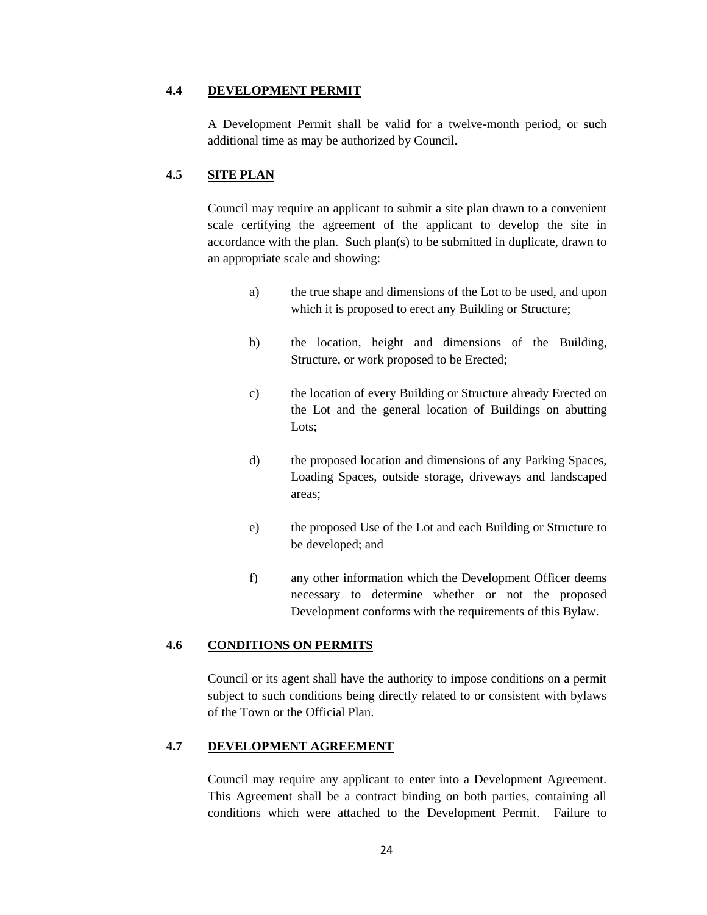## 4.4 DEVELOPMENT PERMIT

A Development Permit shall be valid for a twelve-month period, or such additional time as may be authorized by Council.

## 4.5 SITE PLAN

Council may require an applicant to submit a site plan drawn to a convenient scale certifying the agreement of the applicant to develop the site in accordance with the plan. Such plan(s) to be submitted in duplicate, drawn to an appropriate scale and showing:

a) the true shape and dimensions of the Lot to be used, and upon which it is proposed to erect any Building or Structure;

b) the location, height and dimensions of the Building, Structure, or work proposed to be Erected;

c) the location of every Building or Structure already Erected on the Lot and the general location of Buildings on abutting Lots;

d) the proposed location and dimensions of any Parking Spaces, Loading Spaces, outside storage, driveways and landscaped areas;

e) the proposed Use of the Lot and each Building or Structure to be developed; and

f) any other information which the Development Officer deems necessary to determine whether or not the proposed Development conforms with the requirements of this Bylaw.

## 4.6 CONDITIONS ON PERMITS

Council or its agent shall have the authority to impose conditions on a permit subject to such conditions being directly related to or consistent with bylaws of the Town or the Official Plan.

## 4.7 DEVELOPMENT AGREEMENT

Council may require any applicant to enter into a Development Agreement. This Agreement shall be a contract binding on both parties, containing all conditions which were attached to the Development Permit. Failure to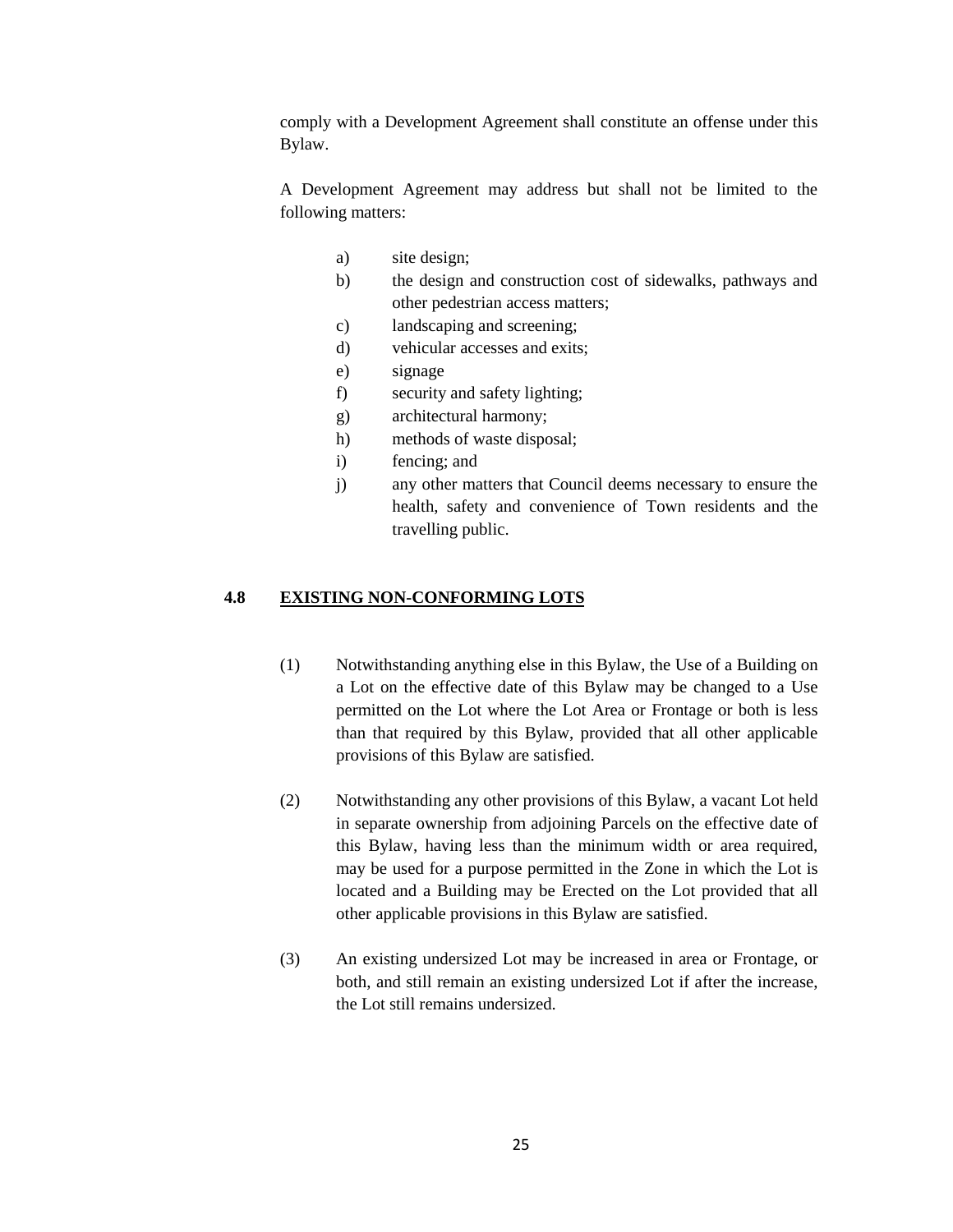comply with a Development Agreement shall constitute an offense under this Bylaw.

A Development Agreement may address but shall not be limited to the following matters:

a) site design;
b) the design and construction cost of sidewalks, pathways and other pedestrian access matters;
c) landscaping and screening;
d) vehicular accesses and exits;
e) signage
f) security and safety lighting;
g) architectural harmony;
h) methods of waste disposal;
i) fencing; and
j) any other matters that Council deems necessary to ensure the health, safety and convenience of Town residents and the travelling public.

## 4.8 EXISTING NON-CONFORMING LOTS

(1) Notwithstanding anything else in this Bylaw, the Use of a Building on a Lot on the effective date of this Bylaw may be changed to a Use permitted on the Lot where the Lot Area or Frontage or both is less than that required by this Bylaw, provided that all other applicable provisions of this Bylaw are satisfied.

(2) Notwithstanding any other provisions of this Bylaw, a vacant Lot held in separate ownership from adjoining Parcels on the effective date of this Bylaw, having less than the minimum width or area required, may be used for a purpose permitted in the Zone in which the Lot is located and a Building may be Erected on the Lot provided that all other applicable provisions in this Bylaw are satisfied.

(3) An existing undersized Lot may be increased in area or Frontage, or both, and still remain an existing undersized Lot if after the increase, the Lot still remains undersized.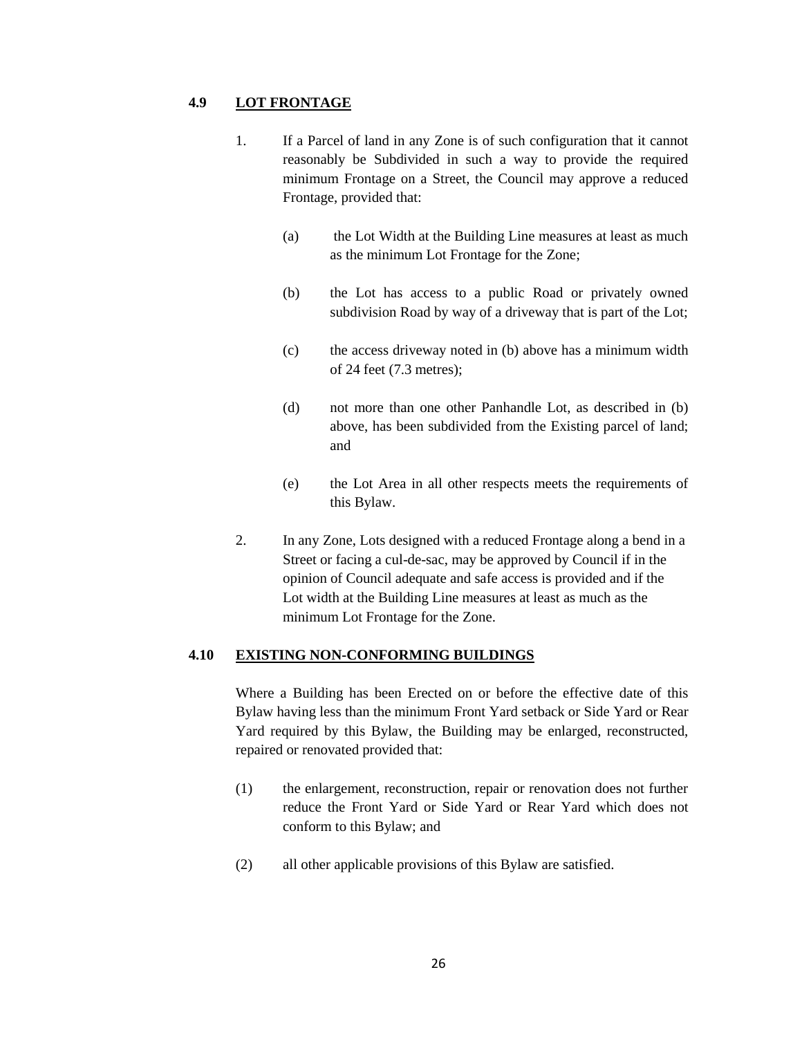## 4.9 LOT FRONTAGE

1. If a Parcel of land in any Zone is of such configuration that it cannot reasonably be Subdivided in such a way to provide the required minimum Frontage on a Street, the Council may approve a reduced Frontage, provided that:

   (a) the Lot Width at the Building Line measures at least as much as the minimum Lot Frontage for the Zone;

   (b) the Lot has access to a public Road or privately owned subdivision Road by way of a driveway that is part of the Lot;

   (c) the access driveway noted in (b) above has a minimum width of 24 feet (7.3 metres);

   (d) not more than one other Panhandle Lot, as described in (b) above, has been subdivided from the Existing parcel of land; and

   (e) the Lot Area in all other respects meets the requirements of this Bylaw.

2. In any Zone, Lots designed with a reduced Frontage along a bend in a Street or facing a cul-de-sac, may be approved by Council if in the opinion of Council adequate and safe access is provided and if the Lot width at the Building Line measures at least as much as the minimum Lot Frontage for the Zone.

## 4.10 EXISTING NON-CONFORMING BUILDINGS

Where a Building has been Erected on or before the effective date of this Bylaw having less than the minimum Front Yard setback or Side Yard or Rear Yard required by this Bylaw, the Building may be enlarged, reconstructed, repaired or renovated provided that:

(1) the enlargement, reconstruction, repair or renovation does not further reduce the Front Yard or Side Yard or Rear Yard which does not conform to this Bylaw; and

(2) all other applicable provisions of this Bylaw are satisfied.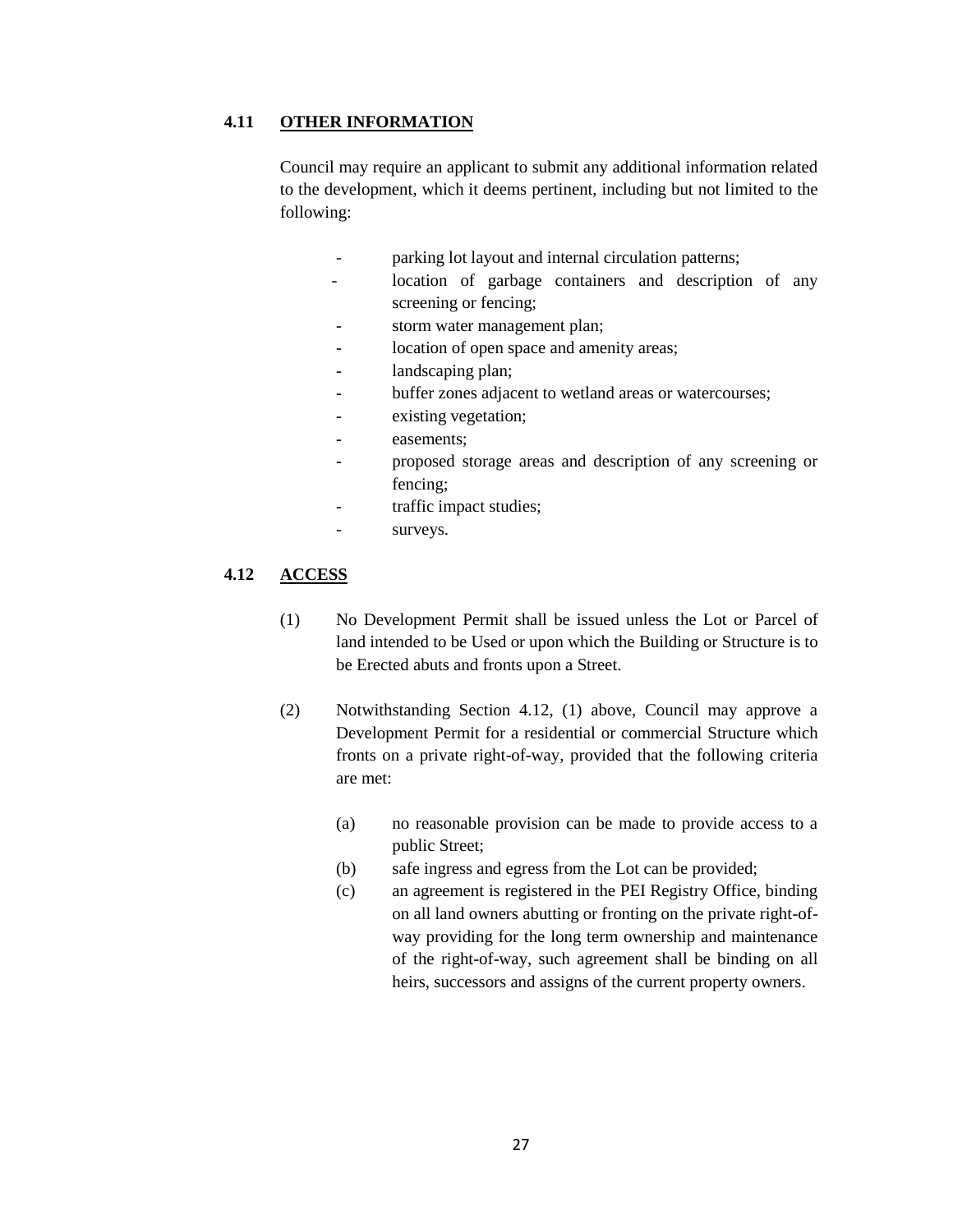### 4.11 OTHER INFORMATION

Council may require an applicant to submit any additional information related to the development, which it deems pertinent, including but not limited to the following:

- parking lot layout and internal circulation patterns;
- location of garbage containers and description of any screening or fencing;
- storm water management plan;
- location of open space and amenity areas;
- landscaping plan;
- buffer zones adjacent to wetland areas or watercourses;
- existing vegetation;
- easements;
- proposed storage areas and description of any screening or fencing;
- traffic impact studies;
- surveys.

### 4.12 ACCESS

(1) No Development Permit shall be issued unless the Lot or Parcel of land intended to be Used or upon which the Building or Structure is to be Erected abuts and fronts upon a Street.

(2) Notwithstanding Section 4.12, (1) above, Council may approve a Development Permit for a residential or commercial Structure which fronts on a private right-of-way, provided that the following criteria are met:

(a) no reasonable provision can be made to provide access to a public Street;

(b) safe ingress and egress from the Lot can be provided;

(c) an agreement is registered in the PEI Registry Office, binding on all land owners abutting or fronting on the private right-of-way providing for the long term ownership and maintenance of the right-of-way, such agreement shall be binding on all heirs, successors and assigns of the current property owners.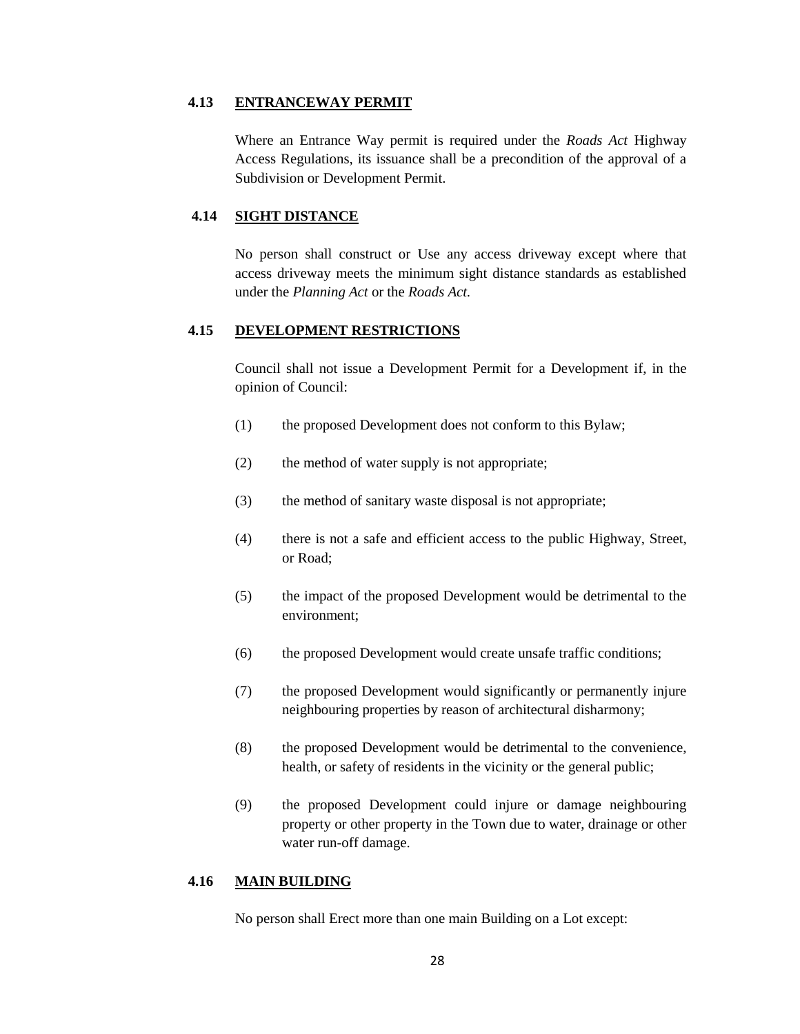### 4.13 ENTRANCEWAY PERMIT

Where an Entrance Way permit is required under the *Roads Act* Highway Access Regulations, its issuance shall be a precondition of the approval of a Subdivision or Development Permit.

### 4.14 SIGHT DISTANCE

No person shall construct or Use any access driveway except where that access driveway meets the minimum sight distance standards as established under the *Planning Act* or the *Roads Act.*

### 4.15 DEVELOPMENT RESTRICTIONS

Council shall not issue a Development Permit for a Development if, in the opinion of Council:

(1) the proposed Development does not conform to this Bylaw;

(2) the method of water supply is not appropriate;

(3) the method of sanitary waste disposal is not appropriate;

(4) there is not a safe and efficient access to the public Highway, Street, or Road;

(5) the impact of the proposed Development would be detrimental to the environment;

(6) the proposed Development would create unsafe traffic conditions;

(7) the proposed Development would significantly or permanently injure neighbouring properties by reason of architectural disharmony;

(8) the proposed Development would be detrimental to the convenience, health, or safety of residents in the vicinity or the general public;

(9) the proposed Development could injure or damage neighbouring property or other property in the Town due to water, drainage or other water run-off damage.

### 4.16 MAIN BUILDING

No person shall Erect more than one main Building on a Lot except: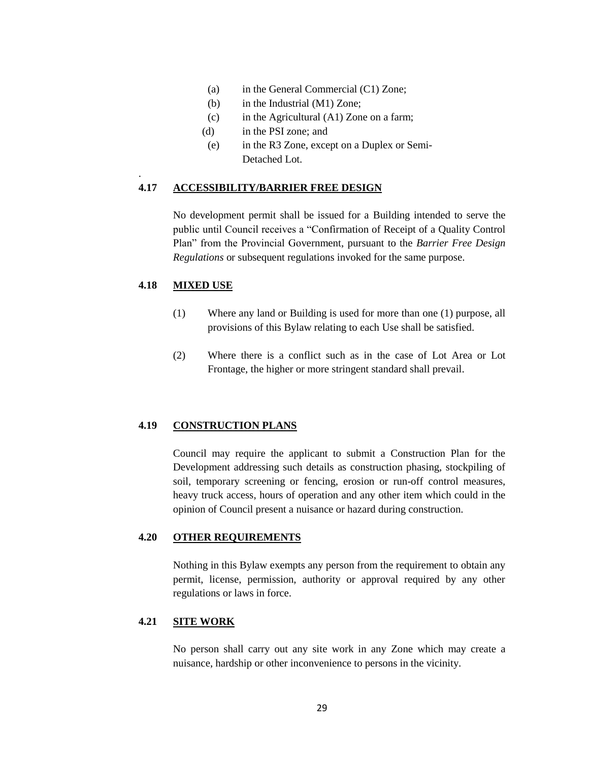(a) in the General Commercial (C1) Zone;
(b) in the Industrial (M1) Zone;
(c) in the Agricultural (A1) Zone on a farm;
(d) in the PSI zone; and
(e) in the R3 Zone, except on a Duplex or Semi-Detached Lot.

.

## 4.17 ACCESSIBILITY/BARRIER FREE DESIGN

No development permit shall be issued for a Building intended to serve the public until Council receives a "Confirmation of Receipt of a Quality Control Plan" from the Provincial Government, pursuant to the *Barrier Free Design Regulations* or subsequent regulations invoked for the same purpose.

## 4.18 MIXED USE

(1) Where any land or Building is used for more than one (1) purpose, all provisions of this Bylaw relating to each Use shall be satisfied.

(2) Where there is a conflict such as in the case of Lot Area or Lot Frontage, the higher or more stringent standard shall prevail.

## 4.19 CONSTRUCTION PLANS

Council may require the applicant to submit a Construction Plan for the Development addressing such details as construction phasing, stockpiling of soil, temporary screening or fencing, erosion or run-off control measures, heavy truck access, hours of operation and any other item which could in the opinion of Council present a nuisance or hazard during construction.

## 4.20 OTHER REQUIREMENTS

Nothing in this Bylaw exempts any person from the requirement to obtain any permit, license, permission, authority or approval required by any other regulations or laws in force.

## 4.21 SITE WORK

No person shall carry out any site work in any Zone which may create a nuisance, hardship or other inconvenience to persons in the vicinity.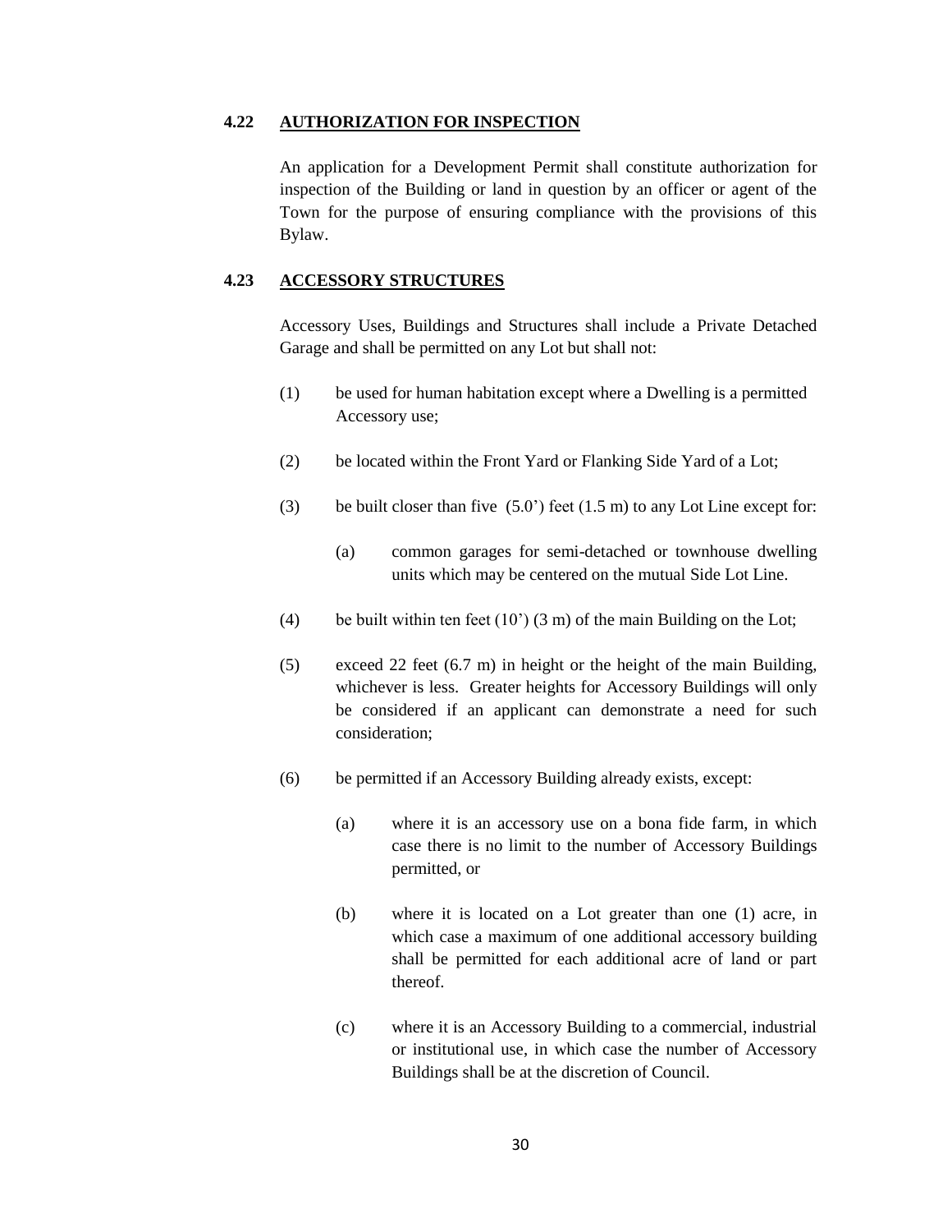### 4.22 AUTHORIZATION FOR INSPECTION

An application for a Development Permit shall constitute authorization for inspection of the Building or land in question by an officer or agent of the Town for the purpose of ensuring compliance with the provisions of this Bylaw.

### 4.23 ACCESSORY STRUCTURES

Accessory Uses, Buildings and Structures shall include a Private Detached Garage and shall be permitted on any Lot but shall not:

(1) be used for human habitation except where a Dwelling is a permitted Accessory use;

(2) be located within the Front Yard or Flanking Side Yard of a Lot;

(3) be built closer than five (5.0') feet (1.5 m) to any Lot Line except for:

  (a) common garages for semi-detached or townhouse dwelling units which may be centered on the mutual Side Lot Line.

(4) be built within ten feet (10') (3 m) of the main Building on the Lot;

(5) exceed 22 feet (6.7 m) in height or the height of the main Building, whichever is less. Greater heights for Accessory Buildings will only be considered if an applicant can demonstrate a need for such consideration;

(6) be permitted if an Accessory Building already exists, except:

  (a) where it is an accessory use on a bona fide farm, in which case there is no limit to the number of Accessory Buildings permitted, or

  (b) where it is located on a Lot greater than one (1) acre, in which case a maximum of one additional accessory building shall be permitted for each additional acre of land or part thereof.

  (c) where it is an Accessory Building to a commercial, industrial or institutional use, in which case the number of Accessory Buildings shall be at the discretion of Council.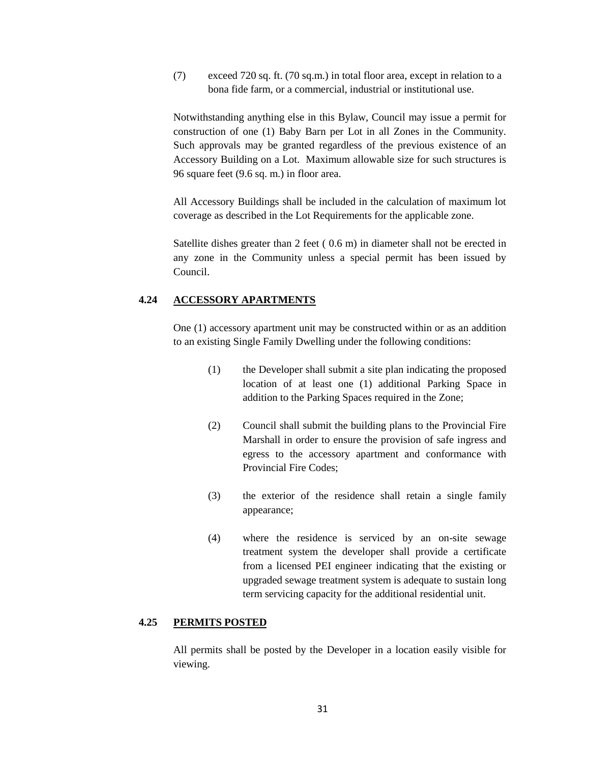(7) exceed 720 sq. ft. (70 sq.m.) in total floor area, except in relation to a bona fide farm, or a commercial, industrial or institutional use.

Notwithstanding anything else in this Bylaw, Council may issue a permit for construction of one (1) Baby Barn per Lot in all Zones in the Community. Such approvals may be granted regardless of the previous existence of an Accessory Building on a Lot. Maximum allowable size for such structures is 96 square feet (9.6 sq. m.) in floor area.

All Accessory Buildings shall be included in the calculation of maximum lot coverage as described in the Lot Requirements for the applicable zone.

Satellite dishes greater than 2 feet ( 0.6 m) in diameter shall not be erected in any zone in the Community unless a special permit has been issued by Council.

## 4.24 ACCESSORY APARTMENTS

One (1) accessory apartment unit may be constructed within or as an addition to an existing Single Family Dwelling under the following conditions:

(1) the Developer shall submit a site plan indicating the proposed location of at least one (1) additional Parking Space in addition to the Parking Spaces required in the Zone;

(2) Council shall submit the building plans to the Provincial Fire Marshall in order to ensure the provision of safe ingress and egress to the accessory apartment and conformance with Provincial Fire Codes;

(3) the exterior of the residence shall retain a single family appearance;

(4) where the residence is serviced by an on-site sewage treatment system the developer shall provide a certificate from a licensed PEI engineer indicating that the existing or upgraded sewage treatment system is adequate to sustain long term servicing capacity for the additional residential unit.

## 4.25 PERMITS POSTED

All permits shall be posted by the Developer in a location easily visible for viewing.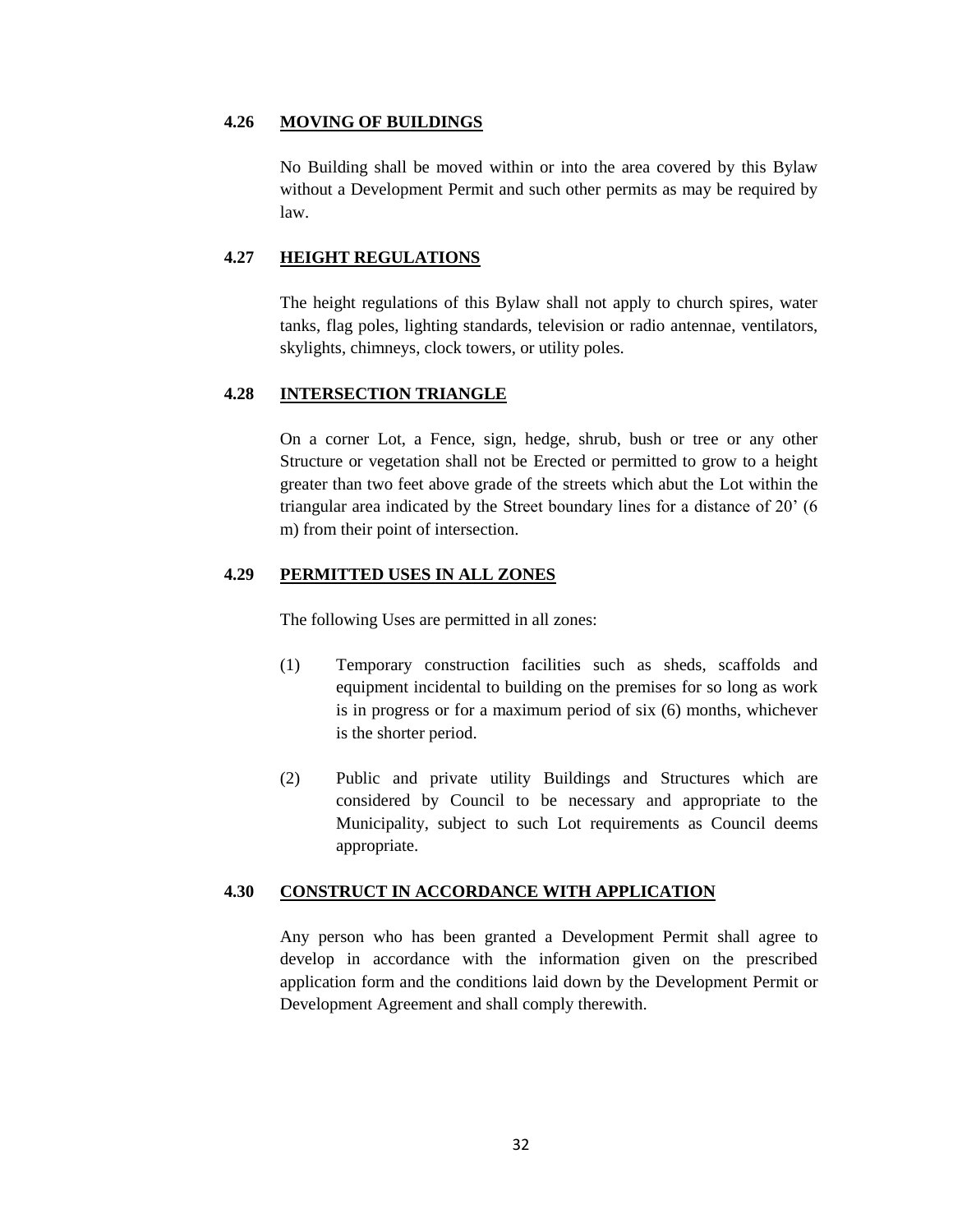### 4.26 **MOVING OF BUILDINGS**

No Building shall be moved within or into the area covered by this Bylaw without a Development Permit and such other permits as may be required by law.

### 4.27 **HEIGHT REGULATIONS**

The height regulations of this Bylaw shall not apply to church spires, water tanks, flag poles, lighting standards, television or radio antennae, ventilators, skylights, chimneys, clock towers, or utility poles.

### 4.28 **INTERSECTION TRIANGLE**

On a corner Lot, a Fence, sign, hedge, shrub, bush or tree or any other Structure or vegetation shall not be Erected or permitted to grow to a height greater than two feet above grade of the streets which abut the Lot within the triangular area indicated by the Street boundary lines for a distance of 20' (6 m) from their point of intersection.

### 4.29 **PERMITTED USES IN ALL ZONES**

The following Uses are permitted in all zones:

(1) Temporary construction facilities such as sheds, scaffolds and equipment incidental to building on the premises for so long as work is in progress or for a maximum period of six (6) months, whichever is the shorter period.

(2) Public and private utility Buildings and Structures which are considered by Council to be necessary and appropriate to the Municipality, subject to such Lot requirements as Council deems appropriate.

### 4.30 **CONSTRUCT IN ACCORDANCE WITH APPLICATION**

Any person who has been granted a Development Permit shall agree to develop in accordance with the information given on the prescribed application form and the conditions laid down by the Development Permit or Development Agreement and shall comply therewith.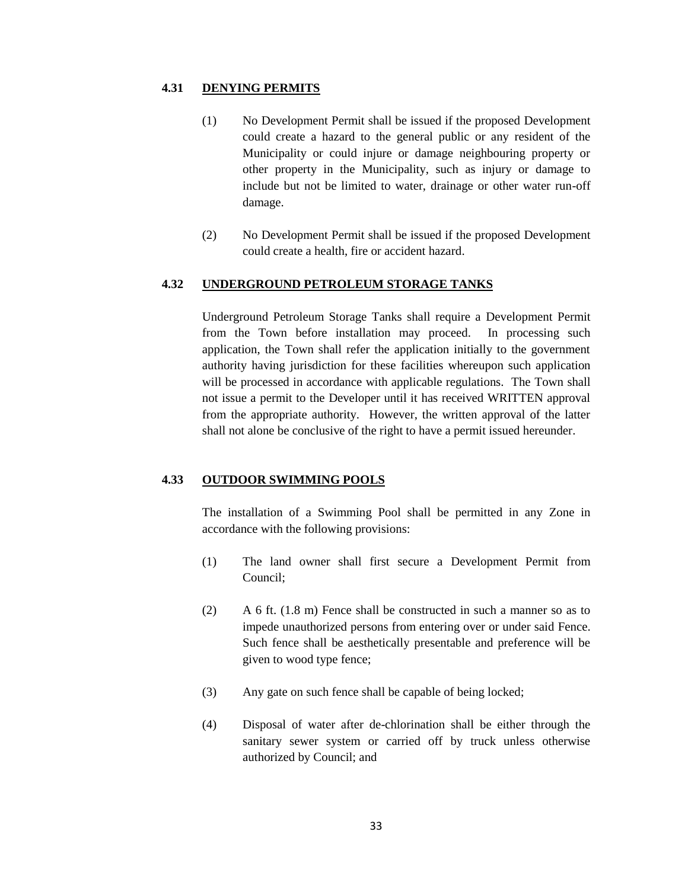### 4.31 DENYING PERMITS

(1) No Development Permit shall be issued if the proposed Development could create a hazard to the general public or any resident of the Municipality or could injure or damage neighbouring property or other property in the Municipality, such as injury or damage to include but not be limited to water, drainage or other water run-off damage.

(2) No Development Permit shall be issued if the proposed Development could create a health, fire or accident hazard.

### 4.32 UNDERGROUND PETROLEUM STORAGE TANKS

Underground Petroleum Storage Tanks shall require a Development Permit from the Town before installation may proceed. In processing such application, the Town shall refer the application initially to the government authority having jurisdiction for these facilities whereupon such application will be processed in accordance with applicable regulations. The Town shall not issue a permit to the Developer until it has received WRITTEN approval from the appropriate authority. However, the written approval of the latter shall not alone be conclusive of the right to have a permit issued hereunder.

### 4.33 OUTDOOR SWIMMING POOLS

The installation of a Swimming Pool shall be permitted in any Zone in accordance with the following provisions:

(1) The land owner shall first secure a Development Permit from Council;

(2) A 6 ft. (1.8 m) Fence shall be constructed in such a manner so as to impede unauthorized persons from entering over or under said Fence. Such fence shall be aesthetically presentable and preference will be given to wood type fence;

(3) Any gate on such fence shall be capable of being locked;

(4) Disposal of water after de-chlorination shall be either through the sanitary sewer system or carried off by truck unless otherwise authorized by Council; and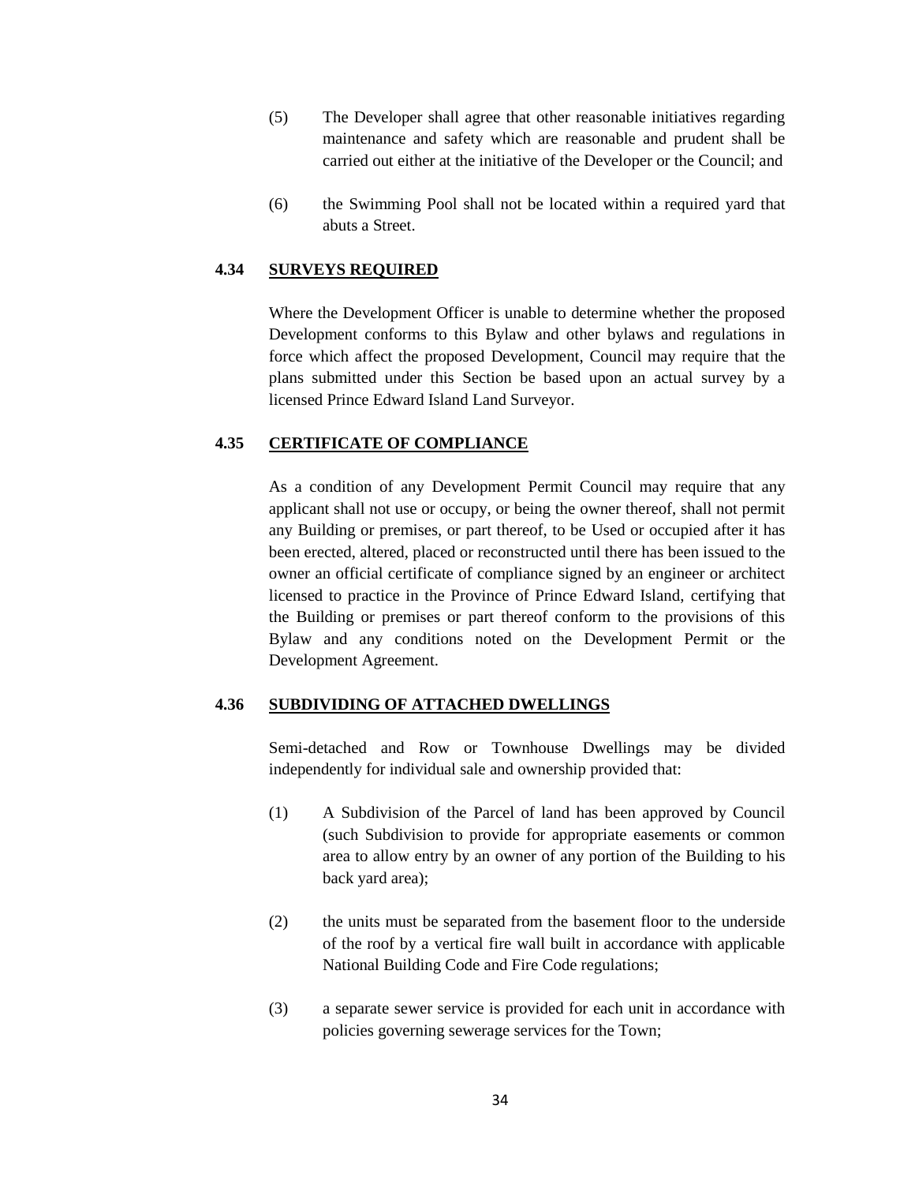(5) The Developer shall agree that other reasonable initiatives regarding maintenance and safety which are reasonable and prudent shall be carried out either at the initiative of the Developer or the Council; and

(6) the Swimming Pool shall not be located within a required yard that abuts a Street.

### 4.34 SURVEYS REQUIRED

Where the Development Officer is unable to determine whether the proposed Development conforms to this Bylaw and other bylaws and regulations in force which affect the proposed Development, Council may require that the plans submitted under this Section be based upon an actual survey by a licensed Prince Edward Island Land Surveyor.

### 4.35 CERTIFICATE OF COMPLIANCE

As a condition of any Development Permit Council may require that any applicant shall not use or occupy, or being the owner thereof, shall not permit any Building or premises, or part thereof, to be Used or occupied after it has been erected, altered, placed or reconstructed until there has been issued to the owner an official certificate of compliance signed by an engineer or architect licensed to practice in the Province of Prince Edward Island, certifying that the Building or premises or part thereof conform to the provisions of this Bylaw and any conditions noted on the Development Permit or the Development Agreement.

### 4.36 SUBDIVIDING OF ATTACHED DWELLINGS

Semi-detached and Row or Townhouse Dwellings may be divided independently for individual sale and ownership provided that:

(1) A Subdivision of the Parcel of land has been approved by Council (such Subdivision to provide for appropriate easements or common area to allow entry by an owner of any portion of the Building to his back yard area);

(2) the units must be separated from the basement floor to the underside of the roof by a vertical fire wall built in accordance with applicable National Building Code and Fire Code regulations;

(3) a separate sewer service is provided for each unit in accordance with policies governing sewerage services for the Town;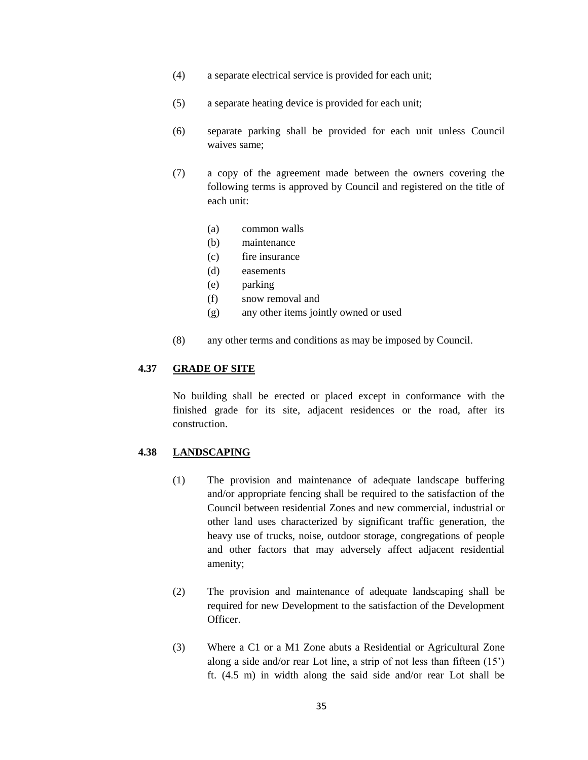(4) a separate electrical service is provided for each unit;

(5) a separate heating device is provided for each unit;

(6) separate parking shall be provided for each unit unless Council waives same;

(7) a copy of the agreement made between the owners covering the following terms is approved by Council and registered on the title of each unit:

   (a) common walls
   (b) maintenance
   (c) fire insurance
   (d) easements
   (e) parking
   (f) snow removal and
   (g) any other items jointly owned or used

(8) any other terms and conditions as may be imposed by Council.

### 4.37 GRADE OF SITE

No building shall be erected or placed except in conformance with the finished grade for its site, adjacent residences or the road, after its construction.

### 4.38 LANDSCAPING

(1) The provision and maintenance of adequate landscape buffering and/or appropriate fencing shall be required to the satisfaction of the Council between residential Zones and new commercial, industrial or other land uses characterized by significant traffic generation, the heavy use of trucks, noise, outdoor storage, congregations of people and other factors that may adversely affect adjacent residential amenity;

(2) The provision and maintenance of adequate landscaping shall be required for new Development to the satisfaction of the Development Officer.

(3) Where a C1 or a M1 Zone abuts a Residential or Agricultural Zone along a side and/or rear Lot line, a strip of not less than fifteen (15') ft. (4.5 m) in width along the said side and/or rear Lot shall be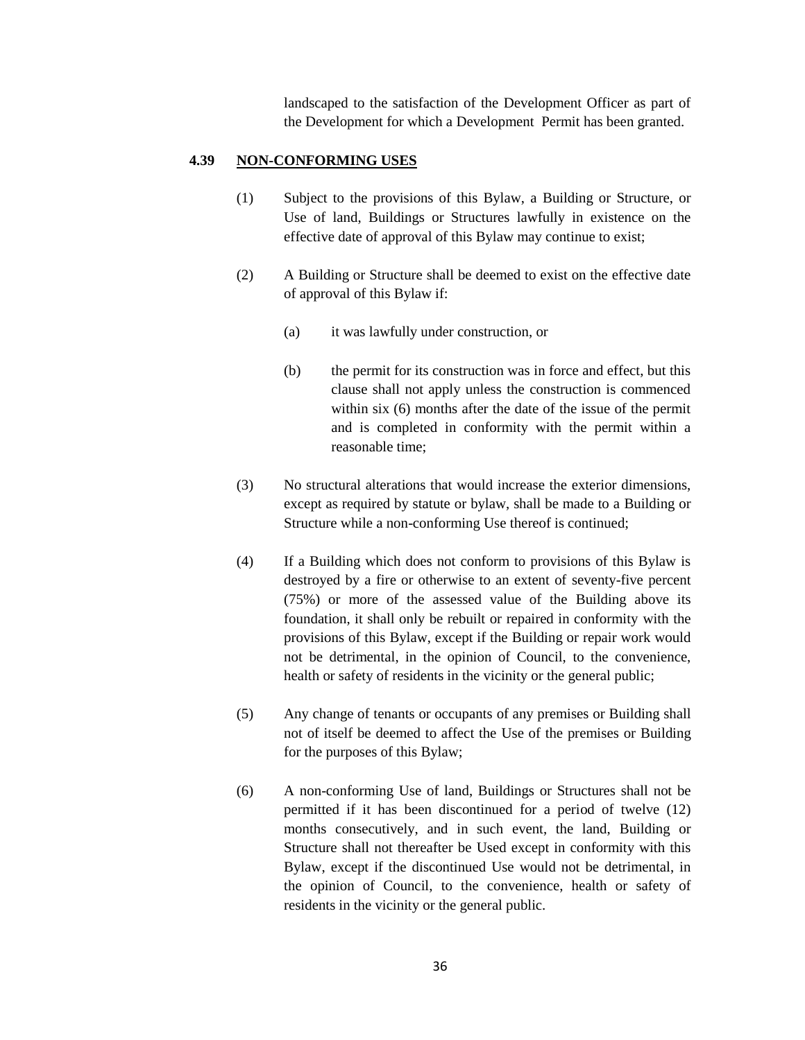landscaped to the satisfaction of the Development Officer as part of the Development for which a Development Permit has been granted.

### 4.39 NON-CONFORMING USES

(1) Subject to the provisions of this Bylaw, a Building or Structure, or Use of land, Buildings or Structures lawfully in existence on the effective date of approval of this Bylaw may continue to exist;

(2) A Building or Structure shall be deemed to exist on the effective date of approval of this Bylaw if:

  (a) it was lawfully under construction, or

  (b) the permit for its construction was in force and effect, but this clause shall not apply unless the construction is commenced within six (6) months after the date of the issue of the permit and is completed in conformity with the permit within a reasonable time;

(3) No structural alterations that would increase the exterior dimensions, except as required by statute or bylaw, shall be made to a Building or Structure while a non-conforming Use thereof is continued;

(4) If a Building which does not conform to provisions of this Bylaw is destroyed by a fire or otherwise to an extent of seventy-five percent (75%) or more of the assessed value of the Building above its foundation, it shall only be rebuilt or repaired in conformity with the provisions of this Bylaw, except if the Building or repair work would not be detrimental, in the opinion of Council, to the convenience, health or safety of residents in the vicinity or the general public;

(5) Any change of tenants or occupants of any premises or Building shall not of itself be deemed to affect the Use of the premises or Building for the purposes of this Bylaw;

(6) A non-conforming Use of land, Buildings or Structures shall not be permitted if it has been discontinued for a period of twelve (12) months consecutively, and in such event, the land, Building or Structure shall not thereafter be Used except in conformity with this Bylaw, except if the discontinued Use would not be detrimental, in the opinion of Council, to the convenience, health or safety of residents in the vicinity or the general public.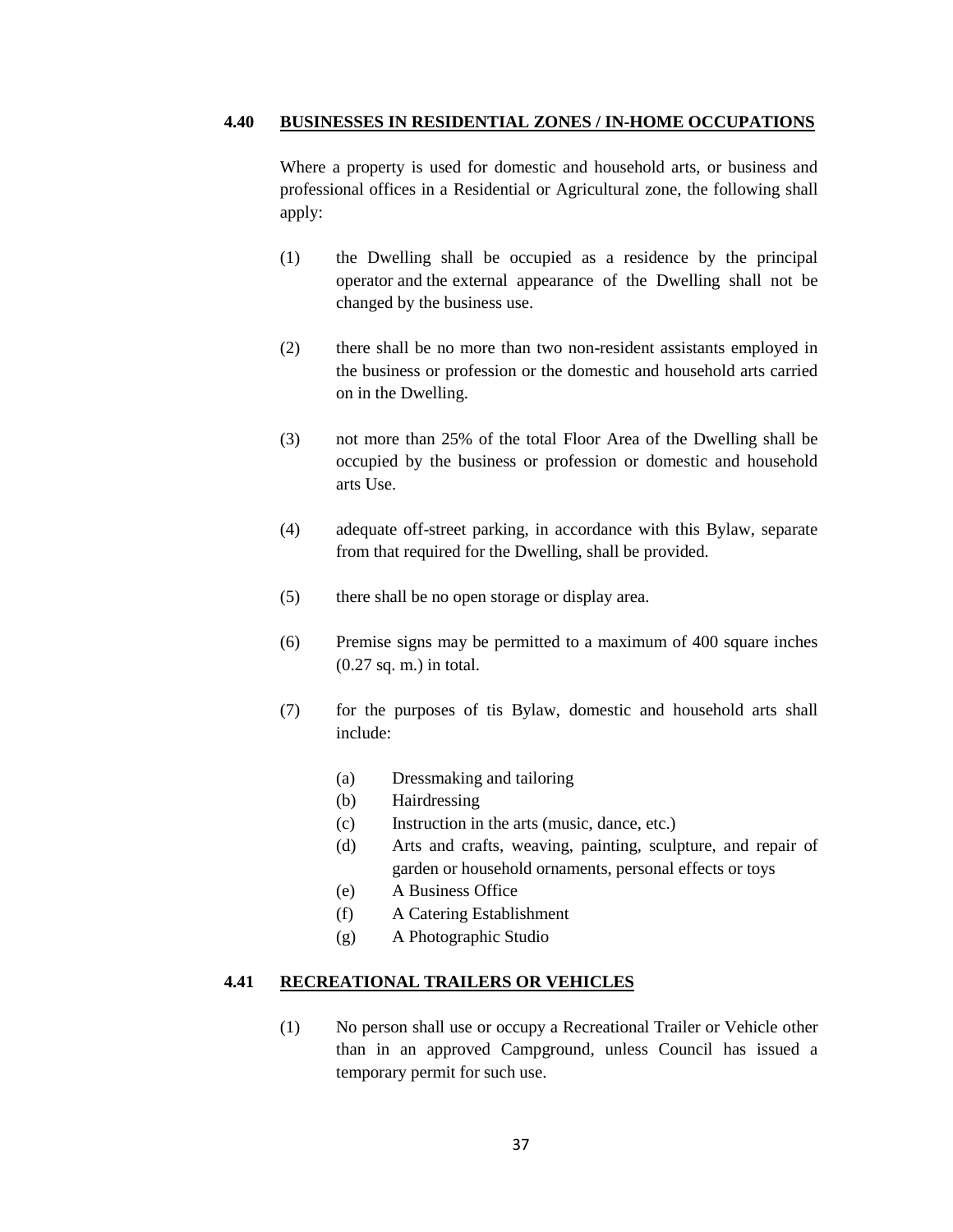### 4.40 BUSINESSES IN RESIDENTIAL ZONES / IN-HOME OCCUPATIONS

Where a property is used for domestic and household arts, or business and professional offices in a Residential or Agricultural zone, the following shall apply:

(1) the Dwelling shall be occupied as a residence by the principal operator and the external appearance of the Dwelling shall not be changed by the business use.

(2) there shall be no more than two non-resident assistants employed in the business or profession or the domestic and household arts carried on in the Dwelling.

(3) not more than 25% of the total Floor Area of the Dwelling shall be occupied by the business or profession or domestic and household arts Use.

(4) adequate off-street parking, in accordance with this Bylaw, separate from that required for the Dwelling, shall be provided.

(5) there shall be no open storage or display area.

(6) Premise signs may be permitted to a maximum of 400 square inches (0.27 sq. m.) in total.

(7) for the purposes of tis Bylaw, domestic and household arts shall include:

- (a) Dressmaking and tailoring
- (b) Hairdressing
- (c) Instruction in the arts (music, dance, etc.)
- (d) Arts and crafts, weaving, painting, sculpture, and repair of garden or household ornaments, personal effects or toys
- (e) A Business Office
- (f) A Catering Establishment
- (g) A Photographic Studio

### 4.41 RECREATIONAL TRAILERS OR VEHICLES

(1) No person shall use or occupy a Recreational Trailer or Vehicle other than in an approved Campground, unless Council has issued a temporary permit for such use.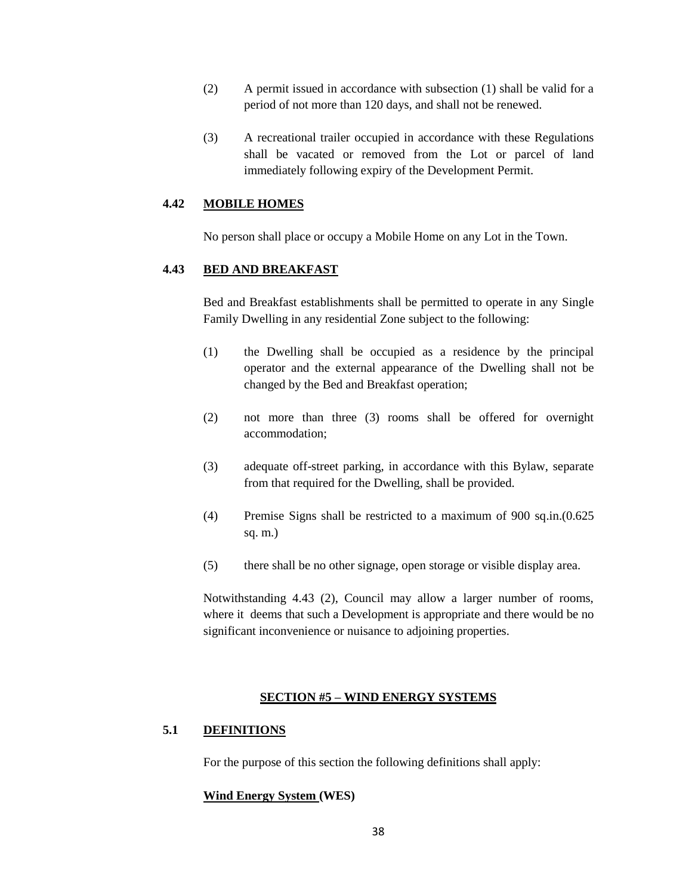(2) A permit issued in accordance with subsection (1) shall be valid for a period of not more than 120 days, and shall not be renewed.

(3) A recreational trailer occupied in accordance with these Regulations shall be vacated or removed from the Lot or parcel of land immediately following expiry of the Development Permit.

### 4.42 MOBILE HOMES

No person shall place or occupy a Mobile Home on any Lot in the Town.

### 4.43 BED AND BREAKFAST

Bed and Breakfast establishments shall be permitted to operate in any Single Family Dwelling in any residential Zone subject to the following:

(1) the Dwelling shall be occupied as a residence by the principal operator and the external appearance of the Dwelling shall not be changed by the Bed and Breakfast operation;

(2) not more than three (3) rooms shall be offered for overnight accommodation;

(3) adequate off-street parking, in accordance with this Bylaw, separate from that required for the Dwelling, shall be provided.

(4) Premise Signs shall be restricted to a maximum of 900 sq.in.(0.625 sq. m.)

(5) there shall be no other signage, open storage or visible display area.

Notwithstanding 4.43 (2), Council may allow a larger number of rooms, where it deems that such a Development is appropriate and there would be no significant inconvenience or nuisance to adjoining properties.

## SECTION #5 – WIND ENERGY SYSTEMS

### 5.1 DEFINITIONS

For the purpose of this section the following definitions shall apply:

**Wind Energy System (WES)**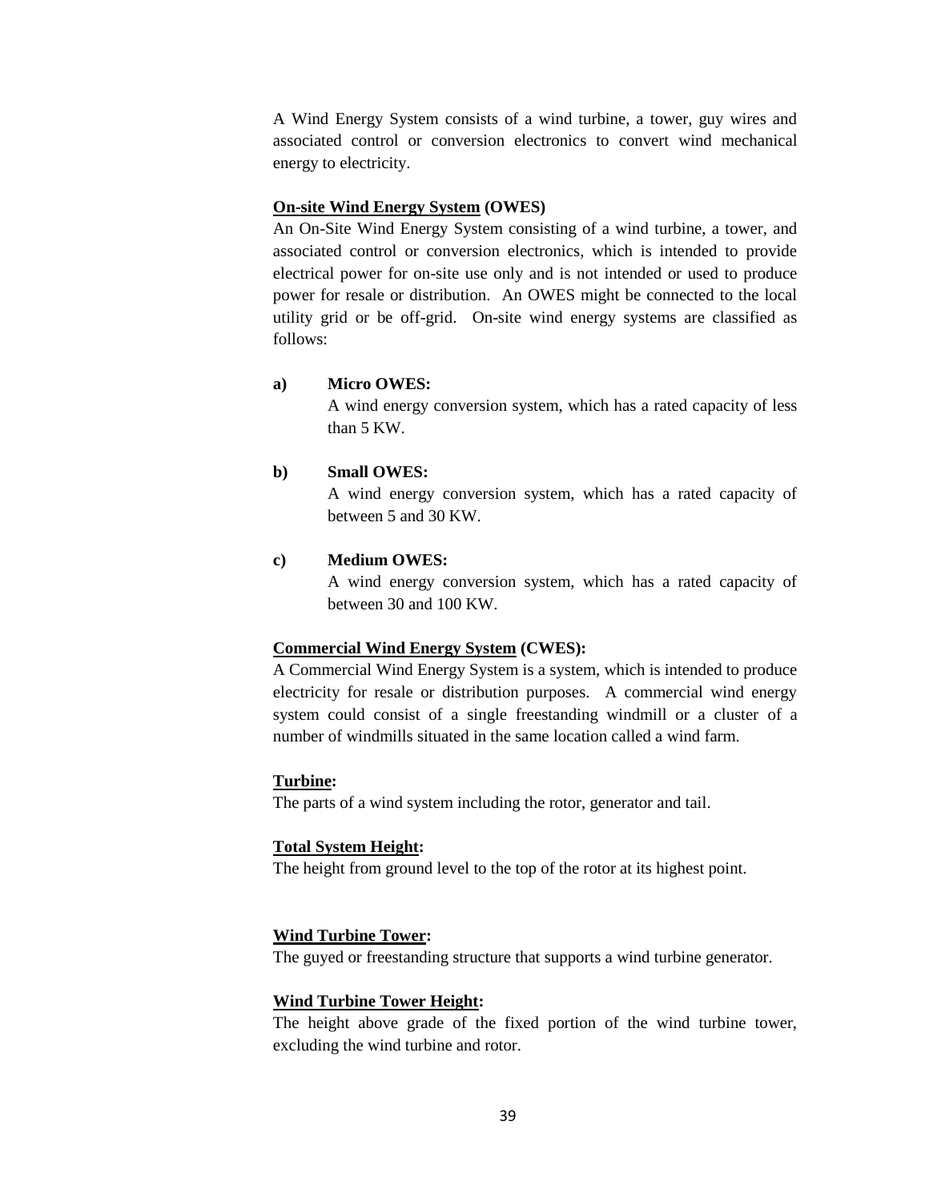A Wind Energy System consists of a wind turbine, a tower, guy wires and associated control or conversion electronics to convert wind mechanical energy to electricity.

**<u>On-site Wind Energy System</u> (OWES)**

An On-Site Wind Energy System consisting of a wind turbine, a tower, and associated control or conversion electronics, which is intended to provide electrical power for on-site use only and is not intended or used to produce power for resale or distribution. An OWES might be connected to the local utility grid or be off-grid. On-site wind energy systems are classified as follows:

**a) Micro OWES:**
A wind energy conversion system, which has a rated capacity of less than 5 KW.

**b) Small OWES:**
A wind energy conversion system, which has a rated capacity of between 5 and 30 KW.

**c) Medium OWES:**
A wind energy conversion system, which has a rated capacity of between 30 and 100 KW.

**<u>Commercial Wind Energy System</u> (CWES):**

A Commercial Wind Energy System is a system, which is intended to produce electricity for resale or distribution purposes. A commercial wind energy system could consist of a single freestanding windmill or a cluster of a number of windmills situated in the same location called a wind farm.

**<u>Turbine</u>:**

The parts of a wind system including the rotor, generator and tail.

**<u>Total System Height</u>:**

The height from ground level to the top of the rotor at its highest point.

**<u>Wind Turbine Tower</u>:**

The guyed or freestanding structure that supports a wind turbine generator.

**<u>Wind Turbine Tower Height</u>:**

The height above grade of the fixed portion of the wind turbine tower, excluding the wind turbine and rotor.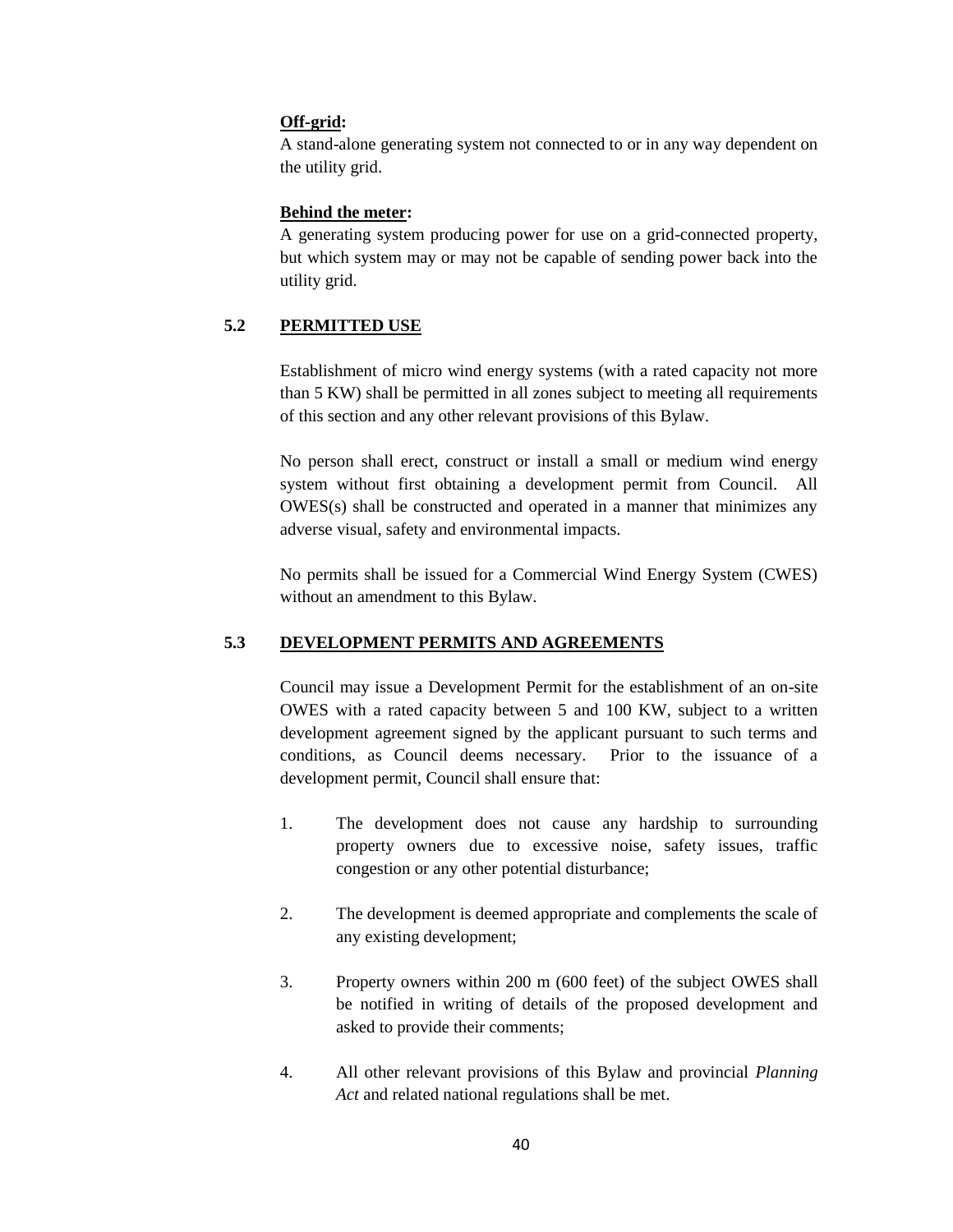**Off-grid:**

A stand-alone generating system not connected to or in any way dependent on the utility grid.

**Behind the meter:**

A generating system producing power for use on a grid-connected property, but which system may or may not be capable of sending power back into the utility grid.

## 5.2 PERMITTED USE

Establishment of micro wind energy systems (with a rated capacity not more than 5 KW) shall be permitted in all zones subject to meeting all requirements of this section and any other relevant provisions of this Bylaw.

No person shall erect, construct or install a small or medium wind energy system without first obtaining a development permit from Council. All OWES(s) shall be constructed and operated in a manner that minimizes any adverse visual, safety and environmental impacts.

No permits shall be issued for a Commercial Wind Energy System (CWES) without an amendment to this Bylaw.

## 5.3 DEVELOPMENT PERMITS AND AGREEMENTS

Council may issue a Development Permit for the establishment of an on-site OWES with a rated capacity between 5 and 100 KW, subject to a written development agreement signed by the applicant pursuant to such terms and conditions, as Council deems necessary. Prior to the issuance of a development permit, Council shall ensure that:

1. The development does not cause any hardship to surrounding property owners due to excessive noise, safety issues, traffic congestion or any other potential disturbance;

2. The development is deemed appropriate and complements the scale of any existing development;

3. Property owners within 200 m (600 feet) of the subject OWES shall be notified in writing of details of the proposed development and asked to provide their comments;

4. All other relevant provisions of this Bylaw and provincial *Planning Act* and related national regulations shall be met.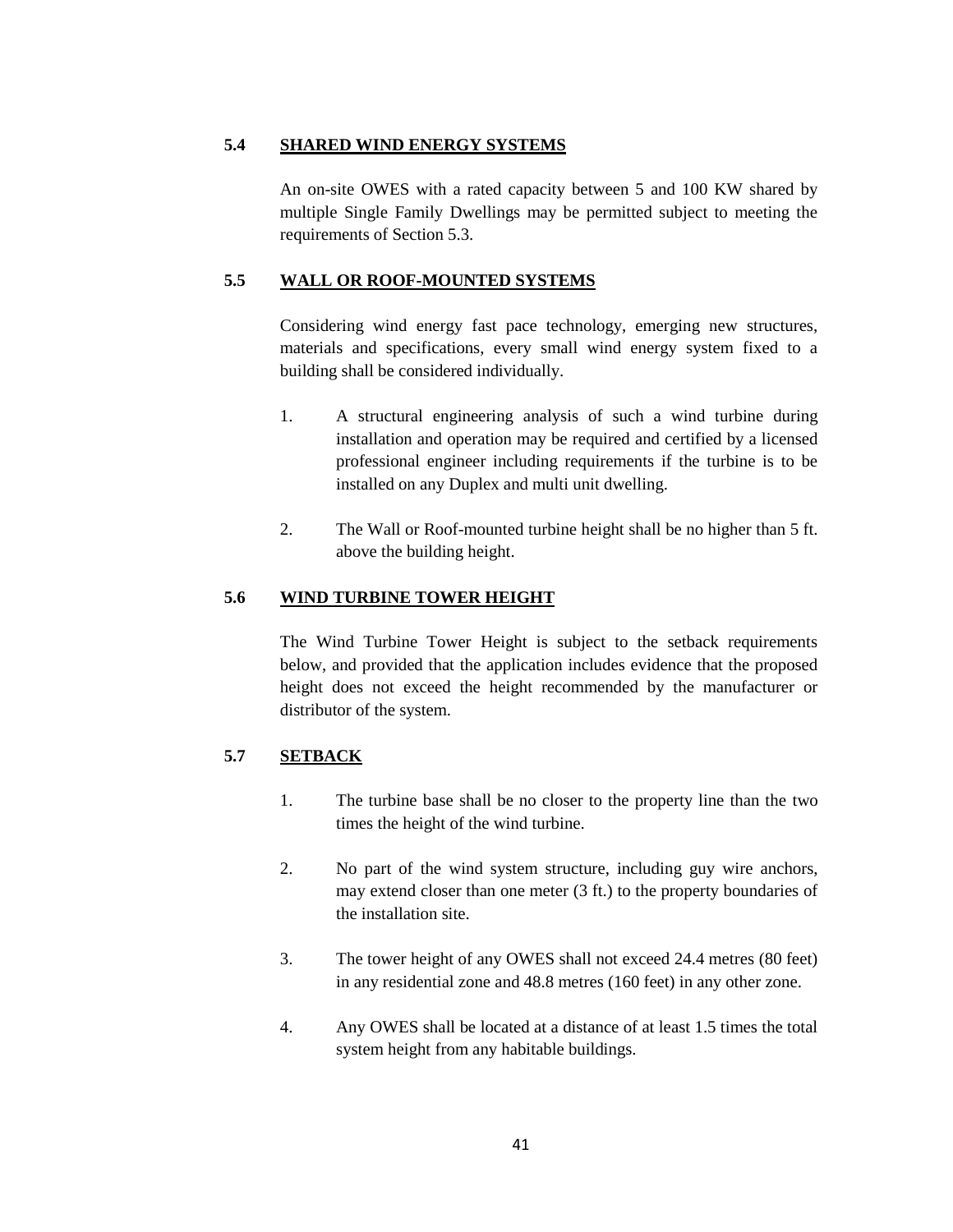### 5.4 SHARED WIND ENERGY SYSTEMS

An on-site OWES with a rated capacity between 5 and 100 KW shared by multiple Single Family Dwellings may be permitted subject to meeting the requirements of Section 5.3.

### 5.5 WALL OR ROOF-MOUNTED SYSTEMS

Considering wind energy fast pace technology, emerging new structures, materials and specifications, every small wind energy system fixed to a building shall be considered individually.

1. A structural engineering analysis of such a wind turbine during installation and operation may be required and certified by a licensed professional engineer including requirements if the turbine is to be installed on any Duplex and multi unit dwelling.

2. The Wall or Roof-mounted turbine height shall be no higher than 5 ft. above the building height.

### 5.6 WIND TURBINE TOWER HEIGHT

The Wind Turbine Tower Height is subject to the setback requirements below, and provided that the application includes evidence that the proposed height does not exceed the height recommended by the manufacturer or distributor of the system.

### 5.7 SETBACK

1. The turbine base shall be no closer to the property line than the two times the height of the wind turbine.

2. No part of the wind system structure, including guy wire anchors, may extend closer than one meter (3 ft.) to the property boundaries of the installation site.

3. The tower height of any OWES shall not exceed 24.4 metres (80 feet) in any residential zone and 48.8 metres (160 feet) in any other zone.

4. Any OWES shall be located at a distance of at least 1.5 times the total system height from any habitable buildings.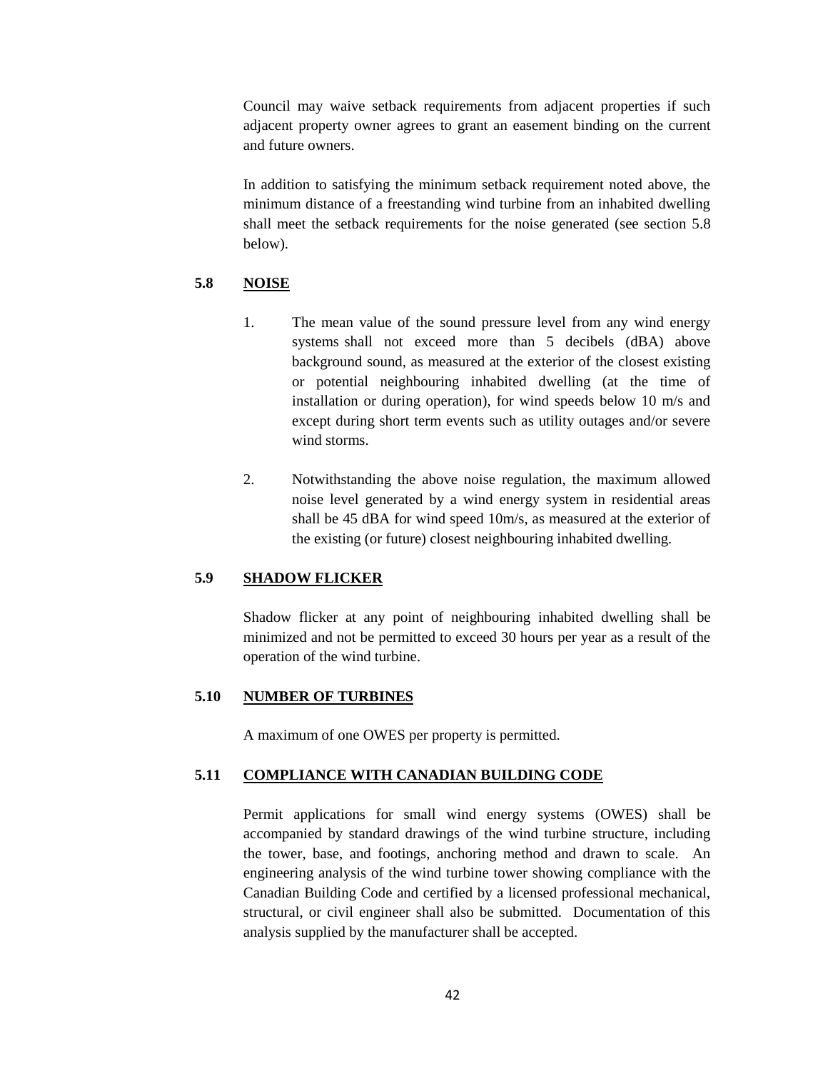Council may waive setback requirements from adjacent properties if such adjacent property owner agrees to grant an easement binding on the current and future owners.

In addition to satisfying the minimum setback requirement noted above, the minimum distance of a freestanding wind turbine from an inhabited dwelling shall meet the setback requirements for the noise generated (see section 5.8 below).

### 5.8 NOISE

1. The mean value of the sound pressure level from any wind energy systems shall not exceed more than 5 decibels (dBA) above background sound, as measured at the exterior of the closest existing or potential neighbouring inhabited dwelling (at the time of installation or during operation), for wind speeds below 10 m/s and except during short term events such as utility outages and/or severe wind storms.

2. Notwithstanding the above noise regulation, the maximum allowed noise level generated by a wind energy system in residential areas shall be 45 dBA for wind speed 10m/s, as measured at the exterior of the existing (or future) closest neighbouring inhabited dwelling.

### 5.9 SHADOW FLICKER

Shadow flicker at any point of neighbouring inhabited dwelling shall be minimized and not be permitted to exceed 30 hours per year as a result of the operation of the wind turbine.

### 5.10 NUMBER OF TURBINES

A maximum of one OWES per property is permitted.

### 5.11 COMPLIANCE WITH CANADIAN BUILDING CODE

Permit applications for small wind energy systems (OWES) shall be accompanied by standard drawings of the wind turbine structure, including the tower, base, and footings, anchoring method and drawn to scale. An engineering analysis of the wind turbine tower showing compliance with the Canadian Building Code and certified by a licensed professional mechanical, structural, or civil engineer shall also be submitted. Documentation of this analysis supplied by the manufacturer shall be accepted.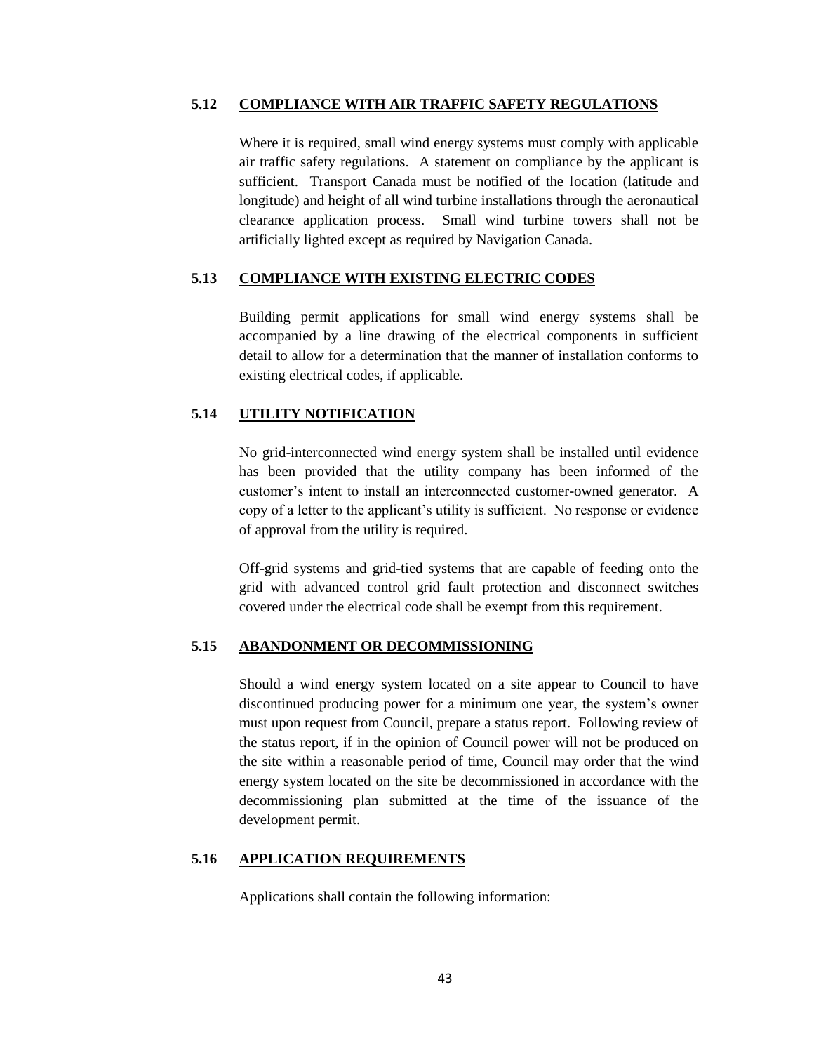### 5.12 COMPLIANCE WITH AIR TRAFFIC SAFETY REGULATIONS

Where it is required, small wind energy systems must comply with applicable air traffic safety regulations. A statement on compliance by the applicant is sufficient. Transport Canada must be notified of the location (latitude and longitude) and height of all wind turbine installations through the aeronautical clearance application process. Small wind turbine towers shall not be artificially lighted except as required by Navigation Canada.

### 5.13 COMPLIANCE WITH EXISTING ELECTRIC CODES

Building permit applications for small wind energy systems shall be accompanied by a line drawing of the electrical components in sufficient detail to allow for a determination that the manner of installation conforms to existing electrical codes, if applicable.

### 5.14 UTILITY NOTIFICATION

No grid-interconnected wind energy system shall be installed until evidence has been provided that the utility company has been informed of the customer's intent to install an interconnected customer-owned generator. A copy of a letter to the applicant's utility is sufficient. No response or evidence of approval from the utility is required.

Off-grid systems and grid-tied systems that are capable of feeding onto the grid with advanced control grid fault protection and disconnect switches covered under the electrical code shall be exempt from this requirement.

### 5.15 ABANDONMENT OR DECOMMISSIONING

Should a wind energy system located on a site appear to Council to have discontinued producing power for a minimum one year, the system's owner must upon request from Council, prepare a status report. Following review of the status report, if in the opinion of Council power will not be produced on the site within a reasonable period of time, Council may order that the wind energy system located on the site be decommissioned in accordance with the decommissioning plan submitted at the time of the issuance of the development permit.

### 5.16 APPLICATION REQUIREMENTS

Applications shall contain the following information: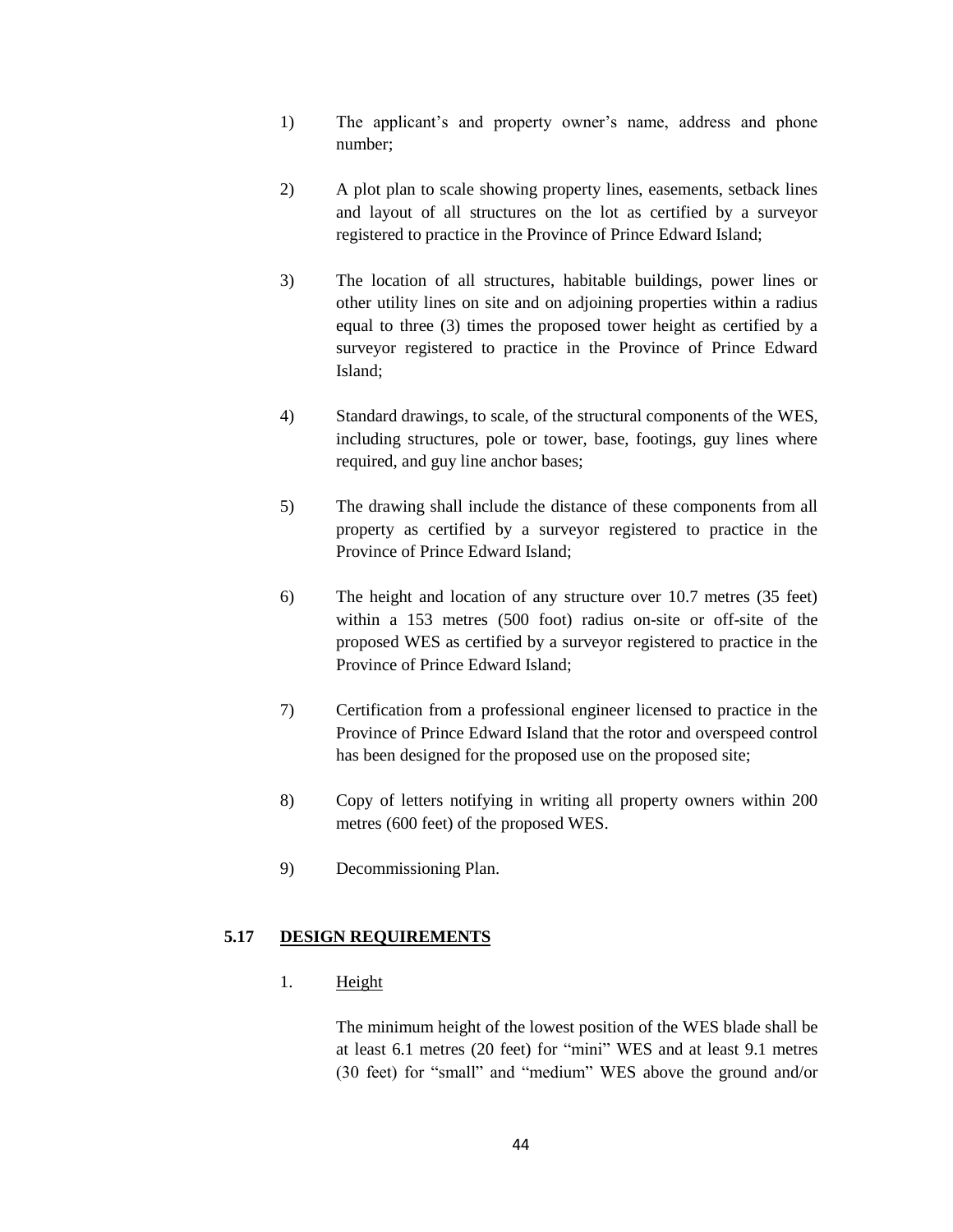1) The applicant's and property owner's name, address and phone number;

2) A plot plan to scale showing property lines, easements, setback lines and layout of all structures on the lot as certified by a surveyor registered to practice in the Province of Prince Edward Island;

3) The location of all structures, habitable buildings, power lines or other utility lines on site and on adjoining properties within a radius equal to three (3) times the proposed tower height as certified by a surveyor registered to practice in the Province of Prince Edward Island;

4) Standard drawings, to scale, of the structural components of the WES, including structures, pole or tower, base, footings, guy lines where required, and guy line anchor bases;

5) The drawing shall include the distance of these components from all property as certified by a surveyor registered to practice in the Province of Prince Edward Island;

6) The height and location of any structure over 10.7 metres (35 feet) within a 153 metres (500 foot) radius on-site or off-site of the proposed WES as certified by a surveyor registered to practice in the Province of Prince Edward Island;

7) Certification from a professional engineer licensed to practice in the Province of Prince Edward Island that the rotor and overspeed control has been designed for the proposed use on the proposed site;

8) Copy of letters notifying in writing all property owners within 200 metres (600 feet) of the proposed WES.

9) Decommissioning Plan.

## 5.17 DESIGN REQUIREMENTS

1. Height

The minimum height of the lowest position of the WES blade shall be at least 6.1 metres (20 feet) for "mini" WES and at least 9.1 metres (30 feet) for "small" and "medium" WES above the ground and/or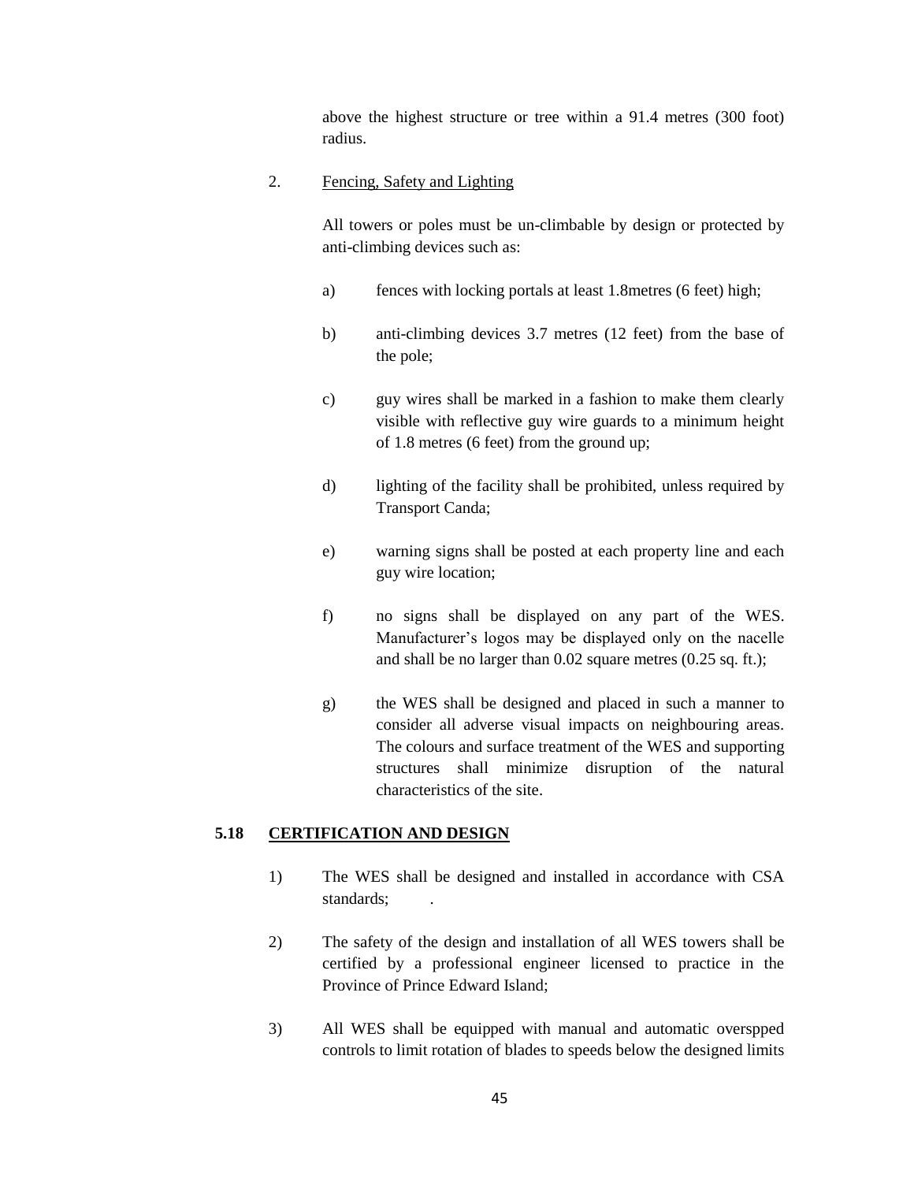above the highest structure or tree within a 91.4 metres (300 foot) radius.

2. Fencing, Safety and Lighting

All towers or poles must be un-climbable by design or protected by anti-climbing devices such as:

a) fences with locking portals at least 1.8metres (6 feet) high;

b) anti-climbing devices 3.7 metres (12 feet) from the base of the pole;

c) guy wires shall be marked in a fashion to make them clearly visible with reflective guy wire guards to a minimum height of 1.8 metres (6 feet) from the ground up;

d) lighting of the facility shall be prohibited, unless required by Transport Canda;

e) warning signs shall be posted at each property line and each guy wire location;

f) no signs shall be displayed on any part of the WES. Manufacturer's logos may be displayed only on the nacelle and shall be no larger than 0.02 square metres (0.25 sq. ft.);

g) the WES shall be designed and placed in such a manner to consider all adverse visual impacts on neighbouring areas. The colours and surface treatment of the WES and supporting structures shall minimize disruption of the natural characteristics of the site.

## 5.18 CERTIFICATION AND DESIGN

1) The WES shall be designed and installed in accordance with CSA standards; .

2) The safety of the design and installation of all WES towers shall be certified by a professional engineer licensed to practice in the Province of Prince Edward Island;

3) All WES shall be equipped with manual and automatic overspped controls to limit rotation of blades to speeds below the designed limits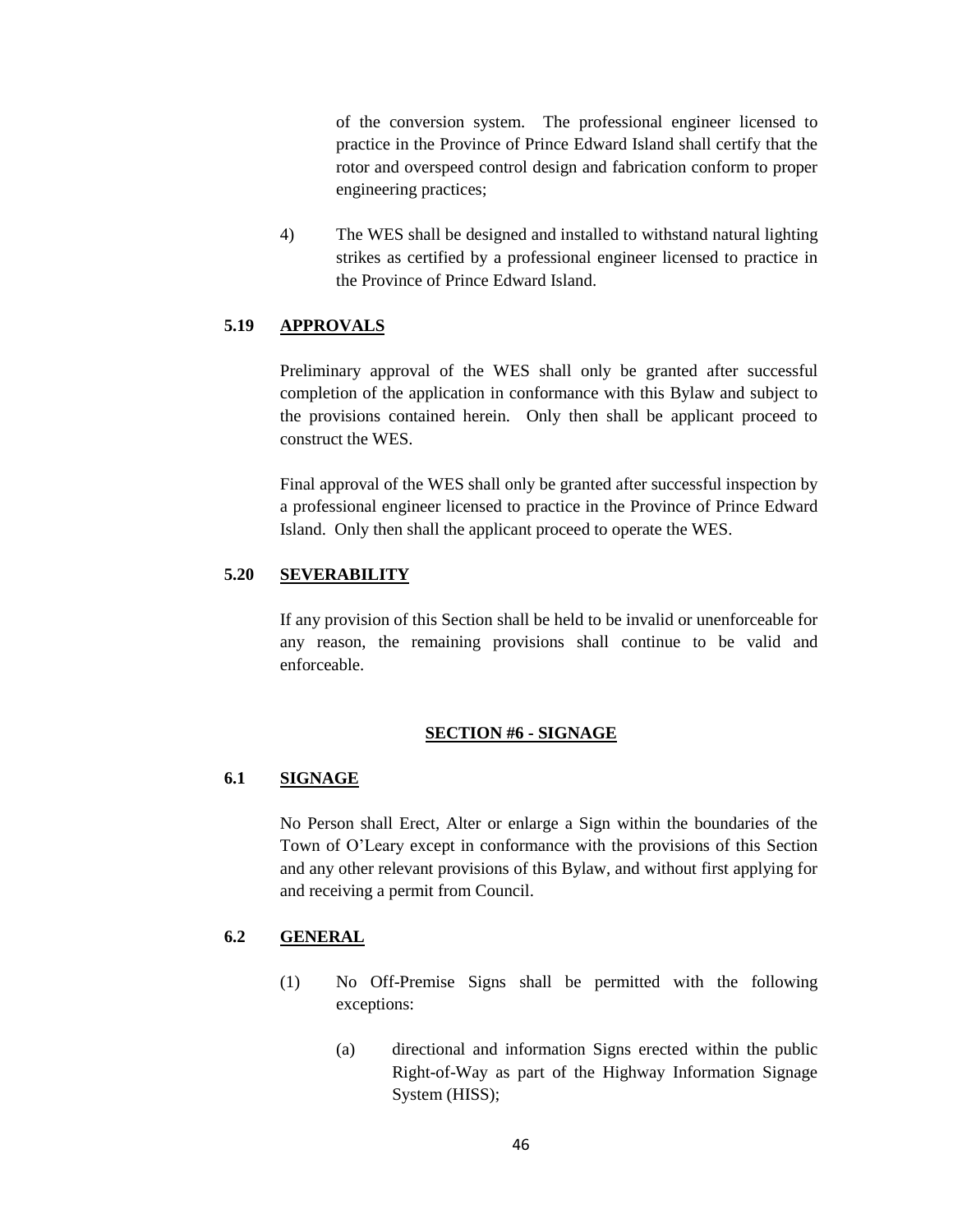of the conversion system. The professional engineer licensed to practice in the Province of Prince Edward Island shall certify that the rotor and overspeed control design and fabrication conform to proper engineering practices;

4) The WES shall be designed and installed to withstand natural lighting strikes as certified by a professional engineer licensed to practice in the Province of Prince Edward Island.

### 5.19 APPROVALS

Preliminary approval of the WES shall only be granted after successful completion of the application in conformance with this Bylaw and subject to the provisions contained herein. Only then shall be applicant proceed to construct the WES.

Final approval of the WES shall only be granted after successful inspection by a professional engineer licensed to practice in the Province of Prince Edward Island. Only then shall the applicant proceed to operate the WES.

### 5.20 SEVERABILITY

If any provision of this Section shall be held to be invalid or unenforceable for any reason, the remaining provisions shall continue to be valid and enforceable.

## SECTION #6 - SIGNAGE

### 6.1 SIGNAGE

No Person shall Erect, Alter or enlarge a Sign within the boundaries of the Town of O'Leary except in conformance with the provisions of this Section and any other relevant provisions of this Bylaw, and without first applying for and receiving a permit from Council.

### 6.2 GENERAL

(1) No Off-Premise Signs shall be permitted with the following exceptions:

(a) directional and information Signs erected within the public Right-of-Way as part of the Highway Information Signage System (HISS);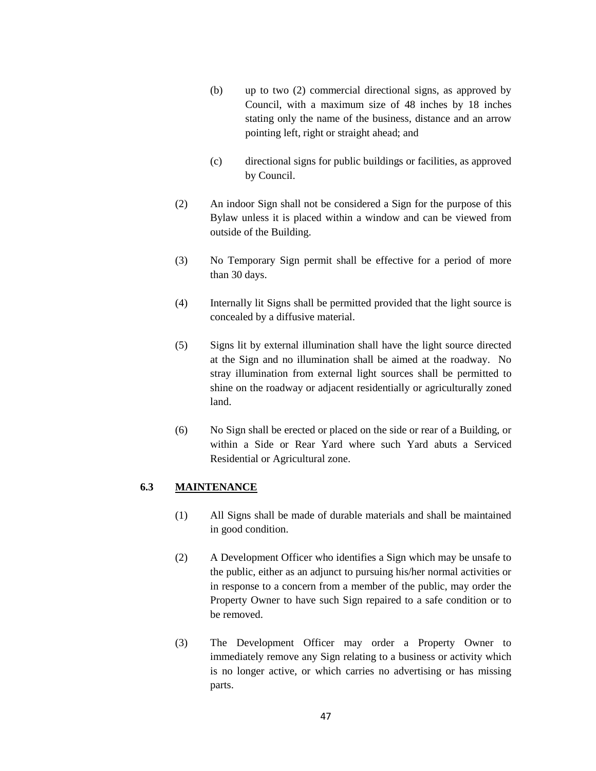(b) up to two (2) commercial directional signs, as approved by Council, with a maximum size of 48 inches by 18 inches stating only the name of the business, distance and an arrow pointing left, right or straight ahead; and

(c) directional signs for public buildings or facilities, as approved by Council.

(2) An indoor Sign shall not be considered a Sign for the purpose of this Bylaw unless it is placed within a window and can be viewed from outside of the Building.

(3) No Temporary Sign permit shall be effective for a period of more than 30 days.

(4) Internally lit Signs shall be permitted provided that the light source is concealed by a diffusive material.

(5) Signs lit by external illumination shall have the light source directed at the Sign and no illumination shall be aimed at the roadway. No stray illumination from external light sources shall be permitted to shine on the roadway or adjacent residentially or agriculturally zoned land.

(6) No Sign shall be erected or placed on the side or rear of a Building, or within a Side or Rear Yard where such Yard abuts a Serviced Residential or Agricultural zone.

### 6.3 MAINTENANCE

(1) All Signs shall be made of durable materials and shall be maintained in good condition.

(2) A Development Officer who identifies a Sign which may be unsafe to the public, either as an adjunct to pursuing his/her normal activities or in response to a concern from a member of the public, may order the Property Owner to have such Sign repaired to a safe condition or to be removed.

(3) The Development Officer may order a Property Owner to immediately remove any Sign relating to a business or activity which is no longer active, or which carries no advertising or has missing parts.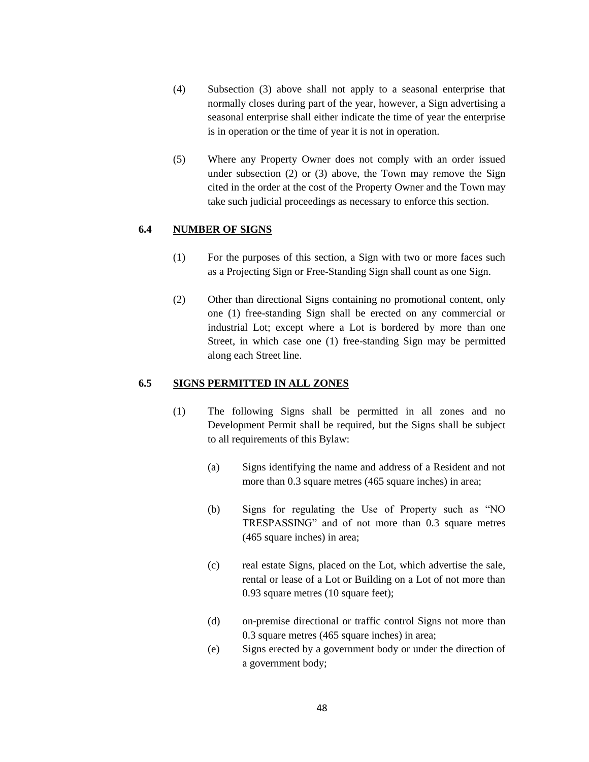(4) Subsection (3) above shall not apply to a seasonal enterprise that normally closes during part of the year, however, a Sign advertising a seasonal enterprise shall either indicate the time of year the enterprise is in operation or the time of year it is not in operation.

(5) Where any Property Owner does not comply with an order issued under subsection (2) or (3) above, the Town may remove the Sign cited in the order at the cost of the Property Owner and the Town may take such judicial proceedings as necessary to enforce this section.

## 6.4 NUMBER OF SIGNS

(1) For the purposes of this section, a Sign with two or more faces such as a Projecting Sign or Free-Standing Sign shall count as one Sign.

(2) Other than directional Signs containing no promotional content, only one (1) free-standing Sign shall be erected on any commercial or industrial Lot; except where a Lot is bordered by more than one Street, in which case one (1) free-standing Sign may be permitted along each Street line.

## 6.5 SIGNS PERMITTED IN ALL ZONES

(1) The following Signs shall be permitted in all zones and no Development Permit shall be required, but the Signs shall be subject to all requirements of this Bylaw:

(a) Signs identifying the name and address of a Resident and not more than 0.3 square metres (465 square inches) in area;

(b) Signs for regulating the Use of Property such as "NO TRESPASSING" and of not more than 0.3 square metres (465 square inches) in area;

(c) real estate Signs, placed on the Lot, which advertise the sale, rental or lease of a Lot or Building on a Lot of not more than 0.93 square metres (10 square feet);

(d) on-premise directional or traffic control Signs not more than 0.3 square metres (465 square inches) in area;

(e) Signs erected by a government body or under the direction of a government body;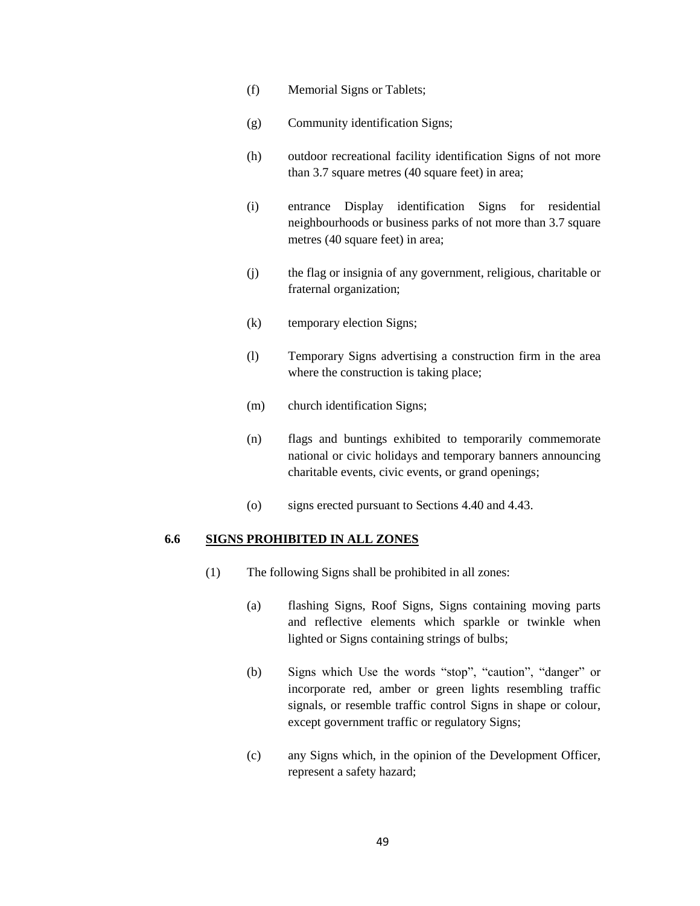(f) Memorial Signs or Tablets;

(g) Community identification Signs;

(h) outdoor recreational facility identification Signs of not more than 3.7 square metres (40 square feet) in area;

(i) entrance Display identification Signs for residential neighbourhoods or business parks of not more than 3.7 square metres (40 square feet) in area;

(j) the flag or insignia of any government, religious, charitable or fraternal organization;

(k) temporary election Signs;

(l) Temporary Signs advertising a construction firm in the area where the construction is taking place;

(m) church identification Signs;

(n) flags and buntings exhibited to temporarily commemorate national or civic holidays and temporary banners announcing charitable events, civic events, or grand openings;

(o) signs erected pursuant to Sections 4.40 and 4.43.

## 6.6 SIGNS PROHIBITED IN ALL ZONES

(1) The following Signs shall be prohibited in all zones:

(a) flashing Signs, Roof Signs, Signs containing moving parts and reflective elements which sparkle or twinkle when lighted or Signs containing strings of bulbs;

(b) Signs which Use the words "stop", "caution", "danger" or incorporate red, amber or green lights resembling traffic signals, or resemble traffic control Signs in shape or colour, except government traffic or regulatory Signs;

(c) any Signs which, in the opinion of the Development Officer, represent a safety hazard;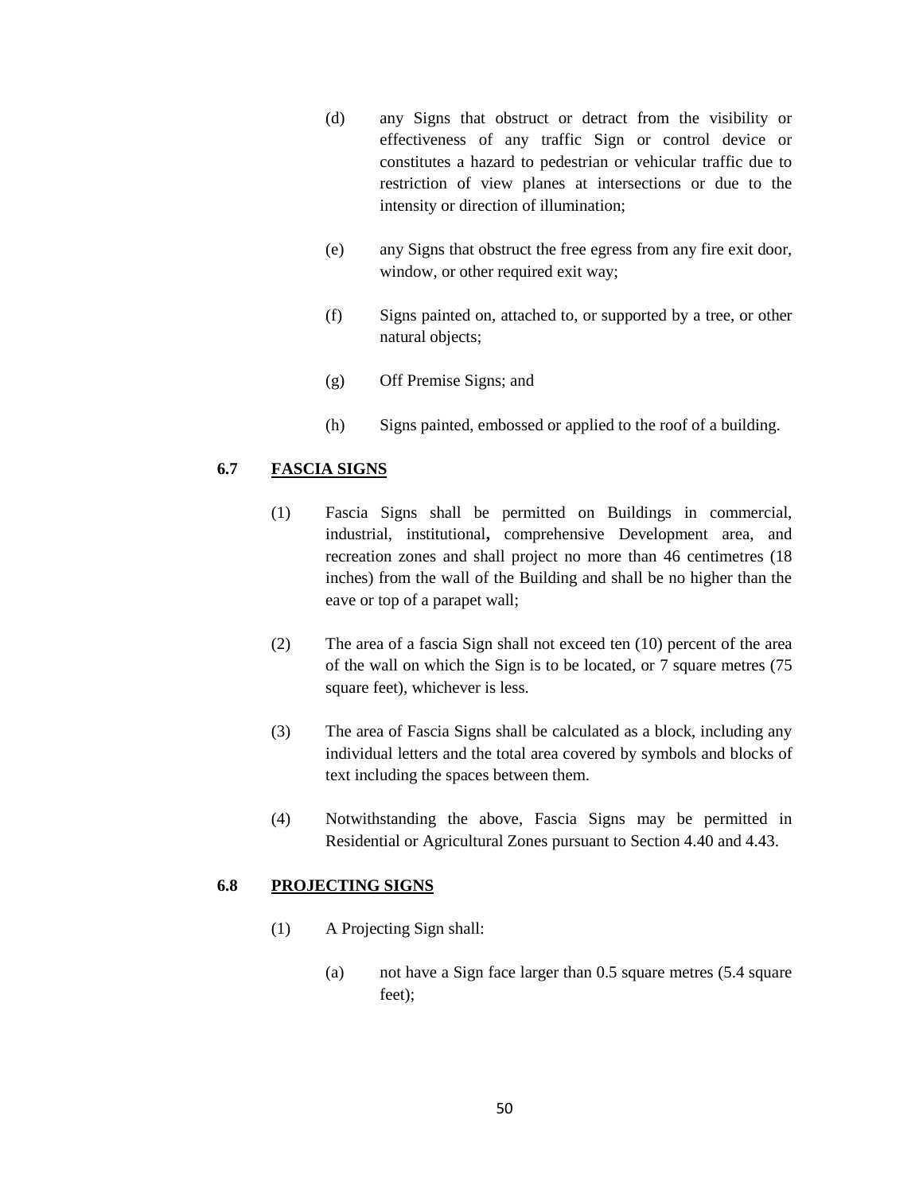(d) any Signs that obstruct or detract from the visibility or effectiveness of any traffic Sign or control device or constitutes a hazard to pedestrian or vehicular traffic due to restriction of view planes at intersections or due to the intensity or direction of illumination;

(e) any Signs that obstruct the free egress from any fire exit door, window, or other required exit way;

(f) Signs painted on, attached to, or supported by a tree, or other natural objects;

(g) Off Premise Signs; and

(h) Signs painted, embossed or applied to the roof of a building.

### 6.7 FASCIA SIGNS

(1) Fascia Signs shall be permitted on Buildings in commercial, industrial, institutional**,** comprehensive Development area, and recreation zones and shall project no more than 46 centimetres (18 inches) from the wall of the Building and shall be no higher than the eave or top of a parapet wall;

(2) The area of a fascia Sign shall not exceed ten (10) percent of the area of the wall on which the Sign is to be located, or 7 square metres (75 square feet), whichever is less.

(3) The area of Fascia Signs shall be calculated as a block, including any individual letters and the total area covered by symbols and blocks of text including the spaces between them.

(4) Notwithstanding the above, Fascia Signs may be permitted in Residential or Agricultural Zones pursuant to Section 4.40 and 4.43.

### 6.8 PROJECTING SIGNS

(1) A Projecting Sign shall:

(a) not have a Sign face larger than 0.5 square metres (5.4 square feet);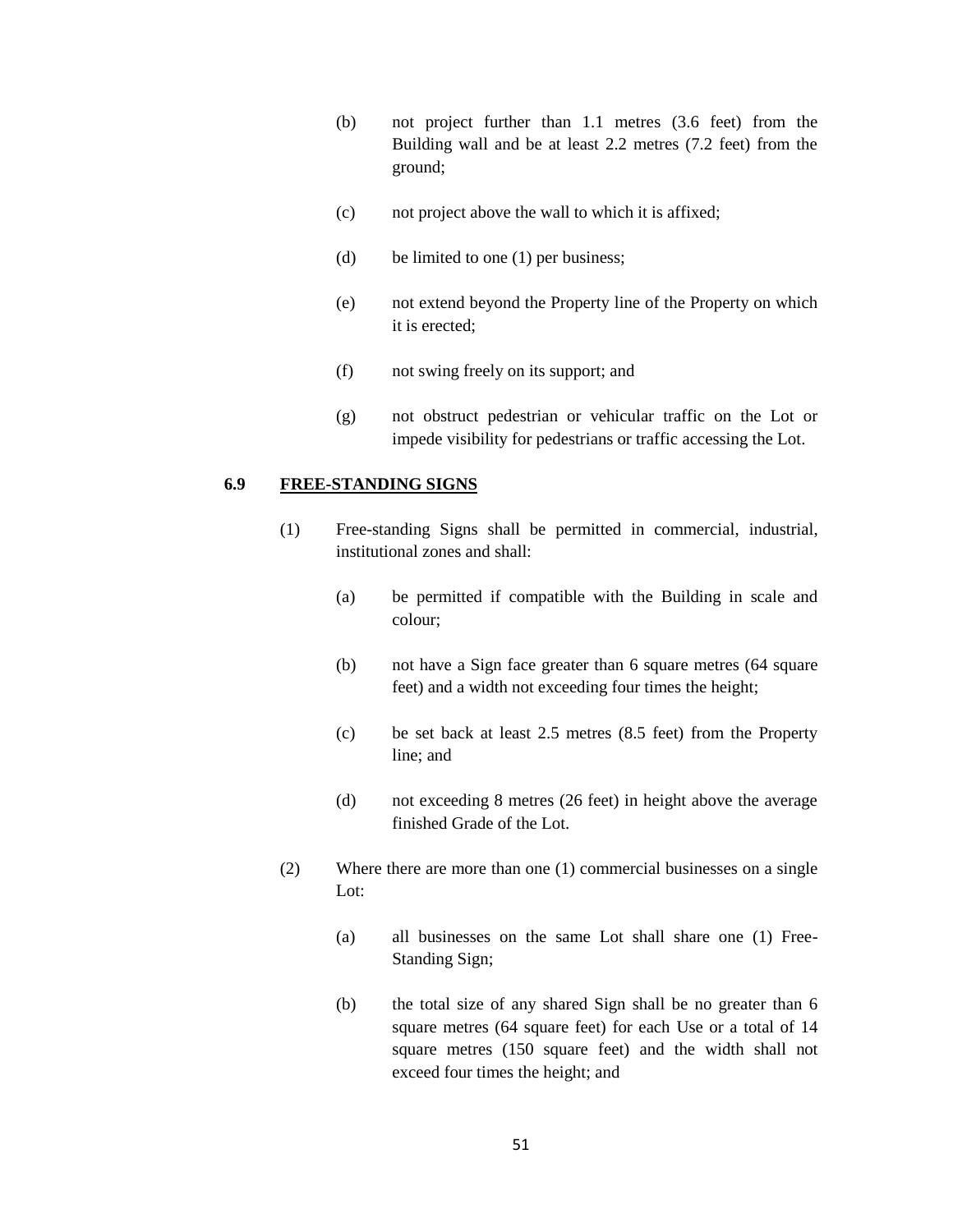(b) not project further than 1.1 metres (3.6 feet) from the Building wall and be at least 2.2 metres (7.2 feet) from the ground;

(c) not project above the wall to which it is affixed;

(d) be limited to one (1) per business;

(e) not extend beyond the Property line of the Property on which it is erected;

(f) not swing freely on its support; and

(g) not obstruct pedestrian or vehicular traffic on the Lot or impede visibility for pedestrians or traffic accessing the Lot.

### 6.9 FREE-STANDING SIGNS

(1) Free-standing Signs shall be permitted in commercial, industrial, institutional zones and shall:

(a) be permitted if compatible with the Building in scale and colour;

(b) not have a Sign face greater than 6 square metres (64 square feet) and a width not exceeding four times the height;

(c) be set back at least 2.5 metres (8.5 feet) from the Property line; and

(d) not exceeding 8 metres (26 feet) in height above the average finished Grade of the Lot.

(2) Where there are more than one (1) commercial businesses on a single Lot:

(a) all businesses on the same Lot shall share one (1) Free-Standing Sign;

(b) the total size of any shared Sign shall be no greater than 6 square metres (64 square feet) for each Use or a total of 14 square metres (150 square feet) and the width shall not exceed four times the height; and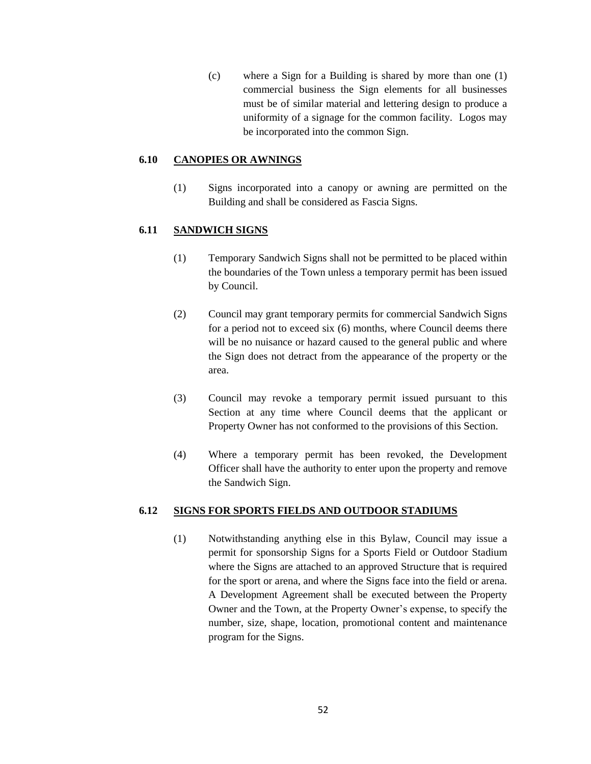(c) where a Sign for a Building is shared by more than one (1) commercial business the Sign elements for all businesses must be of similar material and lettering design to produce a uniformity of a signage for the common facility. Logos may be incorporated into the common Sign.

### 6.10 CANOPIES OR AWNINGS

(1) Signs incorporated into a canopy or awning are permitted on the Building and shall be considered as Fascia Signs.

### 6.11 SANDWICH SIGNS

(1) Temporary Sandwich Signs shall not be permitted to be placed within the boundaries of the Town unless a temporary permit has been issued by Council.

(2) Council may grant temporary permits for commercial Sandwich Signs for a period not to exceed six (6) months, where Council deems there will be no nuisance or hazard caused to the general public and where the Sign does not detract from the appearance of the property or the area.

(3) Council may revoke a temporary permit issued pursuant to this Section at any time where Council deems that the applicant or Property Owner has not conformed to the provisions of this Section.

(4) Where a temporary permit has been revoked, the Development Officer shall have the authority to enter upon the property and remove the Sandwich Sign.

### 6.12 SIGNS FOR SPORTS FIELDS AND OUTDOOR STADIUMS

(1) Notwithstanding anything else in this Bylaw, Council may issue a permit for sponsorship Signs for a Sports Field or Outdoor Stadium where the Signs are attached to an approved Structure that is required for the sport or arena, and where the Signs face into the field or arena. A Development Agreement shall be executed between the Property Owner and the Town, at the Property Owner's expense, to specify the number, size, shape, location, promotional content and maintenance program for the Signs.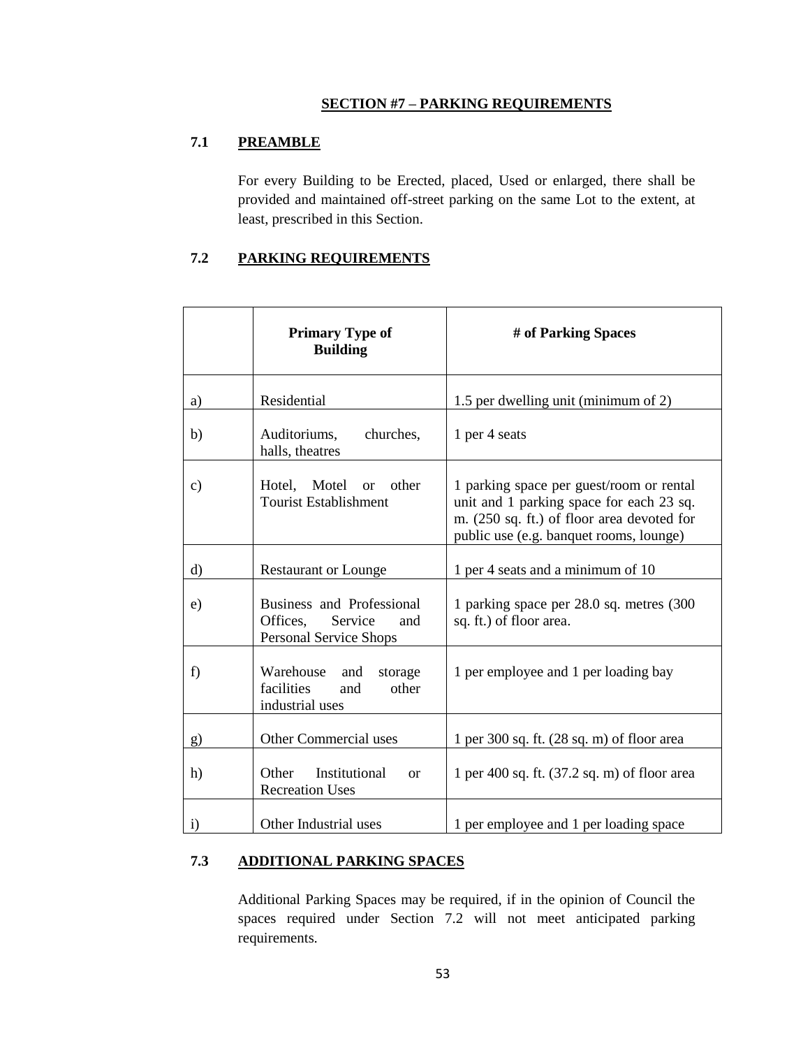## SECTION #7 – PARKING REQUIREMENTS

### 7.1 PREAMBLE

For every Building to be Erected, placed, Used or enlarged, there shall be provided and maintained off-street parking on the same Lot to the extent, at least, prescribed in this Section.

### 7.2 PARKING REQUIREMENTS

| | Primary Type of Building | # of Parking Spaces |
|---|---|---|
| a) | Residential | 1.5 per dwelling unit (minimum of 2) |
| b) | Auditoriums, churches, halls, theatres | 1 per 4 seats |
| c) | Hotel, Motel or other Tourist Establishment | 1 parking space per guest/room or rental unit and 1 parking space for each 23 sq. m. (250 sq. ft.) of floor area devoted for public use (e.g. banquet rooms, lounge) |
| d) | Restaurant or Lounge | 1 per 4 seats and a minimum of 10 |
| e) | Business and Professional Offices, Service and Personal Service Shops | 1 parking space per 28.0 sq. metres (300 sq. ft.) of floor area. |
| f) | Warehouse and storage facilities and other industrial uses | 1 per employee and 1 per loading bay |
| g) | Other Commercial uses | 1 per 300 sq. ft. (28 sq. m) of floor area |
| h) | Other Institutional or Recreation Uses | 1 per 400 sq. ft. (37.2 sq. m) of floor area |
| i) | Other Industrial uses | 1 per employee and 1 per loading space |

### 7.3 ADDITIONAL PARKING SPACES

Additional Parking Spaces may be required, if in the opinion of Council the spaces required under Section 7.2 will not meet anticipated parking requirements.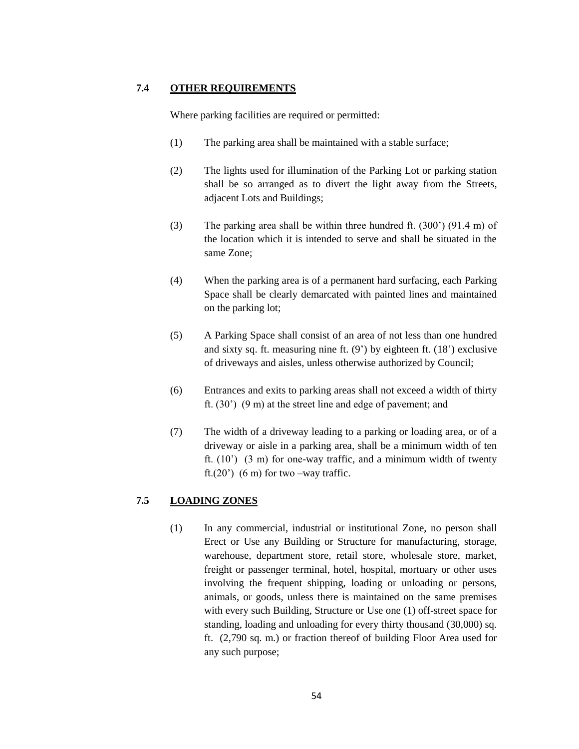### 7.4 OTHER REQUIREMENTS

Where parking facilities are required or permitted:

(1) The parking area shall be maintained with a stable surface;

(2) The lights used for illumination of the Parking Lot or parking station shall be so arranged as to divert the light away from the Streets, adjacent Lots and Buildings;

(3) The parking area shall be within three hundred ft. (300') (91.4 m) of the location which it is intended to serve and shall be situated in the same Zone;

(4) When the parking area is of a permanent hard surfacing, each Parking Space shall be clearly demarcated with painted lines and maintained on the parking lot;

(5) A Parking Space shall consist of an area of not less than one hundred and sixty sq. ft. measuring nine ft. (9') by eighteen ft. (18') exclusive of driveways and aisles, unless otherwise authorized by Council;

(6) Entrances and exits to parking areas shall not exceed a width of thirty ft. (30') (9 m) at the street line and edge of pavement; and

(7) The width of a driveway leading to a parking or loading area, or of a driveway or aisle in a parking area, shall be a minimum width of ten ft. (10') (3 m) for one-way traffic, and a minimum width of twenty ft.(20') (6 m) for two –way traffic.

### 7.5 LOADING ZONES

(1) In any commercial, industrial or institutional Zone, no person shall Erect or Use any Building or Structure for manufacturing, storage, warehouse, department store, retail store, wholesale store, market, freight or passenger terminal, hotel, hospital, mortuary or other uses involving the frequent shipping, loading or unloading or persons, animals, or goods, unless there is maintained on the same premises with every such Building, Structure or Use one (1) off-street space for standing, loading and unloading for every thirty thousand (30,000) sq. ft. (2,790 sq. m.) or fraction thereof of building Floor Area used for any such purpose;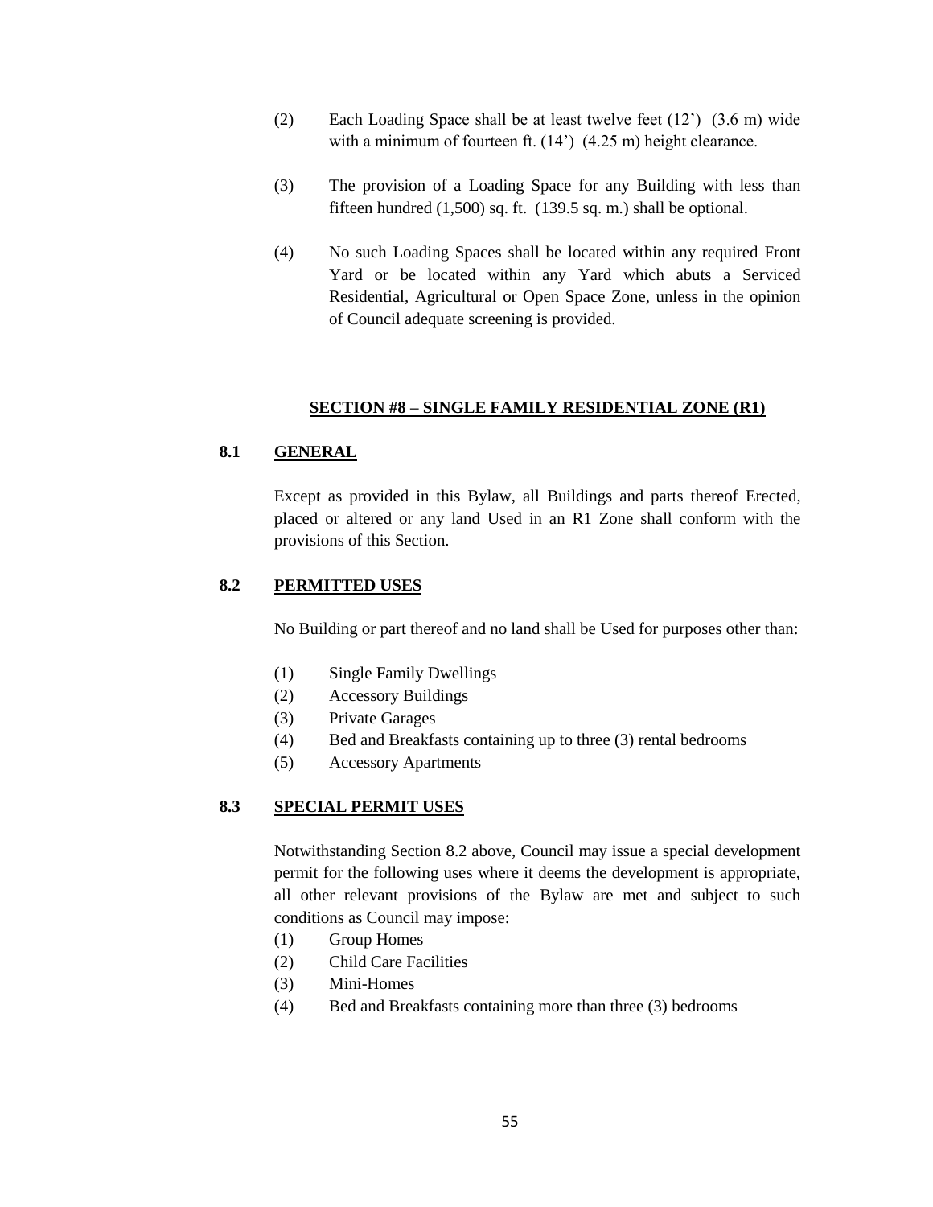(2) Each Loading Space shall be at least twelve feet (12') (3.6 m) wide with a minimum of fourteen ft. (14') (4.25 m) height clearance.

(3) The provision of a Loading Space for any Building with less than fifteen hundred (1,500) sq. ft. (139.5 sq. m.) shall be optional.

(4) No such Loading Spaces shall be located within any required Front Yard or be located within any Yard which abuts a Serviced Residential, Agricultural or Open Space Zone, unless in the opinion of Council adequate screening is provided.

## SECTION #8 – SINGLE FAMILY RESIDENTIAL ZONE (R1)

### 8.1 GENERAL

Except as provided in this Bylaw, all Buildings and parts thereof Erected, placed or altered or any land Used in an R1 Zone shall conform with the provisions of this Section.

### 8.2 PERMITTED USES

No Building or part thereof and no land shall be Used for purposes other than:

(1) Single Family Dwellings
(2) Accessory Buildings
(3) Private Garages
(4) Bed and Breakfasts containing up to three (3) rental bedrooms
(5) Accessory Apartments

### 8.3 SPECIAL PERMIT USES

Notwithstanding Section 8.2 above, Council may issue a special development permit for the following uses where it deems the development is appropriate, all other relevant provisions of the Bylaw are met and subject to such conditions as Council may impose:

(1) Group Homes
(2) Child Care Facilities
(3) Mini-Homes
(4) Bed and Breakfasts containing more than three (3) bedrooms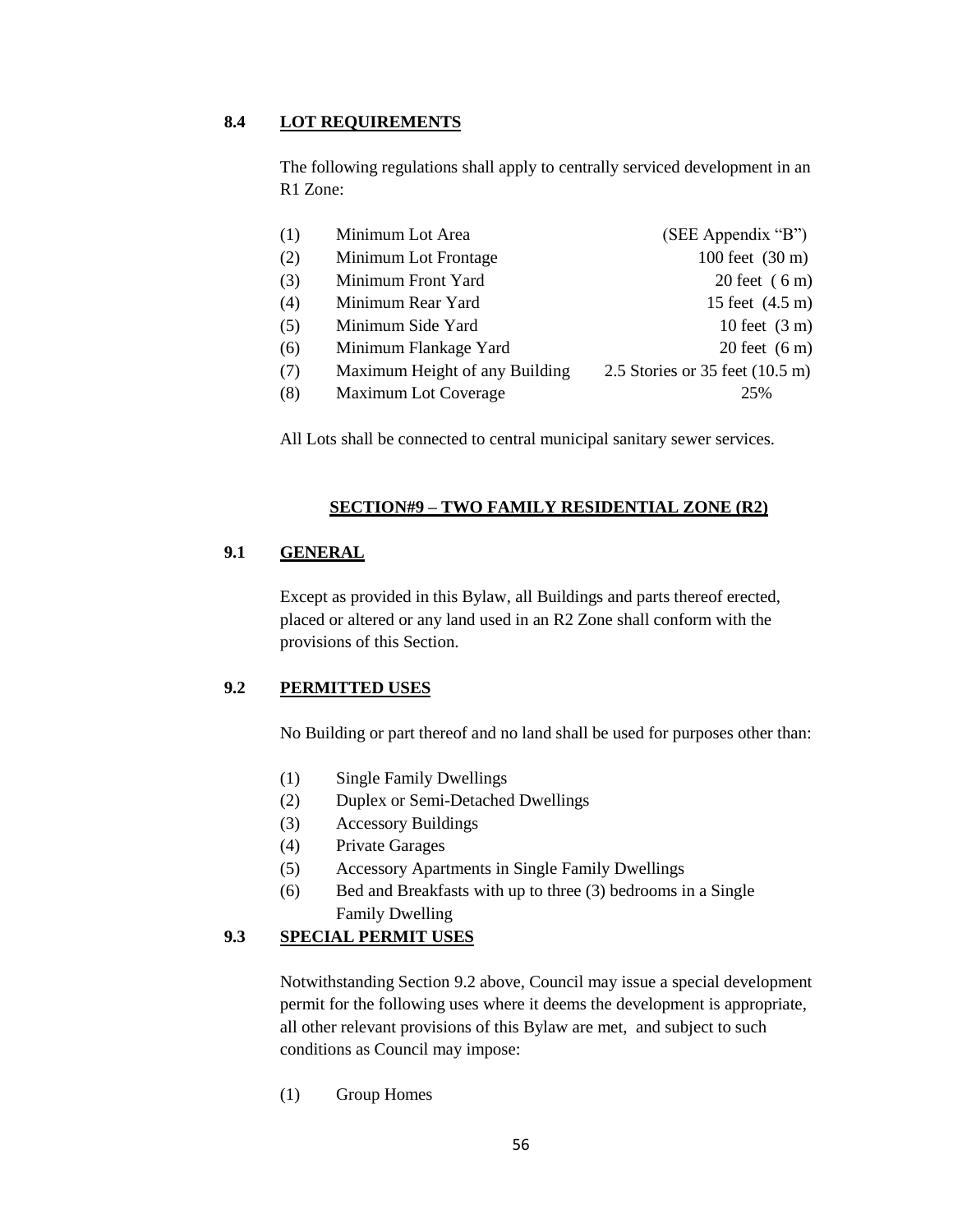### 8.4 LOT REQUIREMENTS

The following regulations shall apply to centrally serviced development in an R1 Zone:

| | | |
|---|---|---|
| (1) | Minimum Lot Area | (SEE Appendix "B") |
| (2) | Minimum Lot Frontage | 100 feet (30 m) |
| (3) | Minimum Front Yard | 20 feet ( 6 m) |
| (4) | Minimum Rear Yard | 15 feet (4.5 m) |
| (5) | Minimum Side Yard | 10 feet (3 m) |
| (6) | Minimum Flankage Yard | 20 feet (6 m) |
| (7) | Maximum Height of any Building | 2.5 Stories or 35 feet (10.5 m) |
| (8) | Maximum Lot Coverage | 25% |

All Lots shall be connected to central municipal sanitary sewer services.

## SECTION#9 – TWO FAMILY RESIDENTIAL ZONE (R2)

### 9.1 GENERAL

Except as provided in this Bylaw, all Buildings and parts thereof erected, placed or altered or any land used in an R2 Zone shall conform with the provisions of this Section.

### 9.2 PERMITTED USES

No Building or part thereof and no land shall be used for purposes other than:

(1) Single Family Dwellings
(2) Duplex or Semi-Detached Dwellings
(3) Accessory Buildings
(4) Private Garages
(5) Accessory Apartments in Single Family Dwellings
(6) Bed and Breakfasts with up to three (3) bedrooms in a Single Family Dwelling

### 9.3 SPECIAL PERMIT USES

Notwithstanding Section 9.2 above, Council may issue a special development permit for the following uses where it deems the development is appropriate, all other relevant provisions of this Bylaw are met, and subject to such conditions as Council may impose:

(1) Group Homes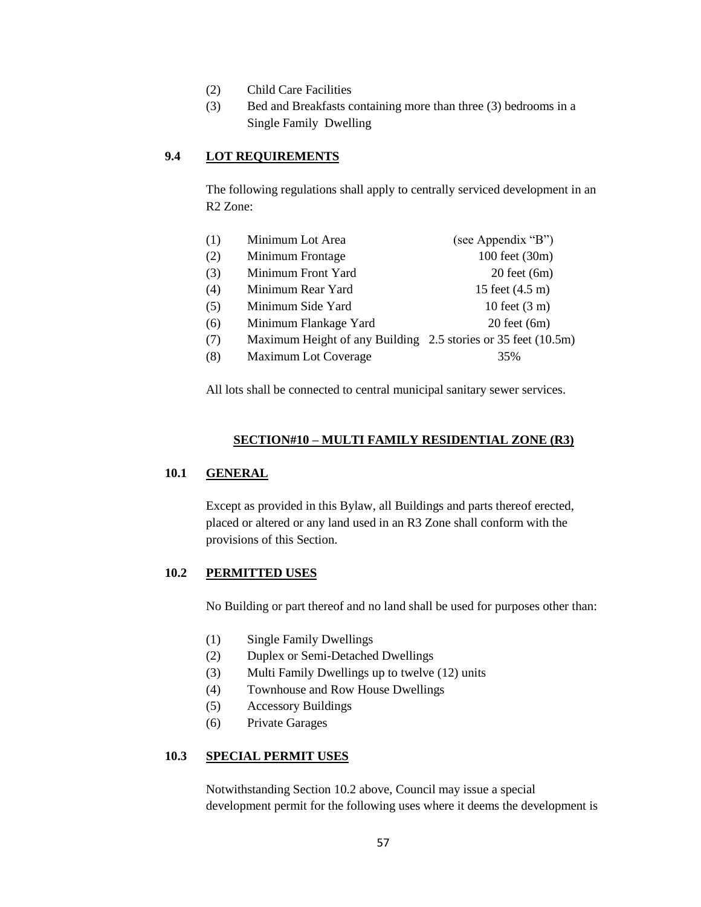(2) Child Care Facilities
(3) Bed and Breakfasts containing more than three (3) bedrooms in a Single Family Dwelling

### 9.4 LOT REQUIREMENTS

The following regulations shall apply to centrally serviced development in an R2 Zone:

| | | |
|---|---|---|
| (1) | Minimum Lot Area | (see Appendix "B") |
| (2) | Minimum Frontage | 100 feet (30m) |
| (3) | Minimum Front Yard | 20 feet (6m) |
| (4) | Minimum Rear Yard | 15 feet (4.5 m) |
| (5) | Minimum Side Yard | 10 feet (3 m) |
| (6) | Minimum Flankage Yard | 20 feet (6m) |
| (7) | Maximum Height of any Building | 2.5 stories or 35 feet (10.5m) |
| (8) | Maximum Lot Coverage | 35% |

All lots shall be connected to central municipal sanitary sewer services.

## SECTION#10 – MULTI FAMILY RESIDENTIAL ZONE (R3)

### 10.1 GENERAL

Except as provided in this Bylaw, all Buildings and parts thereof erected, placed or altered or any land used in an R3 Zone shall conform with the provisions of this Section.

### 10.2 PERMITTED USES

No Building or part thereof and no land shall be used for purposes other than:

(1) Single Family Dwellings
(2) Duplex or Semi-Detached Dwellings
(3) Multi Family Dwellings up to twelve (12) units
(4) Townhouse and Row House Dwellings
(5) Accessory Buildings
(6) Private Garages

### 10.3 SPECIAL PERMIT USES

Notwithstanding Section 10.2 above, Council may issue a special development permit for the following uses where it deems the development is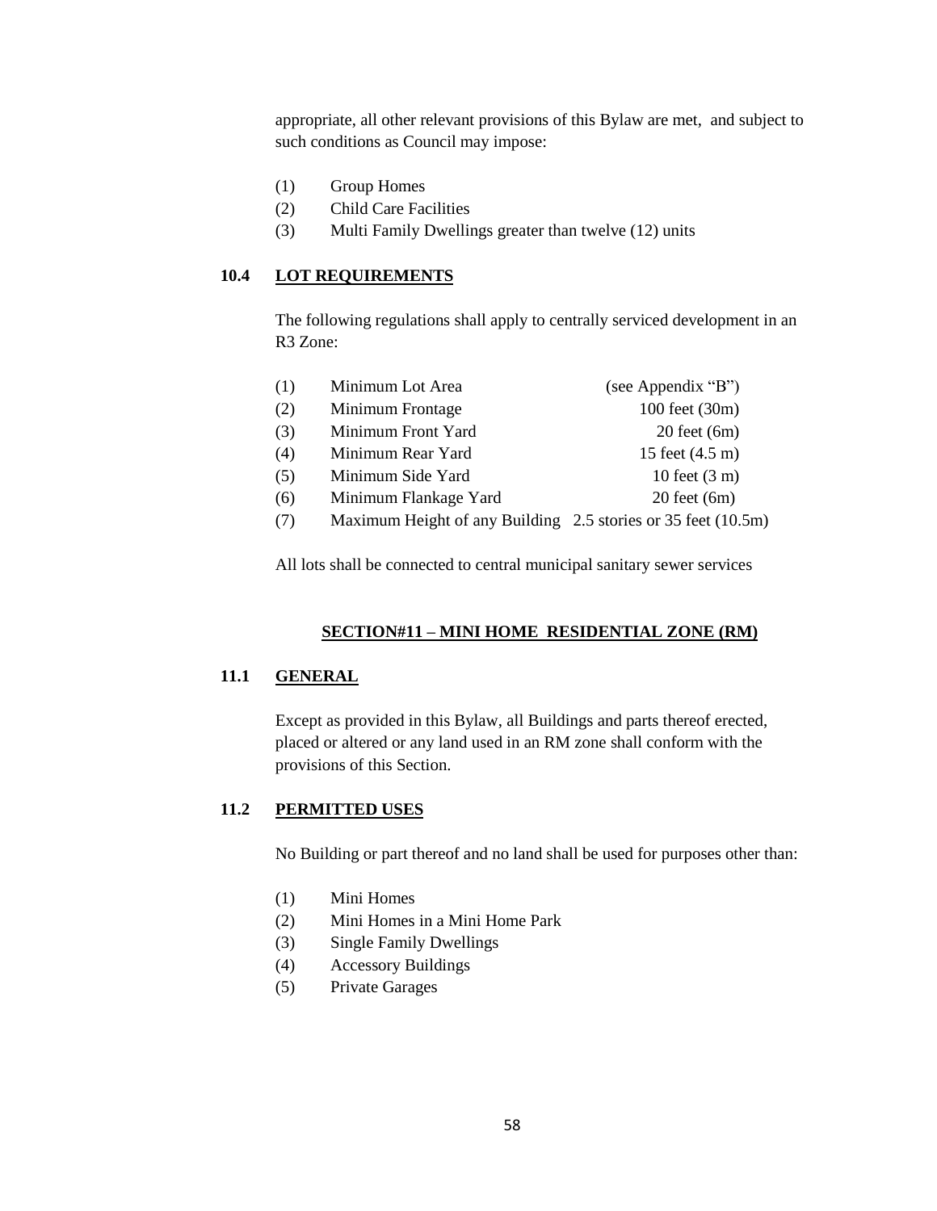appropriate, all other relevant provisions of this Bylaw are met, and subject to such conditions as Council may impose:

(1) Group Homes
(2) Child Care Facilities
(3) Multi Family Dwellings greater than twelve (12) units

### 10.4 LOT REQUIREMENTS

The following regulations shall apply to centrally serviced development in an R3 Zone:

| | | |
|---|---|---|
| (1) | Minimum Lot Area | (see Appendix "B") |
| (2) | Minimum Frontage | 100 feet (30m) |
| (3) | Minimum Front Yard | 20 feet (6m) |
| (4) | Minimum Rear Yard | 15 feet (4.5 m) |
| (5) | Minimum Side Yard | 10 feet (3 m) |
| (6) | Minimum Flankage Yard | 20 feet (6m) |
| (7) | Maximum Height of any Building | 2.5 stories or 35 feet (10.5m) |

All lots shall be connected to central municipal sanitary sewer services

## SECTION#11 – MINI HOME RESIDENTIAL ZONE (RM)

### 11.1 GENERAL

Except as provided in this Bylaw, all Buildings and parts thereof erected, placed or altered or any land used in an RM zone shall conform with the provisions of this Section.

### 11.2 PERMITTED USES

No Building or part thereof and no land shall be used for purposes other than:

(1) Mini Homes
(2) Mini Homes in a Mini Home Park
(3) Single Family Dwellings
(4) Accessory Buildings
(5) Private Garages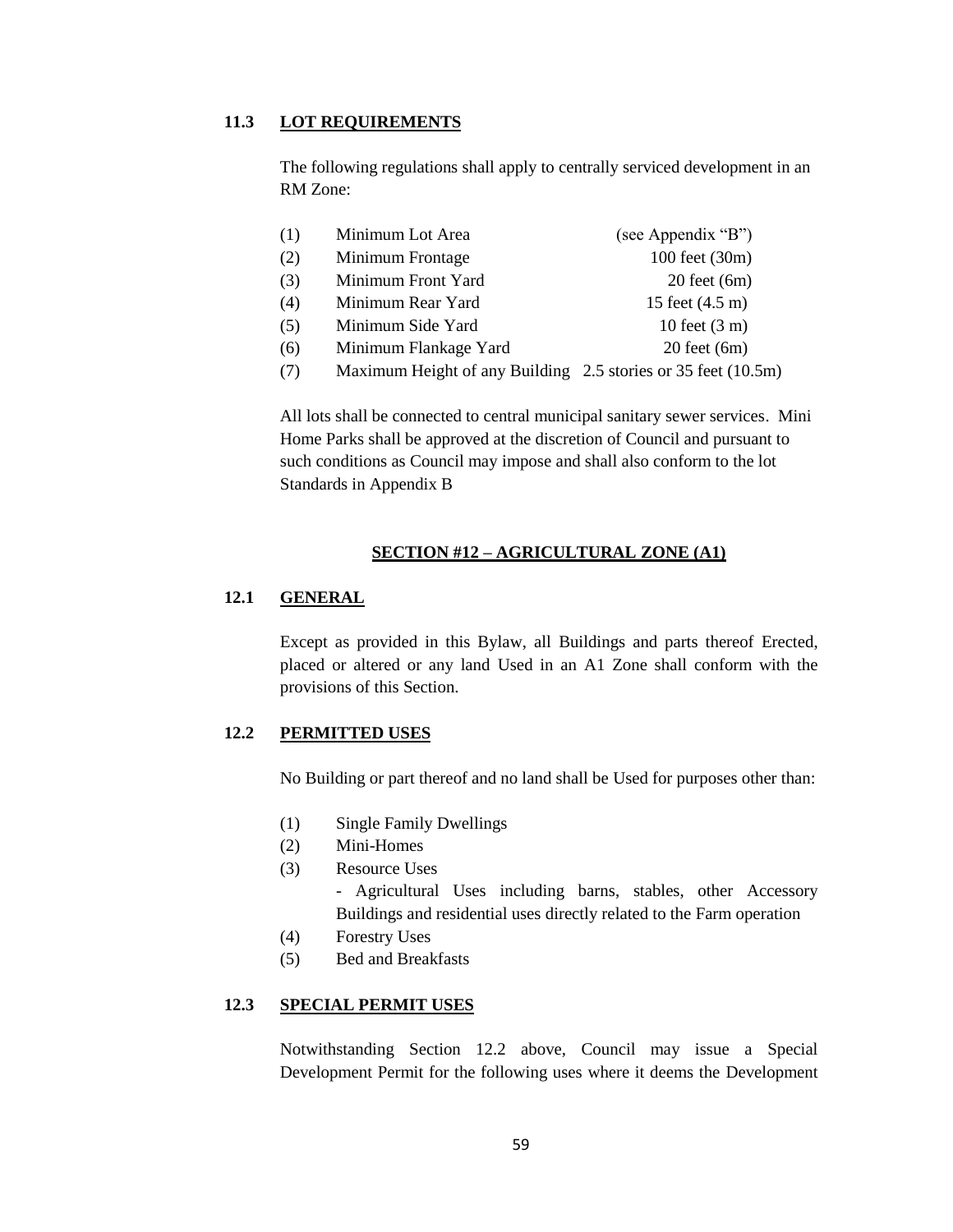### 11.3 LOT REQUIREMENTS

The following regulations shall apply to centrally serviced development in an RM Zone:

| | | |
|---|---|---|
| (1) | Minimum Lot Area | (see Appendix "B") |
| (2) | Minimum Frontage | 100 feet (30m) |
| (3) | Minimum Front Yard | 20 feet (6m) |
| (4) | Minimum Rear Yard | 15 feet (4.5 m) |
| (5) | Minimum Side Yard | 10 feet (3 m) |
| (6) | Minimum Flankage Yard | 20 feet (6m) |
| (7) | Maximum Height of any Building | 2.5 stories or 35 feet (10.5m) |

All lots shall be connected to central municipal sanitary sewer services. Mini Home Parks shall be approved at the discretion of Council and pursuant to such conditions as Council may impose and shall also conform to the lot Standards in Appendix B

## SECTION #12 – AGRICULTURAL ZONE (A1)

### 12.1 GENERAL

Except as provided in this Bylaw, all Buildings and parts thereof Erected, placed or altered or any land Used in an A1 Zone shall conform with the provisions of this Section.

### 12.2 PERMITTED USES

No Building or part thereof and no land shall be Used for purposes other than:

(1) Single Family Dwellings
(2) Mini-Homes
(3) Resource Uses
- Agricultural Uses including barns, stables, other Accessory Buildings and residential uses directly related to the Farm operation
(4) Forestry Uses
(5) Bed and Breakfasts

### 12.3 SPECIAL PERMIT USES

Notwithstanding Section 12.2 above, Council may issue a Special Development Permit for the following uses where it deems the Development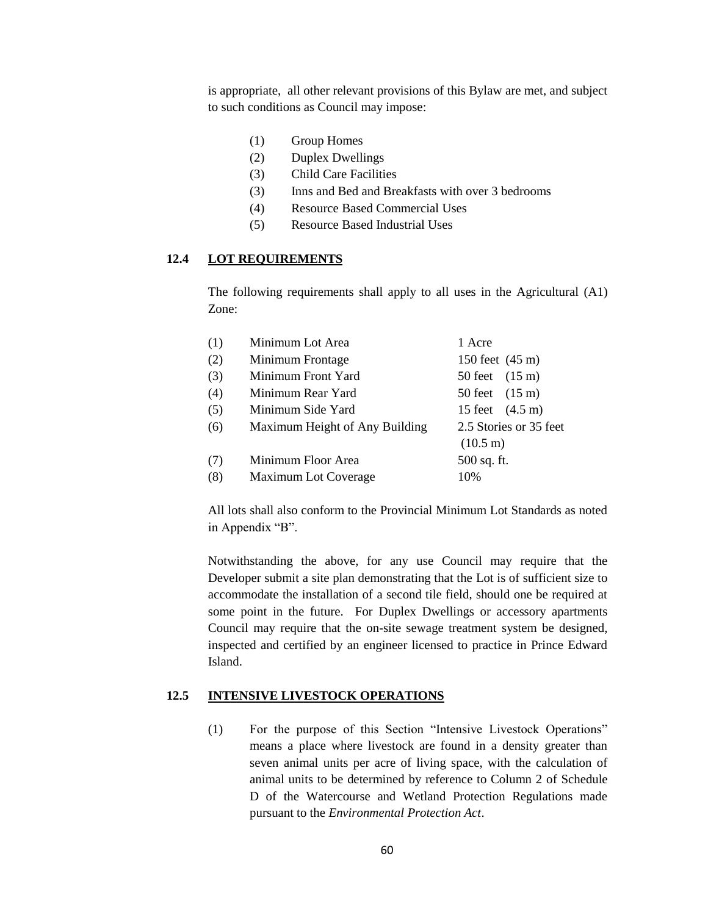is appropriate, all other relevant provisions of this Bylaw are met, and subject to such conditions as Council may impose:

(1) Group Homes
(2) Duplex Dwellings
(3) Child Care Facilities
(3) Inns and Bed and Breakfasts with over 3 bedrooms
(4) Resource Based Commercial Uses
(5) Resource Based Industrial Uses

## 12.4 LOT REQUIREMENTS

The following requirements shall apply to all uses in the Agricultural (A1) Zone:

| | | |
|---|---|---|
| (1) | Minimum Lot Area | 1 Acre |
| (2) | Minimum Frontage | 150 feet (45 m) |
| (3) | Minimum Front Yard | 50 feet (15 m) |
| (4) | Minimum Rear Yard | 50 feet (15 m) |
| (5) | Minimum Side Yard | 15 feet (4.5 m) |
| (6) | Maximum Height of Any Building | 2.5 Stories or 35 feet (10.5 m) |
| (7) | Minimum Floor Area | 500 sq. ft. |
| (8) | Maximum Lot Coverage | 10% |

All lots shall also conform to the Provincial Minimum Lot Standards as noted in Appendix "B".

Notwithstanding the above, for any use Council may require that the Developer submit a site plan demonstrating that the Lot is of sufficient size to accommodate the installation of a second tile field, should one be required at some point in the future. For Duplex Dwellings or accessory apartments Council may require that the on-site sewage treatment system be designed, inspected and certified by an engineer licensed to practice in Prince Edward Island.

## 12.5 INTENSIVE LIVESTOCK OPERATIONS

(1) For the purpose of this Section "Intensive Livestock Operations" means a place where livestock are found in a density greater than seven animal units per acre of living space, with the calculation of animal units to be determined by reference to Column 2 of Schedule D of the Watercourse and Wetland Protection Regulations made pursuant to the *Environmental Protection Act*.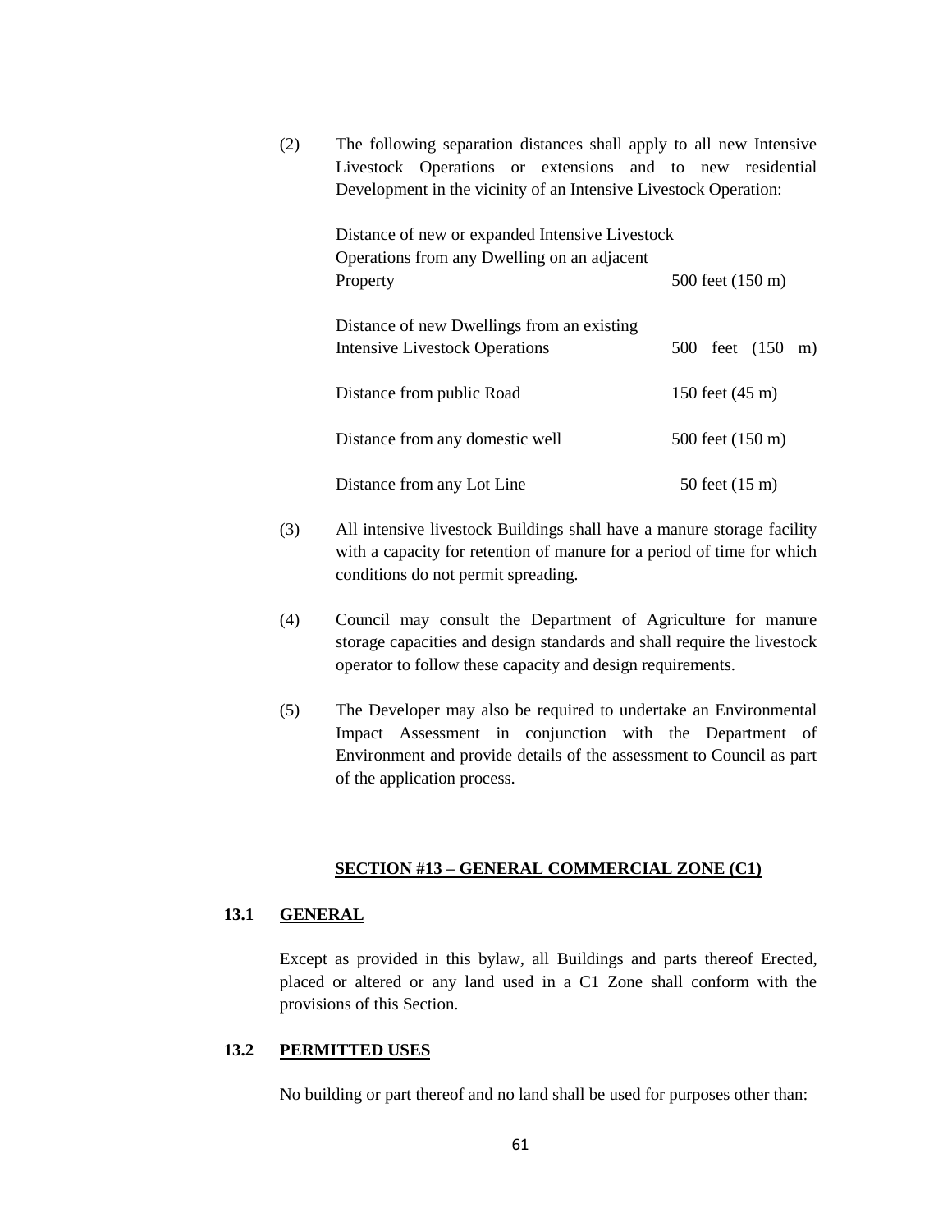(2) The following separation distances shall apply to all new Intensive Livestock Operations or extensions and to new residential Development in the vicinity of an Intensive Livestock Operation:

| | |
|---|---|
| Distance of new or expanded Intensive Livestock Operations from any Dwelling on an adjacent Property | 500 feet (150 m) |
| Distance of new Dwellings from an existing Intensive Livestock Operations | 500 feet (150 m) |
| Distance from public Road | 150 feet (45 m) |
| Distance from any domestic well | 500 feet (150 m) |
| Distance from any Lot Line | 50 feet (15 m) |

(3) All intensive livestock Buildings shall have a manure storage facility with a capacity for retention of manure for a period of time for which conditions do not permit spreading.

(4) Council may consult the Department of Agriculture for manure storage capacities and design standards and shall require the livestock operator to follow these capacity and design requirements.

(5) The Developer may also be required to undertake an Environmental Impact Assessment in conjunction with the Department of Environment and provide details of the assessment to Council as part of the application process.

## SECTION #13 – GENERAL COMMERCIAL ZONE (C1)

### 13.1 GENERAL

Except as provided in this bylaw, all Buildings and parts thereof Erected, placed or altered or any land used in a C1 Zone shall conform with the provisions of this Section.

### 13.2 PERMITTED USES

No building or part thereof and no land shall be used for purposes other than: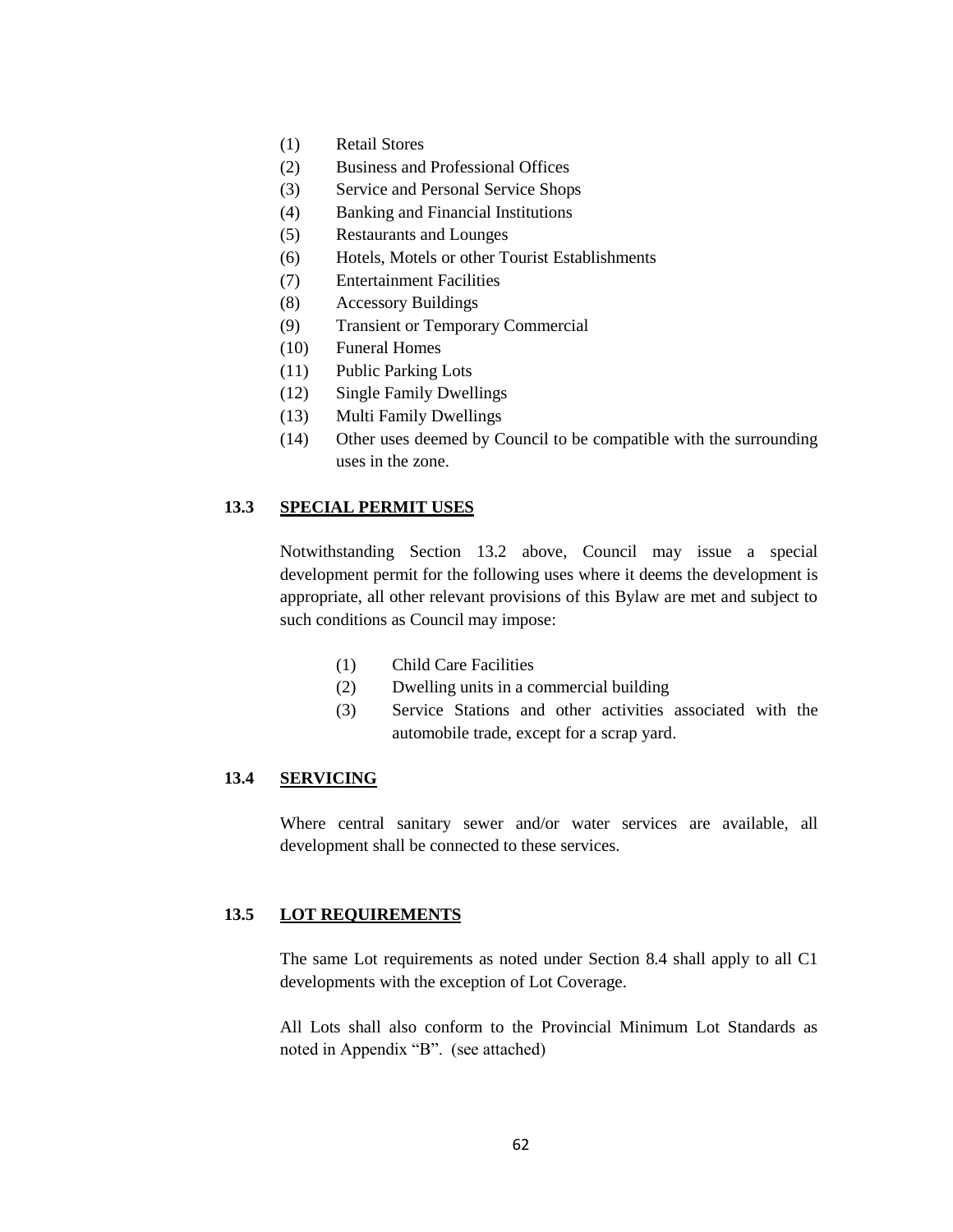(1) Retail Stores
(2) Business and Professional Offices
(3) Service and Personal Service Shops
(4) Banking and Financial Institutions
(5) Restaurants and Lounges
(6) Hotels, Motels or other Tourist Establishments
(7) Entertainment Facilities
(8) Accessory Buildings
(9) Transient or Temporary Commercial
(10) Funeral Homes
(11) Public Parking Lots
(12) Single Family Dwellings
(13) Multi Family Dwellings
(14) Other uses deemed by Council to be compatible with the surrounding uses in the zone.

## 13.3 SPECIAL PERMIT USES

Notwithstanding Section 13.2 above, Council may issue a special development permit for the following uses where it deems the development is appropriate, all other relevant provisions of this Bylaw are met and subject to such conditions as Council may impose:

(1) Child Care Facilities
(2) Dwelling units in a commercial building
(3) Service Stations and other activities associated with the automobile trade, except for a scrap yard.

## 13.4 SERVICING

Where central sanitary sewer and/or water services are available, all development shall be connected to these services.

## 13.5 LOT REQUIREMENTS

The same Lot requirements as noted under Section 8.4 shall apply to all C1 developments with the exception of Lot Coverage.

All Lots shall also conform to the Provincial Minimum Lot Standards as noted in Appendix "B". (see attached)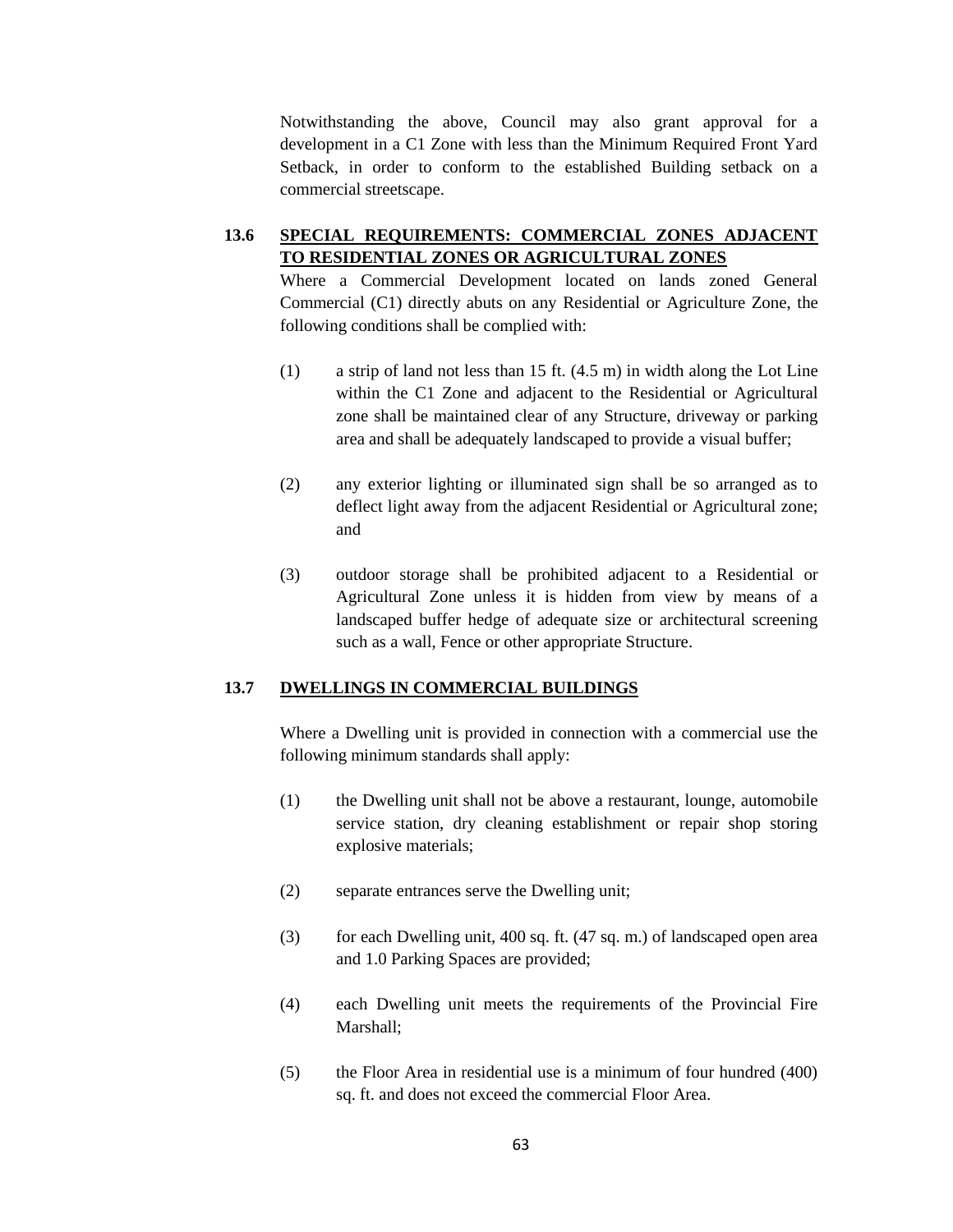Notwithstanding the above, Council may also grant approval for a development in a C1 Zone with less than the Minimum Required Front Yard Setback, in order to conform to the established Building setback on a commercial streetscape.

### 13.6 SPECIAL REQUIREMENTS: COMMERCIAL ZONES ADJACENT TO RESIDENTIAL ZONES OR AGRICULTURAL ZONES

Where a Commercial Development located on lands zoned General Commercial (C1) directly abuts on any Residential or Agriculture Zone, the following conditions shall be complied with:

(1) a strip of land not less than 15 ft. (4.5 m) in width along the Lot Line within the C1 Zone and adjacent to the Residential or Agricultural zone shall be maintained clear of any Structure, driveway or parking area and shall be adequately landscaped to provide a visual buffer;

(2) any exterior lighting or illuminated sign shall be so arranged as to deflect light away from the adjacent Residential or Agricultural zone; and

(3) outdoor storage shall be prohibited adjacent to a Residential or Agricultural Zone unless it is hidden from view by means of a landscaped buffer hedge of adequate size or architectural screening such as a wall, Fence or other appropriate Structure.

### 13.7 DWELLINGS IN COMMERCIAL BUILDINGS

Where a Dwelling unit is provided in connection with a commercial use the following minimum standards shall apply:

(1) the Dwelling unit shall not be above a restaurant, lounge, automobile service station, dry cleaning establishment or repair shop storing explosive materials;

(2) separate entrances serve the Dwelling unit;

(3) for each Dwelling unit, 400 sq. ft. (47 sq. m.) of landscaped open area and 1.0 Parking Spaces are provided;

(4) each Dwelling unit meets the requirements of the Provincial Fire Marshall;

(5) the Floor Area in residential use is a minimum of four hundred (400) sq. ft. and does not exceed the commercial Floor Area.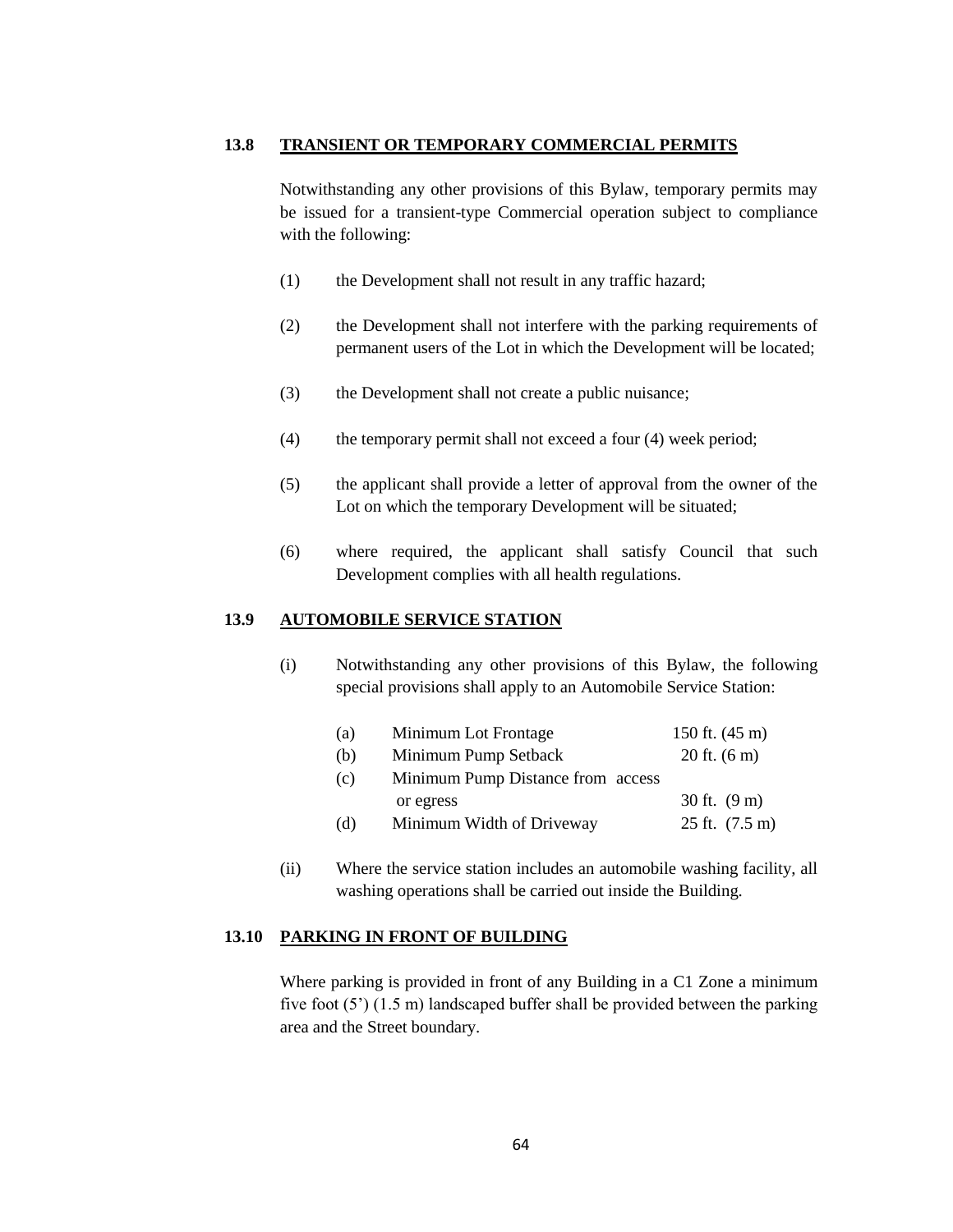## 13.8 TRANSIENT OR TEMPORARY COMMERCIAL PERMITS

Notwithstanding any other provisions of this Bylaw, temporary permits may be issued for a transient-type Commercial operation subject to compliance with the following:

(1) the Development shall not result in any traffic hazard;

(2) the Development shall not interfere with the parking requirements of permanent users of the Lot in which the Development will be located;

(3) the Development shall not create a public nuisance;

(4) the temporary permit shall not exceed a four (4) week period;

(5) the applicant shall provide a letter of approval from the owner of the Lot on which the temporary Development will be situated;

(6) where required, the applicant shall satisfy Council that such Development complies with all health regulations.

## 13.9 AUTOMOBILE SERVICE STATION

(i) Notwithstanding any other provisions of this Bylaw, the following special provisions shall apply to an Automobile Service Station:

| | | |
|---|---|---|
| (a) | Minimum Lot Frontage | 150 ft. (45 m) |
| (b) | Minimum Pump Setback | 20 ft. (6 m) |
| (c) | Minimum Pump Distance from access or egress | 30 ft. (9 m) |
| (d) | Minimum Width of Driveway | 25 ft. (7.5 m) |

(ii) Where the service station includes an automobile washing facility, all washing operations shall be carried out inside the Building.

## 13.10 PARKING IN FRONT OF BUILDING

Where parking is provided in front of any Building in a C1 Zone a minimum five foot (5') (1.5 m) landscaped buffer shall be provided between the parking area and the Street boundary.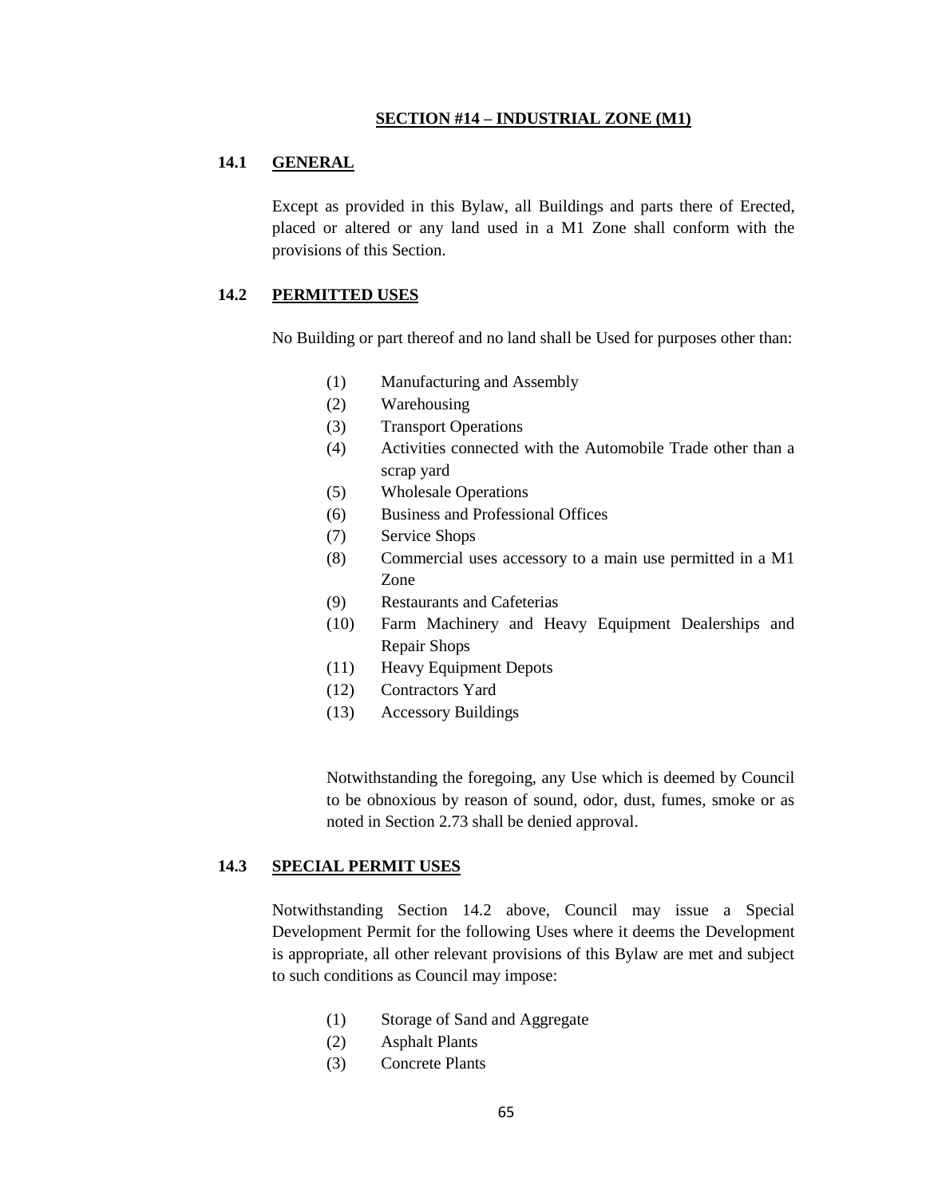# SECTION #14 – INDUSTRIAL ZONE (M1)

## 14.1 GENERAL

Except as provided in this Bylaw, all Buildings and parts there of Erected, placed or altered or any land used in a M1 Zone shall conform with the provisions of this Section.

## 14.2 PERMITTED USES

No Building or part thereof and no land shall be Used for purposes other than:

(1) Manufacturing and Assembly
(2) Warehousing
(3) Transport Operations
(4) Activities connected with the Automobile Trade other than a scrap yard
(5) Wholesale Operations
(6) Business and Professional Offices
(7) Service Shops
(8) Commercial uses accessory to a main use permitted in a M1 Zone
(9) Restaurants and Cafeterias
(10) Farm Machinery and Heavy Equipment Dealerships and Repair Shops
(11) Heavy Equipment Depots
(12) Contractors Yard
(13) Accessory Buildings

Notwithstanding the foregoing, any Use which is deemed by Council to be obnoxious by reason of sound, odor, dust, fumes, smoke or as noted in Section 2.73 shall be denied approval.

## 14.3 SPECIAL PERMIT USES

Notwithstanding Section 14.2 above, Council may issue a Special Development Permit for the following Uses where it deems the Development is appropriate, all other relevant provisions of this Bylaw are met and subject to such conditions as Council may impose:

(1) Storage of Sand and Aggregate
(2) Asphalt Plants
(3) Concrete Plants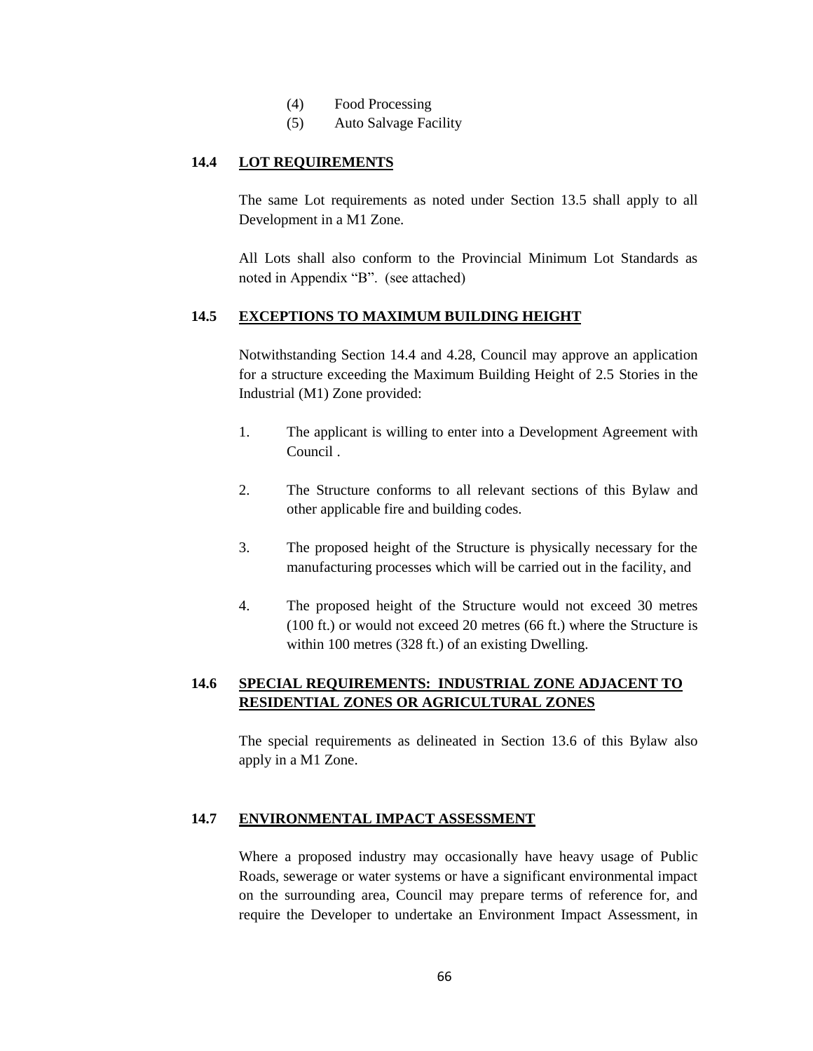(4) Food Processing
(5) Auto Salvage Facility

## 14.4 LOT REQUIREMENTS

The same Lot requirements as noted under Section 13.5 shall apply to all Development in a M1 Zone.

All Lots shall also conform to the Provincial Minimum Lot Standards as noted in Appendix "B". (see attached)

## 14.5 EXCEPTIONS TO MAXIMUM BUILDING HEIGHT

Notwithstanding Section 14.4 and 4.28, Council may approve an application for a structure exceeding the Maximum Building Height of 2.5 Stories in the Industrial (M1) Zone provided:

1. The applicant is willing to enter into a Development Agreement with Council .

2. The Structure conforms to all relevant sections of this Bylaw and other applicable fire and building codes.

3. The proposed height of the Structure is physically necessary for the manufacturing processes which will be carried out in the facility, and

4. The proposed height of the Structure would not exceed 30 metres (100 ft.) or would not exceed 20 metres (66 ft.) where the Structure is within 100 metres (328 ft.) of an existing Dwelling.

## 14.6 SPECIAL REQUIREMENTS: INDUSTRIAL ZONE ADJACENT TO RESIDENTIAL ZONES OR AGRICULTURAL ZONES

The special requirements as delineated in Section 13.6 of this Bylaw also apply in a M1 Zone.

## 14.7 ENVIRONMENTAL IMPACT ASSESSMENT

Where a proposed industry may occasionally have heavy usage of Public Roads, sewerage or water systems or have a significant environmental impact on the surrounding area, Council may prepare terms of reference for, and require the Developer to undertake an Environment Impact Assessment, in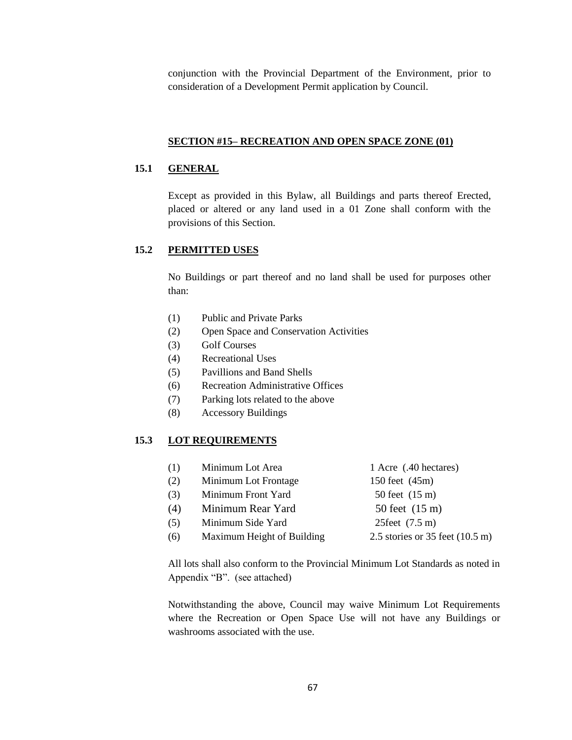conjunction with the Provincial Department of the Environment, prior to consideration of a Development Permit application by Council.

## SECTION #15– RECREATION AND OPEN SPACE ZONE (01)

### 15.1 GENERAL

Except as provided in this Bylaw, all Buildings and parts thereof Erected, placed or altered or any land used in a 01 Zone shall conform with the provisions of this Section.

### 15.2 PERMITTED USES

No Buildings or part thereof and no land shall be used for purposes other than:

(1) Public and Private Parks
(2) Open Space and Conservation Activities
(3) Golf Courses
(4) Recreational Uses
(5) Pavillions and Band Shells
(6) Recreation Administrative Offices
(7) Parking lots related to the above
(8) Accessory Buildings

### 15.3 LOT REQUIREMENTS

| | | |
|---|---|---|
| (1) | Minimum Lot Area | 1 Acre (.40 hectares) |
| (2) | Minimum Lot Frontage | 150 feet (45m) |
| (3) | Minimum Front Yard | 50 feet (15 m) |
| (4) | Minimum Rear Yard | 50 feet (15 m) |
| (5) | Minimum Side Yard | 25feet (7.5 m) |
| (6) | Maximum Height of Building | 2.5 stories or 35 feet (10.5 m) |

All lots shall also conform to the Provincial Minimum Lot Standards as noted in Appendix "B". (see attached)

Notwithstanding the above, Council may waive Minimum Lot Requirements where the Recreation or Open Space Use will not have any Buildings or washrooms associated with the use.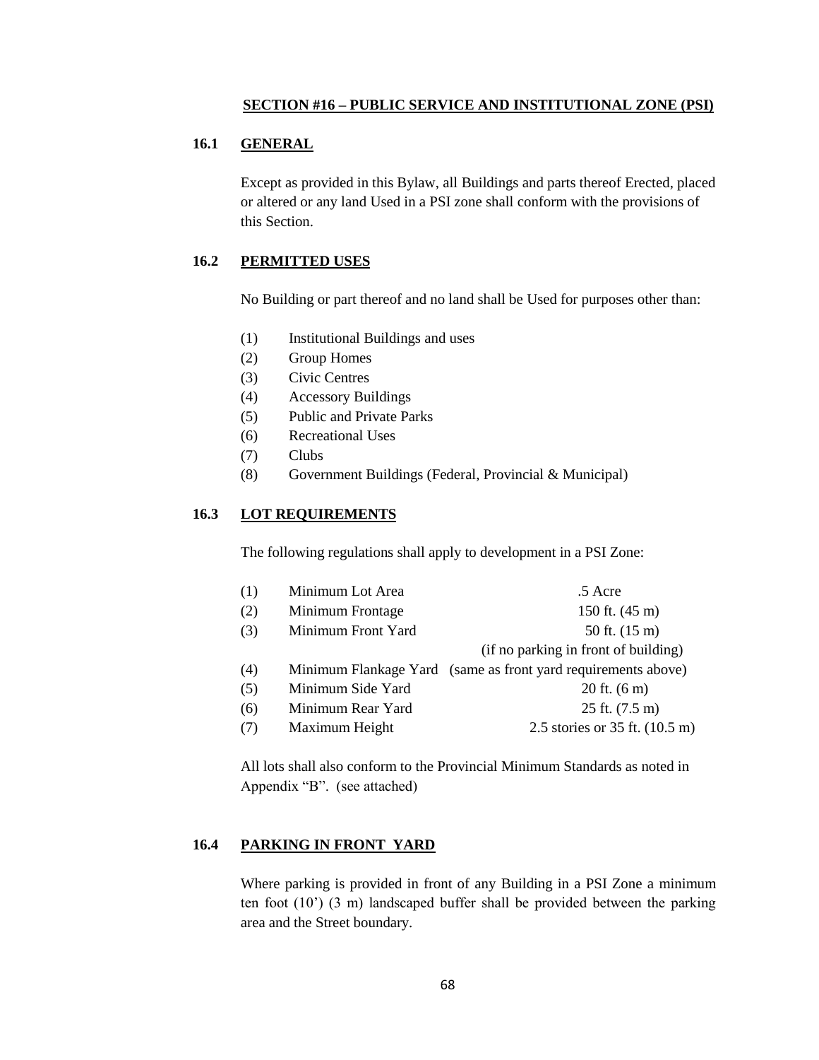# SECTION #16 – PUBLIC SERVICE AND INSTITUTIONAL ZONE (PSI)

## 16.1 GENERAL

Except as provided in this Bylaw, all Buildings and parts thereof Erected, placed or altered or any land Used in a PSI zone shall conform with the provisions of this Section.

## 16.2 PERMITTED USES

No Building or part thereof and no land shall be Used for purposes other than:

(1) Institutional Buildings and uses
(2) Group Homes
(3) Civic Centres
(4) Accessory Buildings
(5) Public and Private Parks
(6) Recreational Uses
(7) Clubs
(8) Government Buildings (Federal, Provincial & Municipal)

## 16.3 LOT REQUIREMENTS

The following regulations shall apply to development in a PSI Zone:

| | | |
|---|---|---|
| (1) | Minimum Lot Area | .5 Acre |
| (2) | Minimum Frontage | 150 ft. (45 m) |
| (3) | Minimum Front Yard | 50 ft. (15 m) (if no parking in front of building) |
| (4) | Minimum Flankage Yard | (same as front yard requirements above) |
| (5) | Minimum Side Yard | 20 ft. (6 m) |
| (6) | Minimum Rear Yard | 25 ft. (7.5 m) |
| (7) | Maximum Height | 2.5 stories or 35 ft. (10.5 m) |

All lots shall also conform to the Provincial Minimum Standards as noted in Appendix "B". (see attached)

## 16.4 PARKING IN FRONT YARD

Where parking is provided in front of any Building in a PSI Zone a minimum ten foot (10') (3 m) landscaped buffer shall be provided between the parking area and the Street boundary.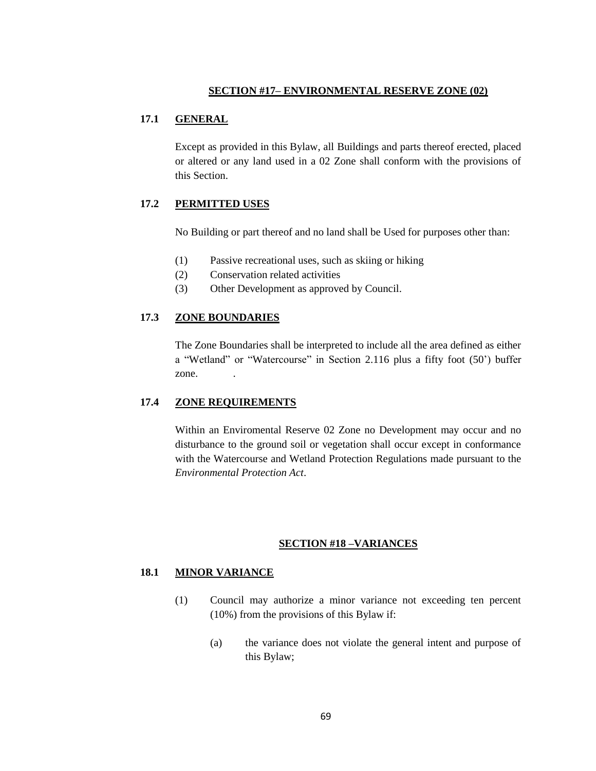## SECTION #17– ENVIRONMENTAL RESERVE ZONE (02)

### 17.1 GENERAL

Except as provided in this Bylaw, all Buildings and parts thereof erected, placed or altered or any land used in a 02 Zone shall conform with the provisions of this Section.

### 17.2 PERMITTED USES

No Building or part thereof and no land shall be Used for purposes other than:

(1) Passive recreational uses, such as skiing or hiking
(2) Conservation related activities
(3) Other Development as approved by Council.

### 17.3 ZONE BOUNDARIES

The Zone Boundaries shall be interpreted to include all the area defined as either a "Wetland" or "Watercourse" in Section 2.116 plus a fifty foot (50') buffer zone. .

### 17.4 ZONE REQUIREMENTS

Within an Enviromental Reserve 02 Zone no Development may occur and no disturbance to the ground soil or vegetation shall occur except in conformance with the Watercourse and Wetland Protection Regulations made pursuant to the *Environmental Protection Act*.

## SECTION #18 –VARIANCES

### 18.1 MINOR VARIANCE

(1) Council may authorize a minor variance not exceeding ten percent (10%) from the provisions of this Bylaw if:

(a) the variance does not violate the general intent and purpose of this Bylaw;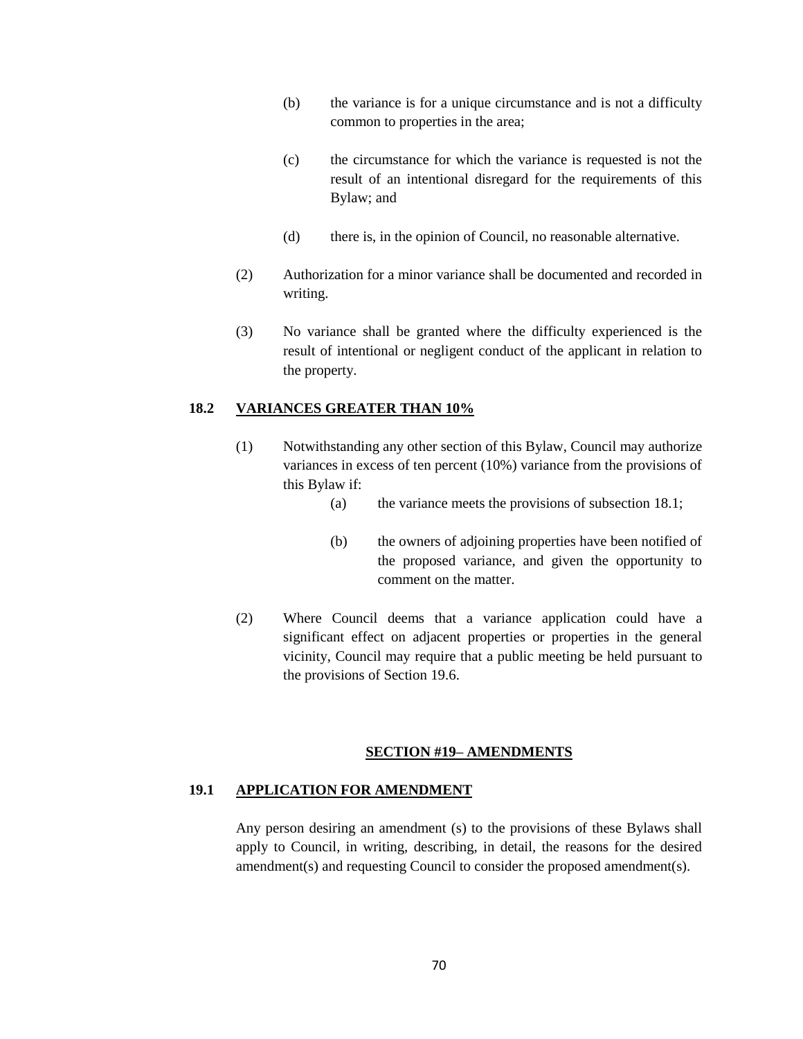(b) the variance is for a unique circumstance and is not a difficulty common to properties in the area;

(c) the circumstance for which the variance is requested is not the result of an intentional disregard for the requirements of this Bylaw; and

(d) there is, in the opinion of Council, no reasonable alternative.

(2) Authorization for a minor variance shall be documented and recorded in writing.

(3) No variance shall be granted where the difficulty experienced is the result of intentional or negligent conduct of the applicant in relation to the property.

### 18.2 VARIANCES GREATER THAN 10%

(1) Notwithstanding any other section of this Bylaw, Council may authorize variances in excess of ten percent (10%) variance from the provisions of this Bylaw if:

(a) the variance meets the provisions of subsection 18.1;

(b) the owners of adjoining properties have been notified of the proposed variance, and given the opportunity to comment on the matter.

(2) Where Council deems that a variance application could have a significant effect on adjacent properties or properties in the general vicinity, Council may require that a public meeting be held pursuant to the provisions of Section 19.6.

## SECTION #19– AMENDMENTS

### 19.1 APPLICATION FOR AMENDMENT

Any person desiring an amendment (s) to the provisions of these Bylaws shall apply to Council, in writing, describing, in detail, the reasons for the desired amendment(s) and requesting Council to consider the proposed amendment(s).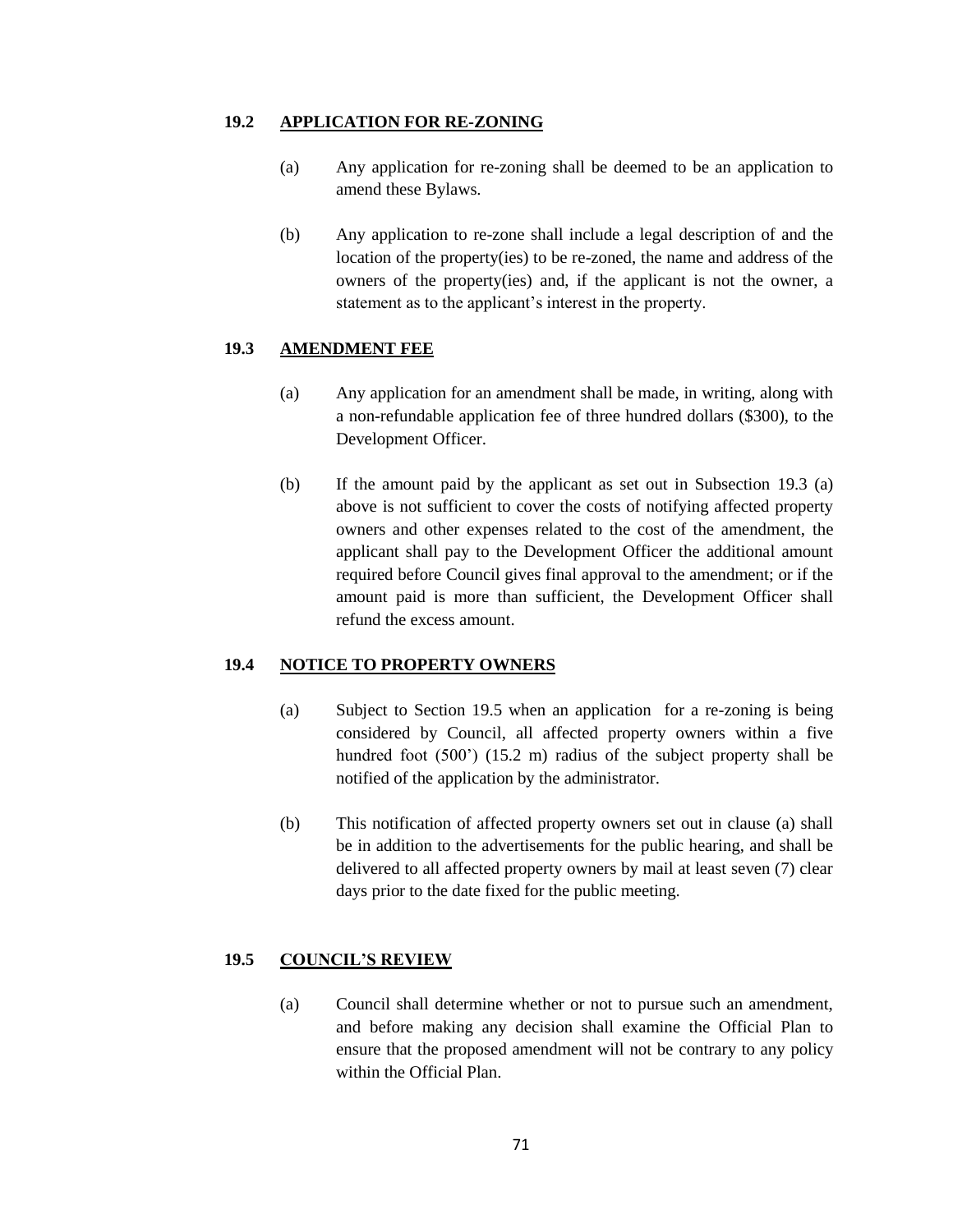## 19.2 APPLICATION FOR RE-ZONING

(a) Any application for re-zoning shall be deemed to be an application to amend these Bylaws.

(b) Any application to re-zone shall include a legal description of and the location of the property(ies) to be re-zoned, the name and address of the owners of the property(ies) and, if the applicant is not the owner, a statement as to the applicant's interest in the property.

## 19.3 AMENDMENT FEE

(a) Any application for an amendment shall be made, in writing, along with a non-refundable application fee of three hundred dollars ($300), to the Development Officer.

(b) If the amount paid by the applicant as set out in Subsection 19.3 (a) above is not sufficient to cover the costs of notifying affected property owners and other expenses related to the cost of the amendment, the applicant shall pay to the Development Officer the additional amount required before Council gives final approval to the amendment; or if the amount paid is more than sufficient, the Development Officer shall refund the excess amount.

## 19.4 NOTICE TO PROPERTY OWNERS

(a) Subject to Section 19.5 when an application for a re-zoning is being considered by Council, all affected property owners within a five hundred foot (500') (15.2 m) radius of the subject property shall be notified of the application by the administrator.

(b) This notification of affected property owners set out in clause (a) shall be in addition to the advertisements for the public hearing, and shall be delivered to all affected property owners by mail at least seven (7) clear days prior to the date fixed for the public meeting.

## 19.5 COUNCIL'S REVIEW

(a) Council shall determine whether or not to pursue such an amendment, and before making any decision shall examine the Official Plan to ensure that the proposed amendment will not be contrary to any policy within the Official Plan.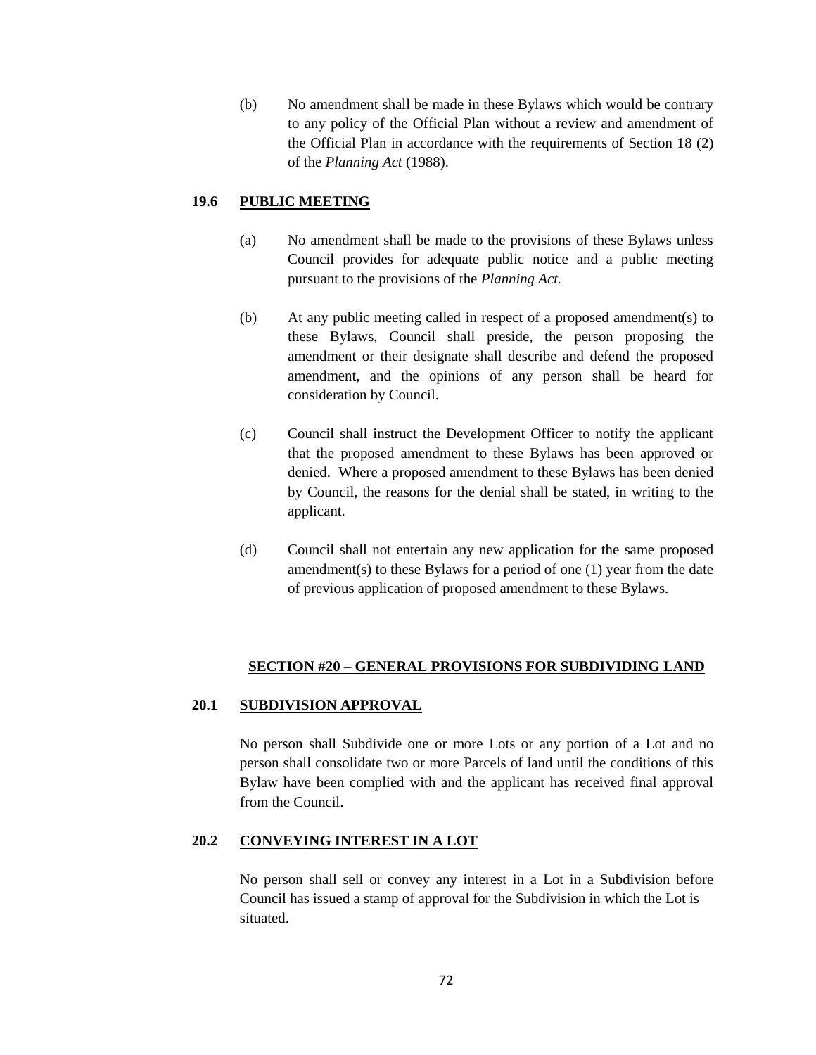(b) No amendment shall be made in these Bylaws which would be contrary to any policy of the Official Plan without a review and amendment of the Official Plan in accordance with the requirements of Section 18 (2) of the *Planning Act* (1988).

### 19.6 PUBLIC MEETING

(a) No amendment shall be made to the provisions of these Bylaws unless Council provides for adequate public notice and a public meeting pursuant to the provisions of the *Planning Act.*

(b) At any public meeting called in respect of a proposed amendment(s) to these Bylaws, Council shall preside, the person proposing the amendment or their designate shall describe and defend the proposed amendment, and the opinions of any person shall be heard for consideration by Council.

(c) Council shall instruct the Development Officer to notify the applicant that the proposed amendment to these Bylaws has been approved or denied. Where a proposed amendment to these Bylaws has been denied by Council, the reasons for the denial shall be stated, in writing to the applicant.

(d) Council shall not entertain any new application for the same proposed amendment(s) to these Bylaws for a period of one (1) year from the date of previous application of proposed amendment to these Bylaws.

## SECTION #20 – GENERAL PROVISIONS FOR SUBDIVIDING LAND

### 20.1 SUBDIVISION APPROVAL

No person shall Subdivide one or more Lots or any portion of a Lot and no person shall consolidate two or more Parcels of land until the conditions of this Bylaw have been complied with and the applicant has received final approval from the Council.

### 20.2 CONVEYING INTEREST IN A LOT

No person shall sell or convey any interest in a Lot in a Subdivision before Council has issued a stamp of approval for the Subdivision in which the Lot is situated.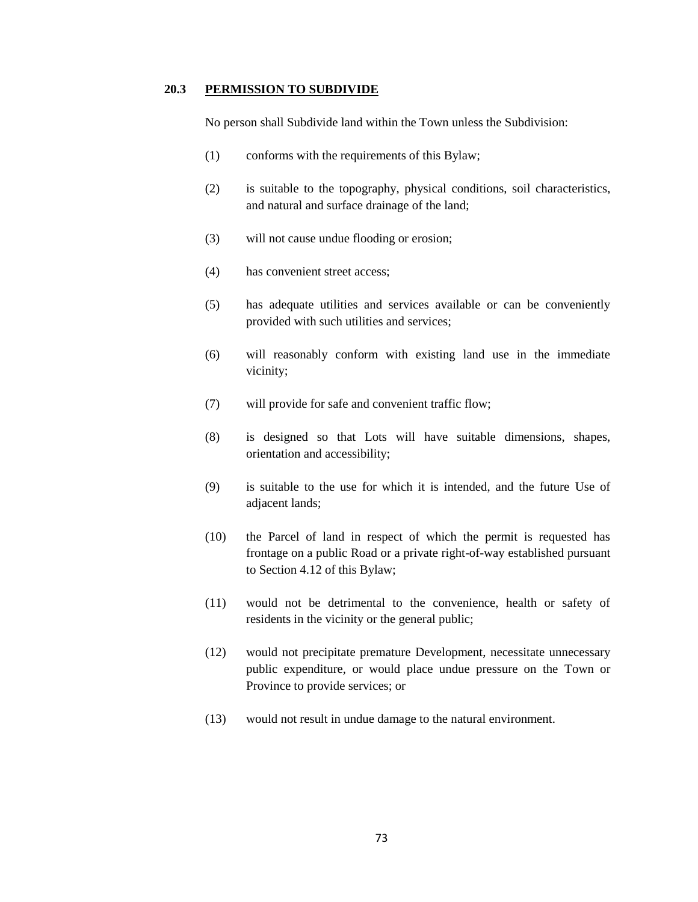## 20.3 PERMISSION TO SUBDIVIDE

No person shall Subdivide land within the Town unless the Subdivision:

(1) conforms with the requirements of this Bylaw;

(2) is suitable to the topography, physical conditions, soil characteristics, and natural and surface drainage of the land;

(3) will not cause undue flooding or erosion;

(4) has convenient street access;

(5) has adequate utilities and services available or can be conveniently provided with such utilities and services;

(6) will reasonably conform with existing land use in the immediate vicinity;

(7) will provide for safe and convenient traffic flow;

(8) is designed so that Lots will have suitable dimensions, shapes, orientation and accessibility;

(9) is suitable to the use for which it is intended, and the future Use of adjacent lands;

(10) the Parcel of land in respect of which the permit is requested has frontage on a public Road or a private right-of-way established pursuant to Section 4.12 of this Bylaw;

(11) would not be detrimental to the convenience, health or safety of residents in the vicinity or the general public;

(12) would not precipitate premature Development, necessitate unnecessary public expenditure, or would place undue pressure on the Town or Province to provide services; or

(13) would not result in undue damage to the natural environment.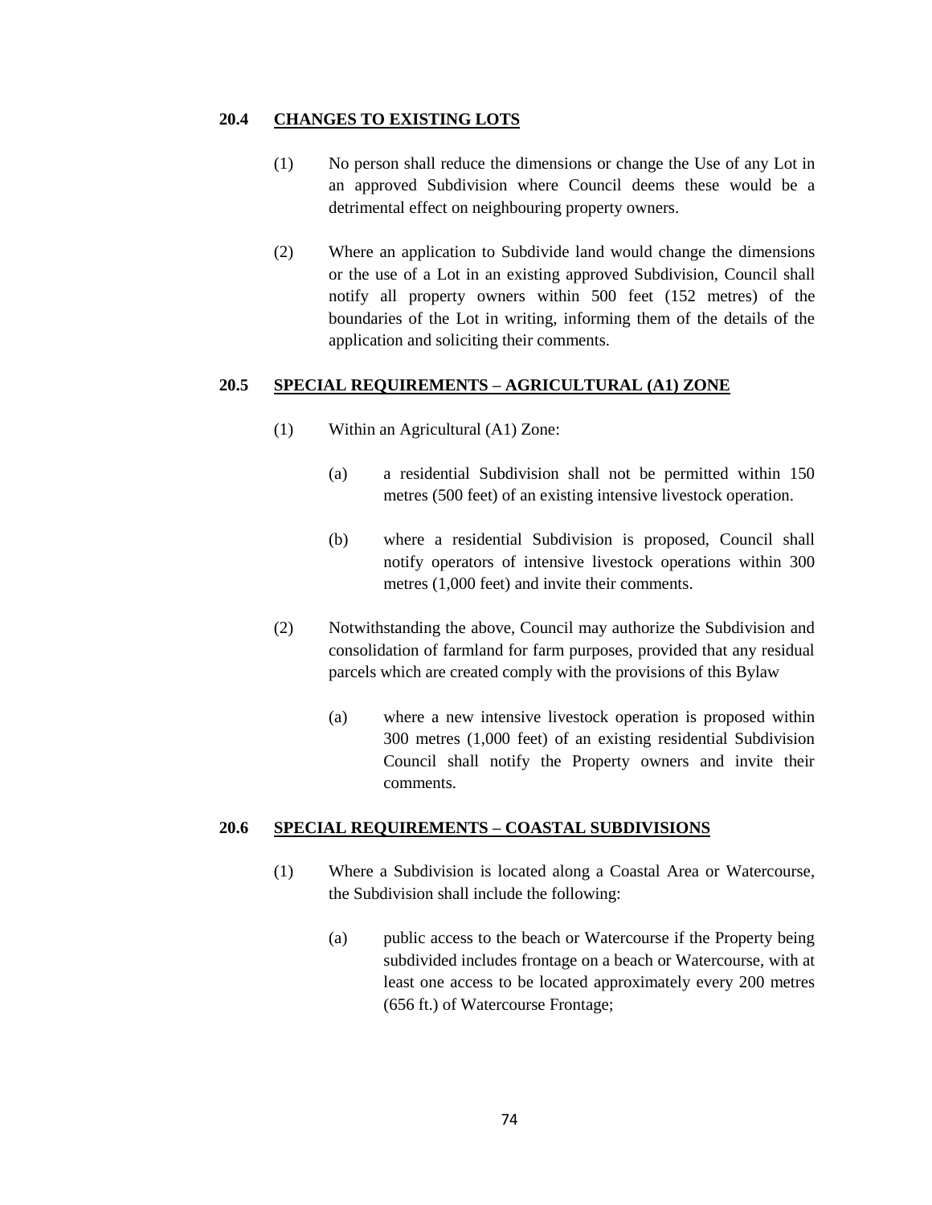## 20.4 CHANGES TO EXISTING LOTS

(1) No person shall reduce the dimensions or change the Use of any Lot in an approved Subdivision where Council deems these would be a detrimental effect on neighbouring property owners.

(2) Where an application to Subdivide land would change the dimensions or the use of a Lot in an existing approved Subdivision, Council shall notify all property owners within 500 feet (152 metres) of the boundaries of the Lot in writing, informing them of the details of the application and soliciting their comments.

## 20.5 SPECIAL REQUIREMENTS – AGRICULTURAL (A1) ZONE

(1) Within an Agricultural (A1) Zone:

(a) a residential Subdivision shall not be permitted within 150 metres (500 feet) of an existing intensive livestock operation.

(b) where a residential Subdivision is proposed, Council shall notify operators of intensive livestock operations within 300 metres (1,000 feet) and invite their comments.

(2) Notwithstanding the above, Council may authorize the Subdivision and consolidation of farmland for farm purposes, provided that any residual parcels which are created comply with the provisions of this Bylaw

(a) where a new intensive livestock operation is proposed within 300 metres (1,000 feet) of an existing residential Subdivision Council shall notify the Property owners and invite their comments.

## 20.6 SPECIAL REQUIREMENTS – COASTAL SUBDIVISIONS

(1) Where a Subdivision is located along a Coastal Area or Watercourse, the Subdivision shall include the following:

(a) public access to the beach or Watercourse if the Property being subdivided includes frontage on a beach or Watercourse, with at least one access to be located approximately every 200 metres (656 ft.) of Watercourse Frontage;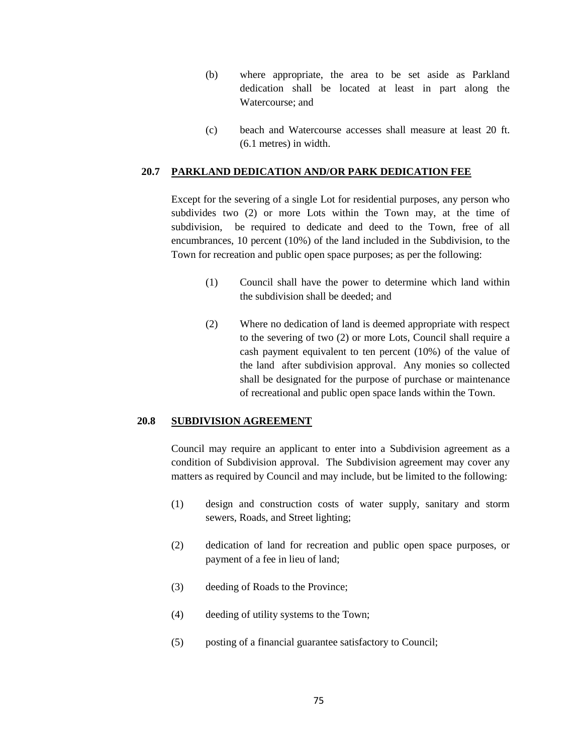(b) where appropriate, the area to be set aside as Parkland dedication shall be located at least in part along the Watercourse; and

(c) beach and Watercourse accesses shall measure at least 20 ft. (6.1 metres) in width.

## 20.7 PARKLAND DEDICATION AND/OR PARK DEDICATION FEE

Except for the severing of a single Lot for residential purposes, any person who subdivides two (2) or more Lots within the Town may, at the time of subdivision, be required to dedicate and deed to the Town, free of all encumbrances, 10 percent (10%) of the land included in the Subdivision, to the Town for recreation and public open space purposes; as per the following:

(1) Council shall have the power to determine which land within the subdivision shall be deeded; and

(2) Where no dedication of land is deemed appropriate with respect to the severing of two (2) or more Lots, Council shall require a cash payment equivalent to ten percent (10%) of the value of the land after subdivision approval. Any monies so collected shall be designated for the purpose of purchase or maintenance of recreational and public open space lands within the Town.

## 20.8 SUBDIVISION AGREEMENT

Council may require an applicant to enter into a Subdivision agreement as a condition of Subdivision approval. The Subdivision agreement may cover any matters as required by Council and may include, but be limited to the following:

(1) design and construction costs of water supply, sanitary and storm sewers, Roads, and Street lighting;

(2) dedication of land for recreation and public open space purposes, or payment of a fee in lieu of land;

(3) deeding of Roads to the Province;

(4) deeding of utility systems to the Town;

(5) posting of a financial guarantee satisfactory to Council;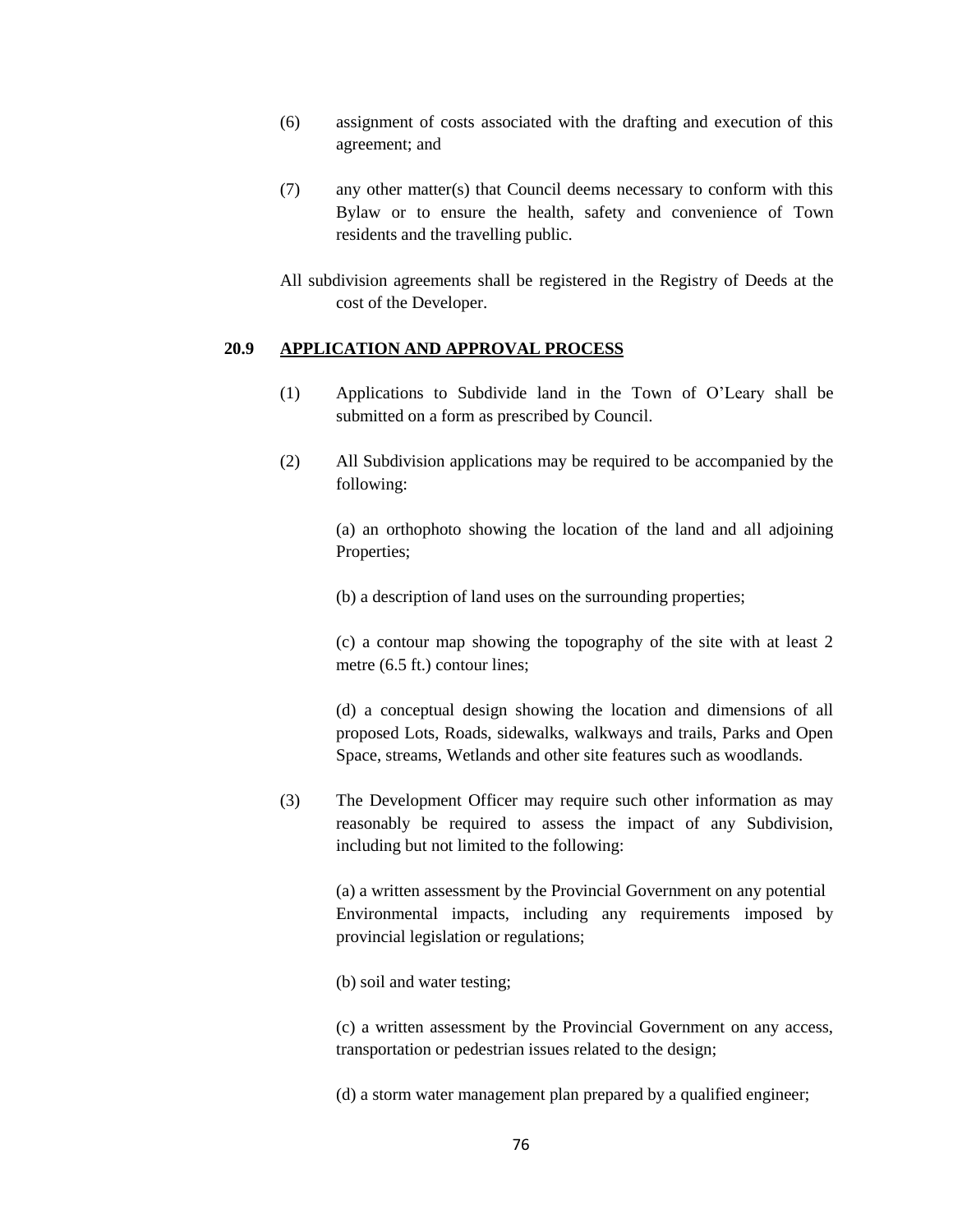(6) assignment of costs associated with the drafting and execution of this agreement; and

(7) any other matter(s) that Council deems necessary to conform with this Bylaw or to ensure the health, safety and convenience of Town residents and the travelling public.

All subdivision agreements shall be registered in the Registry of Deeds at the cost of the Developer.

## 20.9 APPLICATION AND APPROVAL PROCESS

(1) Applications to Subdivide land in the Town of O'Leary shall be submitted on a form as prescribed by Council.

(2) All Subdivision applications may be required to be accompanied by the following:

(a) an orthophoto showing the location of the land and all adjoining Properties;

(b) a description of land uses on the surrounding properties;

(c) a contour map showing the topography of the site with at least 2 metre (6.5 ft.) contour lines;

(d) a conceptual design showing the location and dimensions of all proposed Lots, Roads, sidewalks, walkways and trails, Parks and Open Space, streams, Wetlands and other site features such as woodlands.

(3) The Development Officer may require such other information as may reasonably be required to assess the impact of any Subdivision, including but not limited to the following:

(a) a written assessment by the Provincial Government on any potential Environmental impacts, including any requirements imposed by provincial legislation or regulations;

(b) soil and water testing;

(c) a written assessment by the Provincial Government on any access, transportation or pedestrian issues related to the design;

(d) a storm water management plan prepared by a qualified engineer;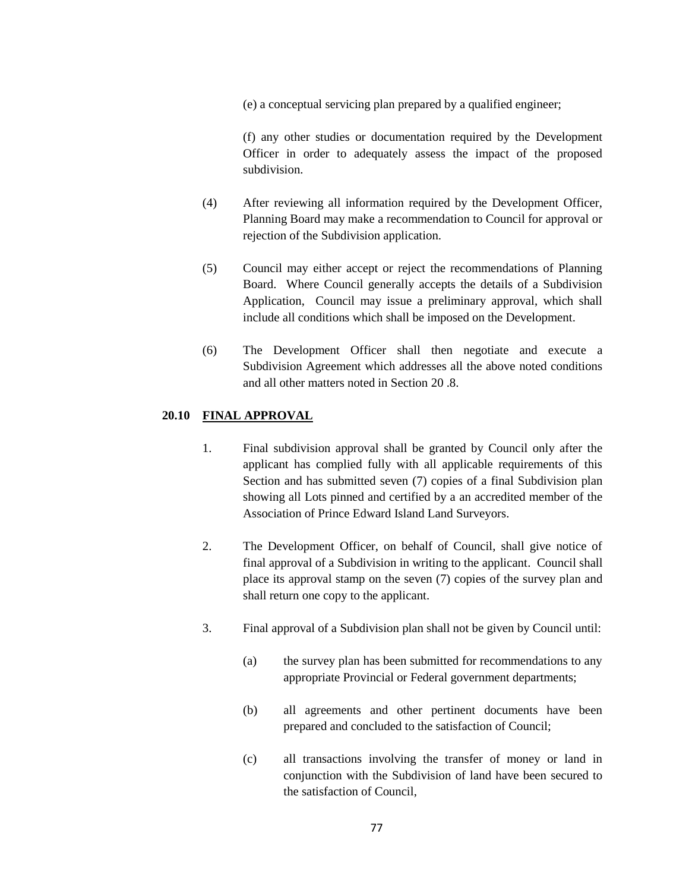(e) a conceptual servicing plan prepared by a qualified engineer;

(f) any other studies or documentation required by the Development Officer in order to adequately assess the impact of the proposed subdivision.

(4) After reviewing all information required by the Development Officer, Planning Board may make a recommendation to Council for approval or rejection of the Subdivision application.

(5) Council may either accept or reject the recommendations of Planning Board. Where Council generally accepts the details of a Subdivision Application, Council may issue a preliminary approval, which shall include all conditions which shall be imposed on the Development.

(6) The Development Officer shall then negotiate and execute a Subdivision Agreement which addresses all the above noted conditions and all other matters noted in Section 20 .8.

## 20.10 FINAL APPROVAL

1. Final subdivision approval shall be granted by Council only after the applicant has complied fully with all applicable requirements of this Section and has submitted seven (7) copies of a final Subdivision plan showing all Lots pinned and certified by a an accredited member of the Association of Prince Edward Island Land Surveyors.

2. The Development Officer, on behalf of Council, shall give notice of final approval of a Subdivision in writing to the applicant. Council shall place its approval stamp on the seven (7) copies of the survey plan and shall return one copy to the applicant.

3. Final approval of a Subdivision plan shall not be given by Council until:

   (a) the survey plan has been submitted for recommendations to any appropriate Provincial or Federal government departments;

   (b) all agreements and other pertinent documents have been prepared and concluded to the satisfaction of Council;

   (c) all transactions involving the transfer of money or land in conjunction with the Subdivision of land have been secured to the satisfaction of Council,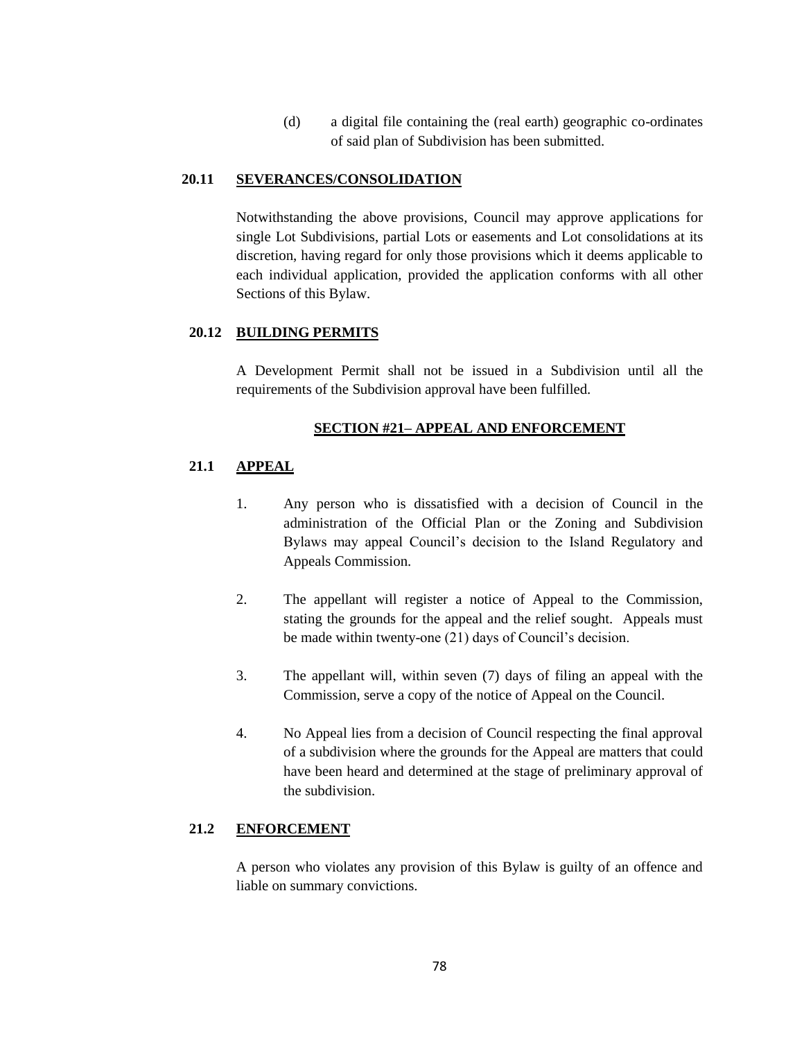(d) a digital file containing the (real earth) geographic co-ordinates of said plan of Subdivision has been submitted.

### 20.11 SEVERANCES/CONSOLIDATION

Notwithstanding the above provisions, Council may approve applications for single Lot Subdivisions, partial Lots or easements and Lot consolidations at its discretion, having regard for only those provisions which it deems applicable to each individual application, provided the application conforms with all other Sections of this Bylaw.

### 20.12 BUILDING PERMITS

A Development Permit shall not be issued in a Subdivision until all the requirements of the Subdivision approval have been fulfilled.

## SECTION #21– APPEAL AND ENFORCEMENT

### 21.1 APPEAL

1. Any person who is dissatisfied with a decision of Council in the administration of the Official Plan or the Zoning and Subdivision Bylaws may appeal Council's decision to the Island Regulatory and Appeals Commission.

2. The appellant will register a notice of Appeal to the Commission, stating the grounds for the appeal and the relief sought. Appeals must be made within twenty-one (21) days of Council's decision.

3. The appellant will, within seven (7) days of filing an appeal with the Commission, serve a copy of the notice of Appeal on the Council.

4. No Appeal lies from a decision of Council respecting the final approval of a subdivision where the grounds for the Appeal are matters that could have been heard and determined at the stage of preliminary approval of the subdivision.

### 21.2 ENFORCEMENT

A person who violates any provision of this Bylaw is guilty of an offence and liable on summary convictions.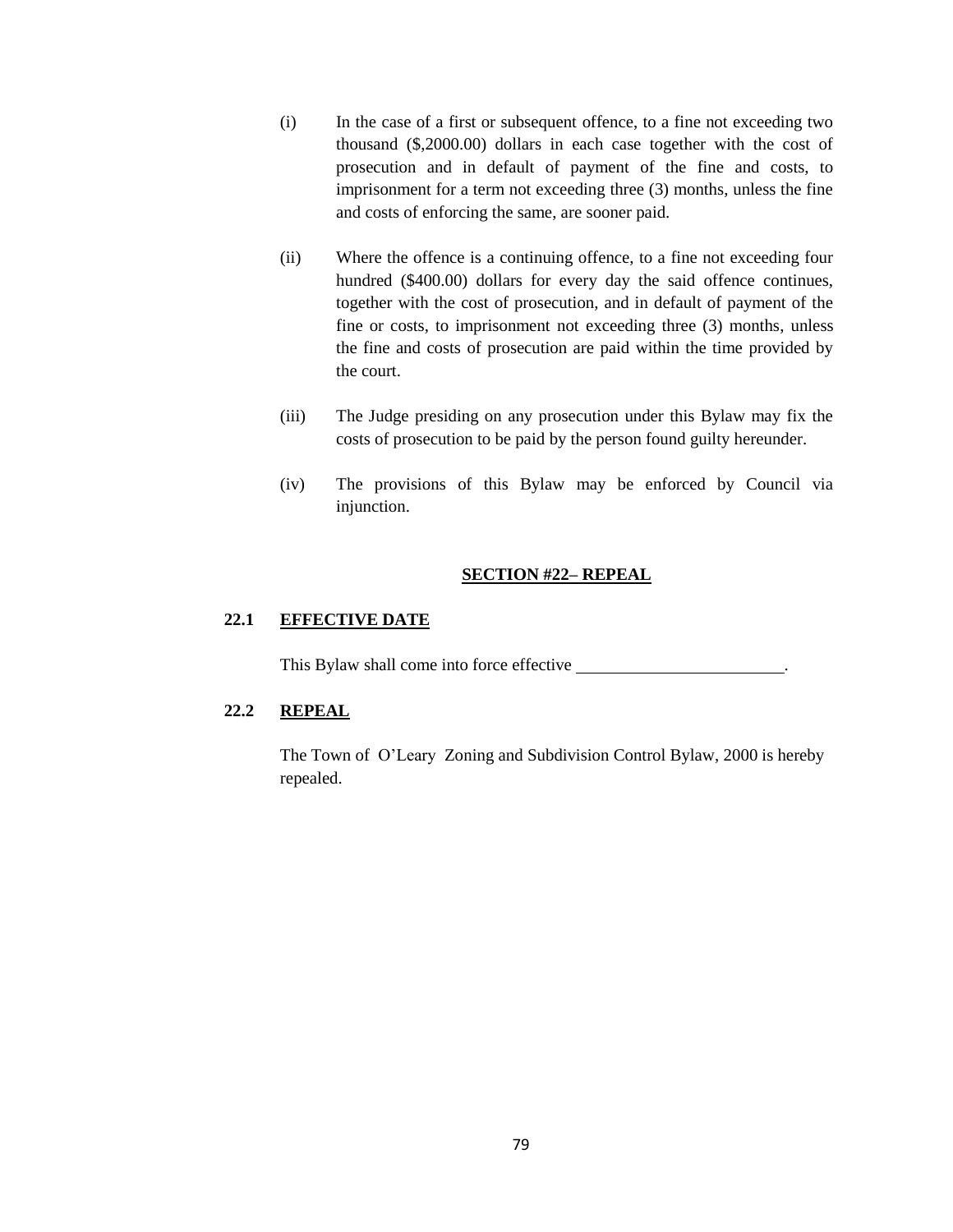(i) In the case of a first or subsequent offence, to a fine not exceeding two thousand ($,2000.00) dollars in each case together with the cost of prosecution and in default of payment of the fine and costs, to imprisonment for a term not exceeding three (3) months, unless the fine and costs of enforcing the same, are sooner paid.

(ii) Where the offence is a continuing offence, to a fine not exceeding four hundred ($400.00) dollars for every day the said offence continues, together with the cost of prosecution, and in default of payment of the fine or costs, to imprisonment not exceeding three (3) months, unless the fine and costs of prosecution are paid within the time provided by the court.

(iii) The Judge presiding on any prosecution under this Bylaw may fix the costs of prosecution to be paid by the person found guilty hereunder.

(iv) The provisions of this Bylaw may be enforced by Council via injunction.

## SECTION #22– REPEAL

### 22.1 EFFECTIVE DATE

This Bylaw shall come into force effective ________________________.

### 22.2 REPEAL

The Town of O'Leary Zoning and Subdivision Control Bylaw, 2000 is hereby repealed.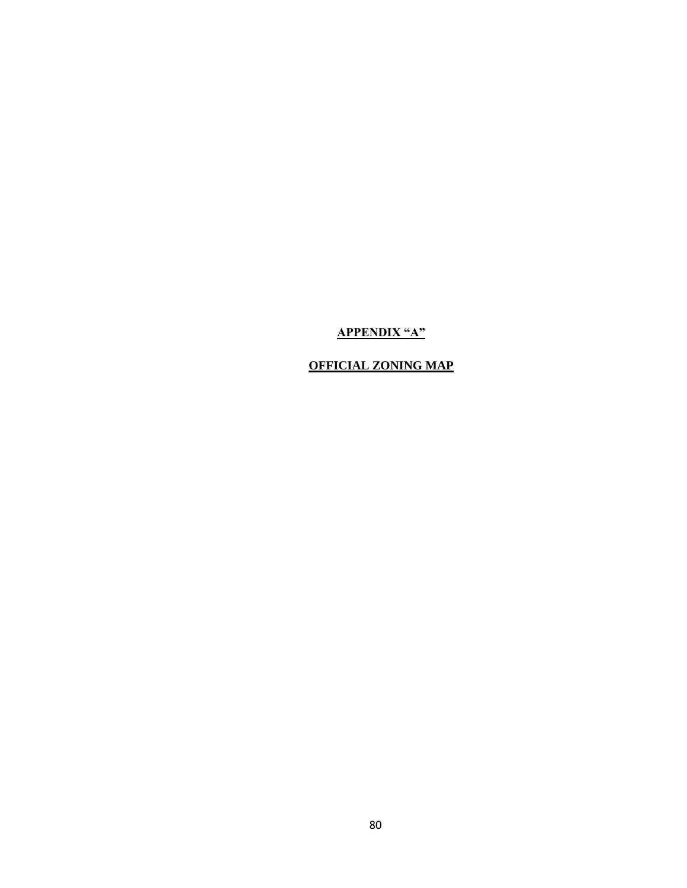# APPENDIX "A"

## OFFICIAL ZONING MAP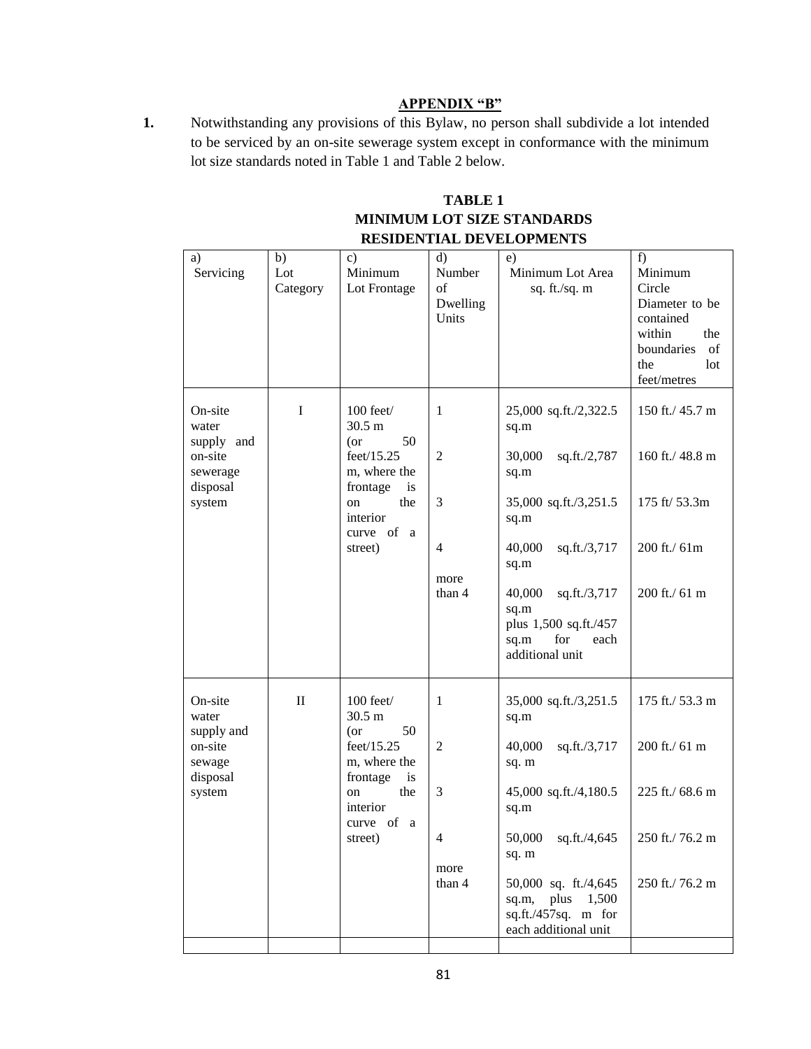## APPENDIX "B"

**1.** Notwithstanding any provisions of this Bylaw, no person shall subdivide a lot intended to be serviced by an on-site sewerage system except in conformance with the minimum lot size standards noted in Table 1 and Table 2 below.

**TABLE 1**
**MINIMUM LOT SIZE STANDARDS**
**RESIDENTIAL DEVELOPMENTS**

| a) Servicing | b) Lot Category | c) Minimum Lot Frontage | d) Number of Dwelling Units | e) Minimum Lot Area sq. ft./sq. m | f) Minimum Circle Diameter to be contained within the boundaries of the lot feet/metres |
|---|---|---|---|---|---|
| On-site water supply and on-site sewerage disposal system | I | 100 feet/ 30.5 m (or 50 feet/15.25 m, where the frontage is on the interior curve of a street) | 1 | 25,000 sq.ft./2,322.5 sq.m | 150 ft./ 45.7 m |
| | | | 2 | 30,000 sq.ft./2,787 sq.m | 160 ft./ 48.8 m |
| | | | 3 | 35,000 sq.ft./3,251.5 sq.m | 175 ft/ 53.3m |
| | | | 4 | 40,000 sq.ft./3,717 sq.m | 200 ft./ 61m |
| | | | more than 4 | 40,000 sq.ft./3,717 sq.m plus 1,500 sq.ft./457 sq.m for each additional unit | 200 ft./ 61 m |
| On-site water supply and on-site sewage disposal system | II | 100 feet/ 30.5 m (or 50 feet/15.25 m, where the frontage is on the interior curve of a street) | 1 | 35,000 sq.ft./3,251.5 sq.m | 175 ft./ 53.3 m |
| | | | 2 | 40,000 sq.ft./3,717 sq. m | 200 ft./ 61 m |
| | | | 3 | 45,000 sq.ft./4,180.5 sq.m | 225 ft./ 68.6 m |
| | | | 4 | 50,000 sq.ft./4,645 sq. m | 250 ft./ 76.2 m |
| | | | more than 4 | 50,000 sq. ft./4,645 sq.m, plus 1,500 sq.ft./457sq. m for each additional unit | 250 ft./ 76.2 m |
| | | | | | |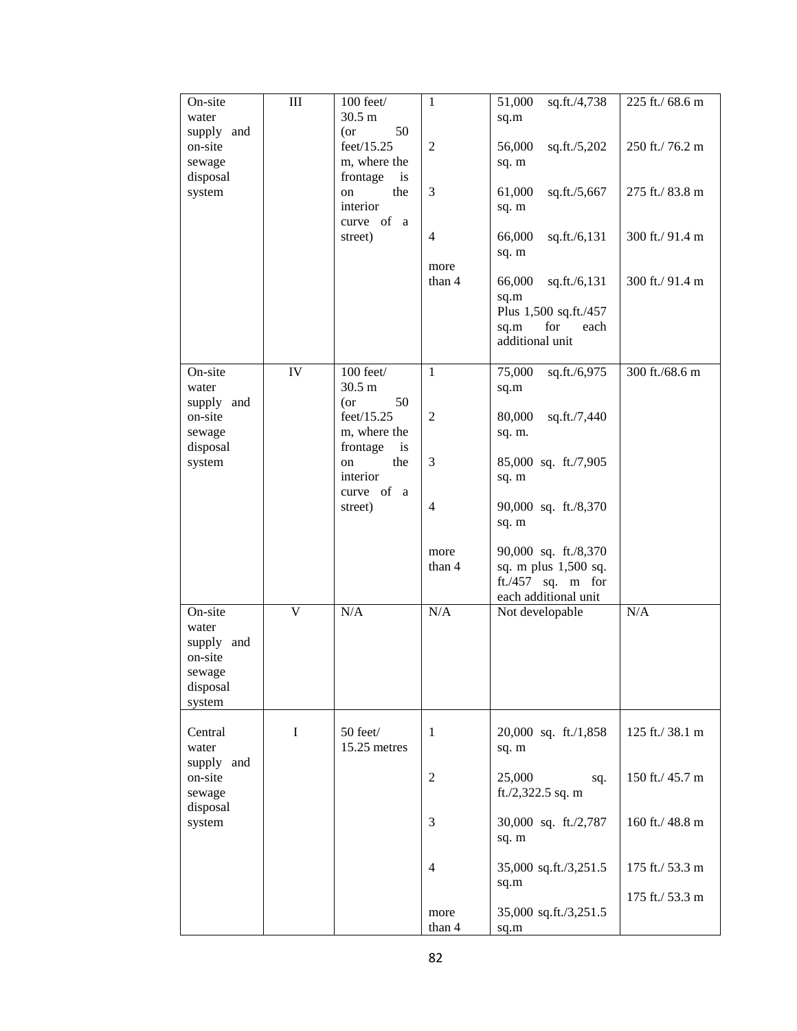| On-site water supply and on-site sewage disposal system | III | 100 feet/ 30.5 m (or 50 feet/15.25 m, where the frontage is on the interior curve of a street) | 1<br><br>2<br><br>3<br><br>4<br><br>more than 4 | 51,000 sq.ft./4,738 sq.m<br><br>56,000 sq.ft./5,202 sq. m<br><br>61,000 sq.ft./5,667 sq. m<br><br>66,000 sq.ft./6,131 sq. m<br><br>66,000 sq.ft./6,131 sq.m Plus 1,500 sq.ft./457 sq.m for each additional unit | 225 ft./ 68.6 m<br><br>250 ft./ 76.2 m<br><br>275 ft./ 83.8 m<br><br>300 ft./ 91.4 m<br><br>300 ft./ 91.4 m |
|---|---|---|---|---|---|
| On-site water supply and on-site sewage disposal system | IV | 100 feet/ 30.5 m (or 50 feet/15.25 m, where the frontage is on the interior curve of a street) | 1<br><br>2<br><br>3<br><br>4<br><br>more than 4 | 75,000 sq.ft./6,975 sq.m<br><br>80,000 sq.ft./7,440 sq. m.<br><br>85,000 sq. ft./7,905 sq. m<br><br>90,000 sq. ft./8,370 sq. m<br><br>90,000 sq. ft./8,370 sq. m plus 1,500 sq. ft./457 sq. m for each additional unit | 300 ft./68.6 m |
| On-site water supply and on-site sewage disposal system | V | N/A | N/A | Not developable | N/A |
| Central water supply and on-site sewage disposal system | I | 50 feet/ 15.25 metres | 1<br><br>2<br><br>3<br><br>4<br><br>more than 4 | 20,000 sq. ft./1,858 sq. m<br><br>25,000 sq. ft./2,322.5 sq. m<br><br>30,000 sq. ft./2,787 sq. m<br><br>35,000 sq.ft./3,251.5 sq.m<br><br>35,000 sq.ft./3,251.5 sq.m | 125 ft./ 38.1 m<br><br>150 ft./ 45.7 m<br><br>160 ft./ 48.8 m<br><br>175 ft./ 53.3 m<br><br>175 ft./ 53.3 m |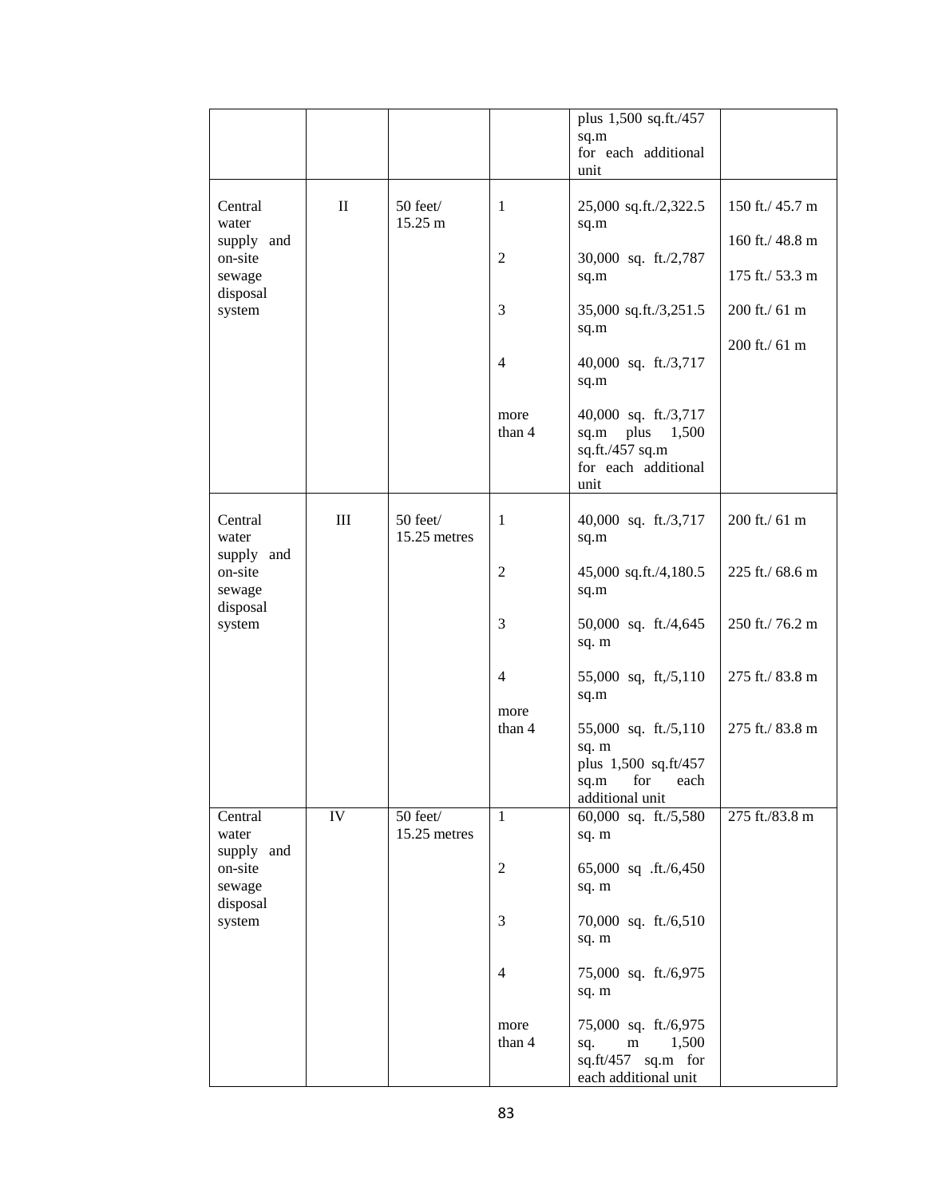| | | | | plus 1,500 sq.ft./457 sq.m for each additional unit | |
|---|---|---|---|---|---|
| Central water supply and on-site sewage disposal system | II | 50 feet/ 15.25 m | 1<br><br>2<br><br>3<br><br>4<br><br>more than 4 | 25,000 sq.ft./2,322.5 sq.m<br><br>30,000 sq. ft./2,787 sq.m<br><br>35,000 sq.ft./3,251.5 sq.m<br><br>40,000 sq. ft./3,717 sq.m<br><br>40,000 sq. ft./3,717 sq.m plus 1,500 sq.ft./457 sq.m for each additional unit | 150 ft./ 45.7 m<br><br>160 ft./ 48.8 m<br><br>175 ft./ 53.3 m<br><br>200 ft./ 61 m<br><br>200 ft./ 61 m |
| Central water supply and on-site sewage disposal system | III | 50 feet/ 15.25 metres | 1<br><br>2<br><br>3<br><br>4<br><br>more than 4 | 40,000 sq. ft./3,717 sq.m<br><br>45,000 sq.ft./4,180.5 sq.m<br><br>50,000 sq. ft./4,645 sq. m<br><br>55,000 sq, ft,/5,110 sq.m<br><br>55,000 sq. ft./5,110 sq. m plus 1,500 sq.ft/457 sq.m for each additional unit | 200 ft./ 61 m<br><br>225 ft./ 68.6 m<br><br>250 ft./ 76.2 m<br><br>275 ft./ 83.8 m<br><br>275 ft./ 83.8 m |
| Central water supply and on-site sewage disposal system | IV | 50 feet/ 15.25 metres | 1<br><br>2<br><br>3<br><br>4<br><br>more than 4 | 60,000 sq. ft./5,580 sq. m<br><br>65,000 sq .ft./6,450 sq. m<br><br>70,000 sq. ft./6,510 sq. m<br><br>75,000 sq. ft./6,975 sq. m<br><br>75,000 sq. ft./6,975 sq. m 1,500 sq.ft/457 sq.m for each additional unit | 275 ft./83.8 m |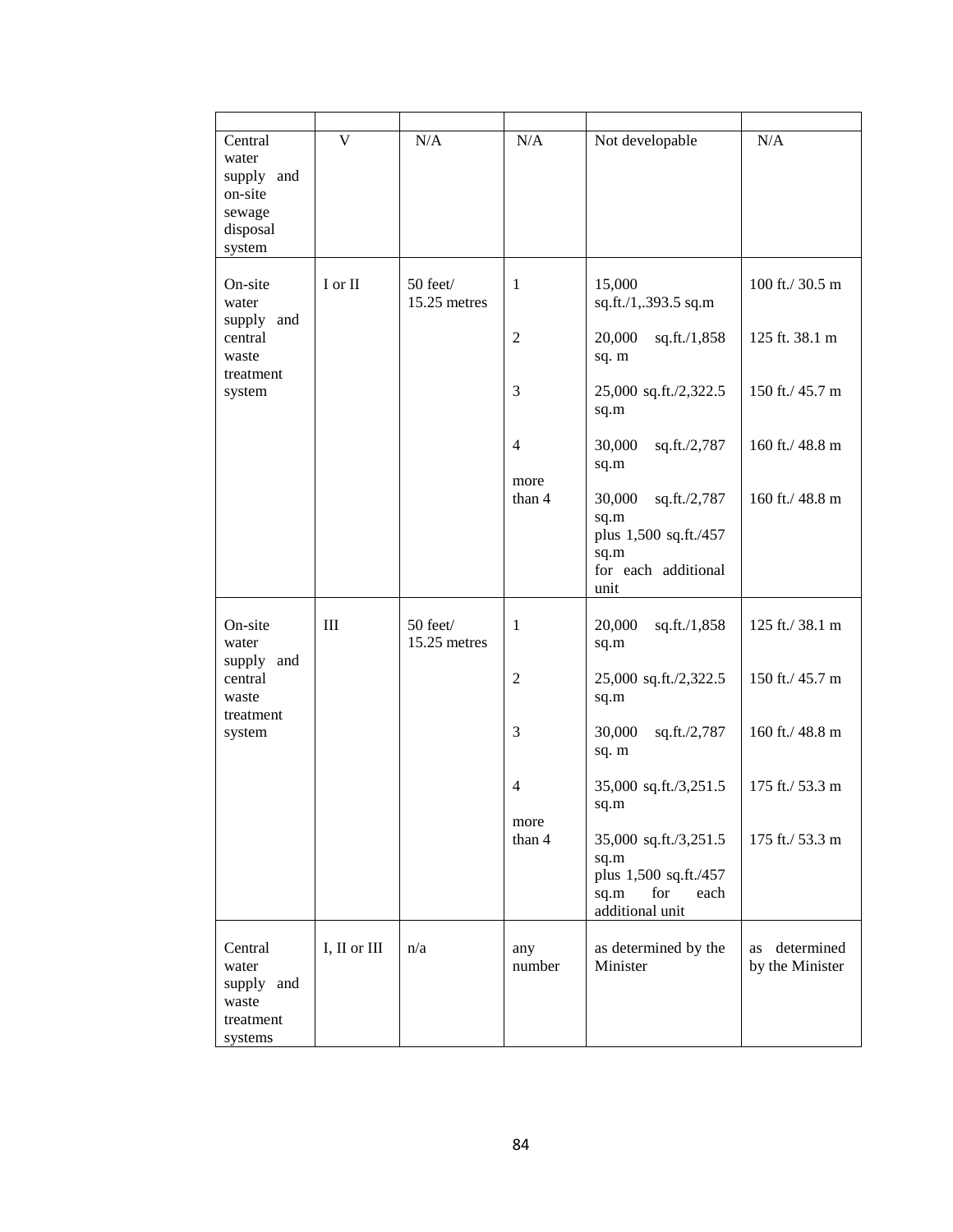| | | | | | |
|---|---|---|---|---|---|
| Central water supply and on-site sewage disposal system | V | N/A | N/A | Not developable | N/A |
| On-site water supply and central waste treatment system | I or II | 50 feet/ 15.25 metres | 1 | 15,000 sq.ft./1,.393.5 sq.m | 100 ft./ 30.5 m |
| | | | 2 | 20,000 sq.ft./1,858 sq. m | 125 ft. 38.1 m |
| | | | 3 | 25,000 sq.ft./2,322.5 sq.m | 150 ft./ 45.7 m |
| | | | 4 | 30,000 sq.ft./2,787 sq.m | 160 ft./ 48.8 m |
| | | | more than 4 | 30,000 sq.ft./2,787 sq.m plus 1,500 sq.ft./457 sq.m for each additional unit | 160 ft./ 48.8 m |
| On-site water supply and central waste treatment system | III | 50 feet/ 15.25 metres | 1 | 20,000 sq.ft./1,858 sq.m | 125 ft./ 38.1 m |
| | | | 2 | 25,000 sq.ft./2,322.5 sq.m | 150 ft./ 45.7 m |
| | | | 3 | 30,000 sq.ft./2,787 sq. m | 160 ft./ 48.8 m |
| | | | 4 | 35,000 sq.ft./3,251.5 sq.m | 175 ft./ 53.3 m |
| | | | more than 4 | 35,000 sq.ft./3,251.5 sq.m plus 1,500 sq.ft./457 sq.m for each additional unit | 175 ft./ 53.3 m |
| Central water supply and waste treatment systems | I, II or III | n/a | any number | as determined by the Minister | as determined by the Minister |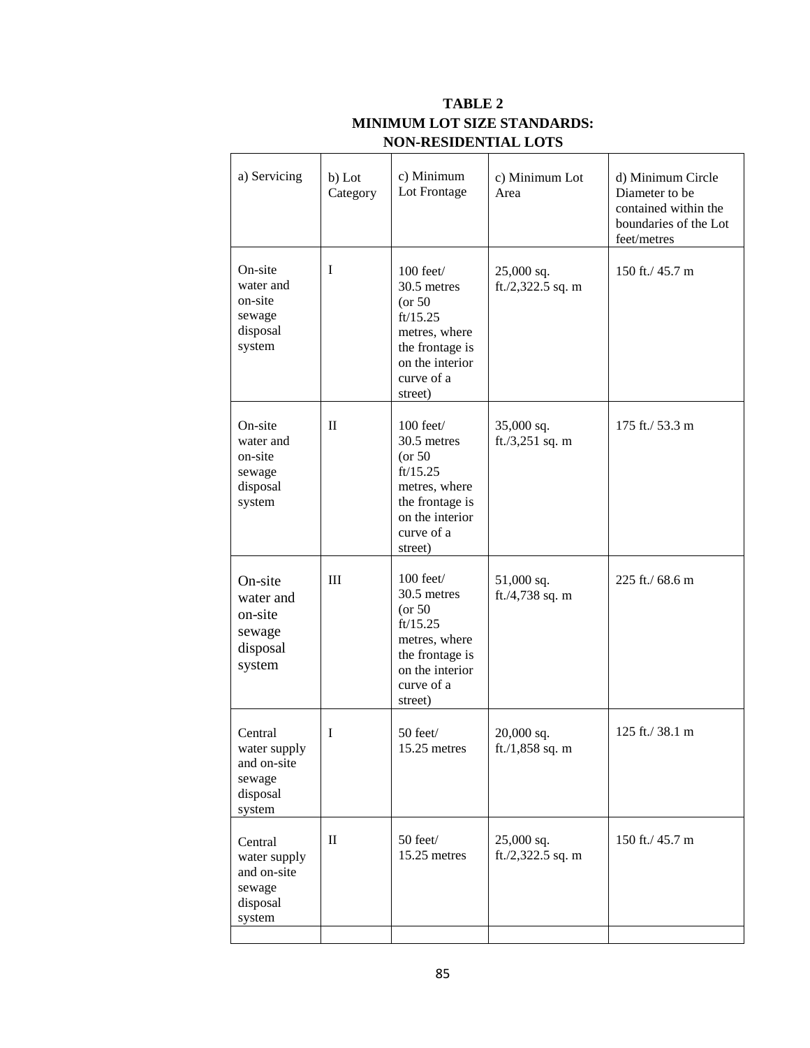**TABLE 2**
**MINIMUM LOT SIZE STANDARDS:**
**NON-RESIDENTIAL LOTS**

| a) Servicing | b) Lot Category | c) Minimum Lot Frontage | c) Minimum Lot Area | d) Minimum Circle Diameter to be contained within the boundaries of the Lot feet/metres |
|---|---|---|---|---|
| On-site water and on-site sewage disposal system | I | 100 feet/ 30.5 metres (or 50 ft/15.25 metres, where the frontage is on the interior curve of a street) | 25,000 sq. ft./2,322.5 sq. m | 150 ft./ 45.7 m |
| On-site water and on-site sewage disposal system | II | 100 feet/ 30.5 metres (or 50 ft/15.25 metres, where the frontage is on the interior curve of a street) | 35,000 sq. ft./3,251 sq. m | 175 ft./ 53.3 m |
| On-site water and on-site sewage disposal system | III | 100 feet/ 30.5 metres (or 50 ft/15.25 metres, where the frontage is on the interior curve of a street) | 51,000 sq. ft./4,738 sq. m | 225 ft./ 68.6 m |
| Central water supply and on-site sewage disposal system | I | 50 feet/ 15.25 metres | 20,000 sq. ft./1,858 sq. m | 125 ft./ 38.1 m |
| Central water supply and on-site sewage disposal system | II | 50 feet/ 15.25 metres | 25,000 sq. ft./2,322.5 sq. m | 150 ft./ 45.7 m |
| | | | | |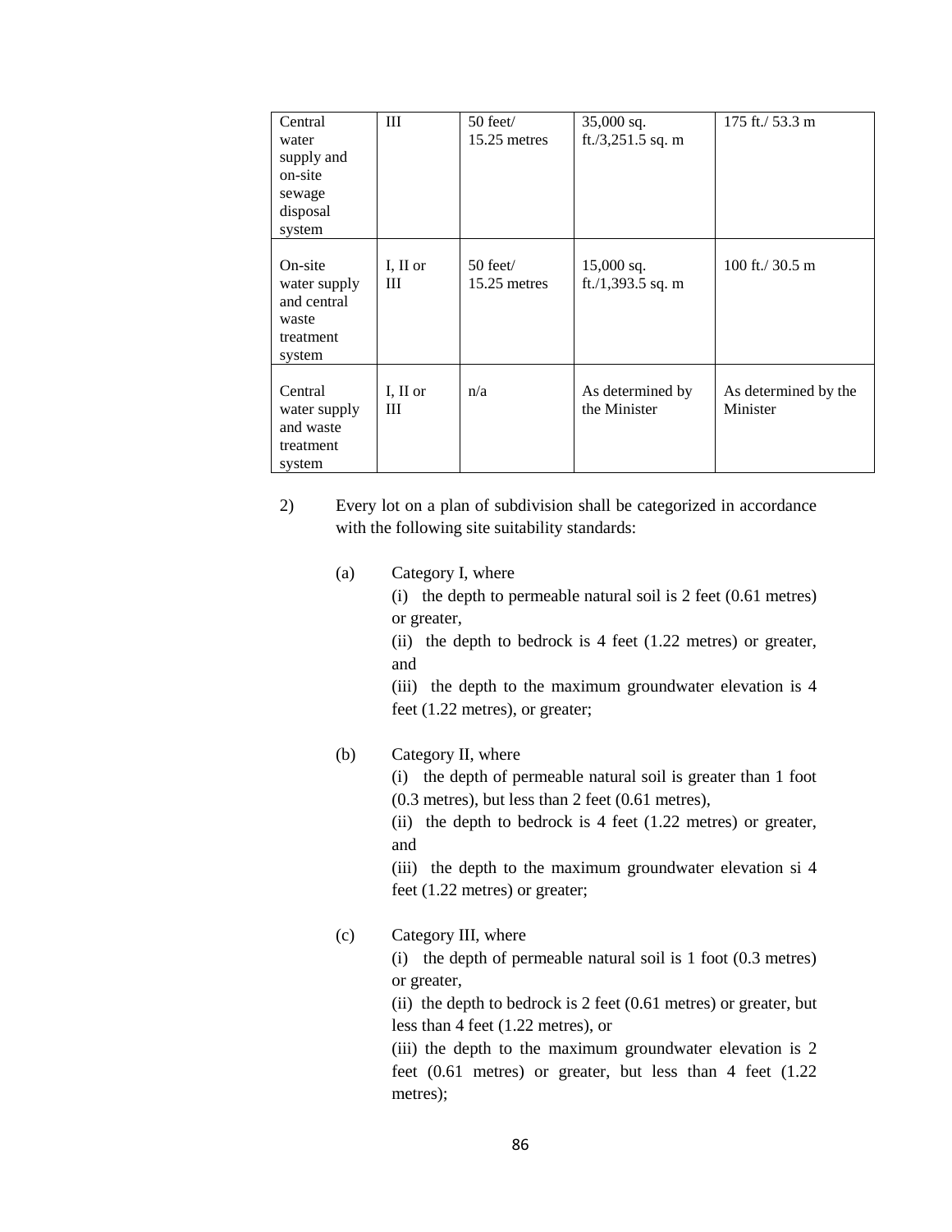| Central water supply and on-site sewage disposal system | III | 50 feet/ 15.25 metres | 35,000 sq. ft./3,251.5 sq. m | 175 ft./ 53.3 m |
|---|---|---|---|---|
| On-site water supply and central waste treatment system | I, II or III | 50 feet/ 15.25 metres | 15,000 sq. ft./1,393.5 sq. m | 100 ft./ 30.5 m |
| Central water supply and waste treatment system | I, II or III | n/a | As determined by the Minister | As determined by the Minister |

2) Every lot on a plan of subdivision shall be categorized in accordance with the following site suitability standards:

(a) Category I, where
(i) the depth to permeable natural soil is 2 feet (0.61 metres) or greater,
(ii) the depth to bedrock is 4 feet (1.22 metres) or greater, and
(iii) the depth to the maximum groundwater elevation is 4 feet (1.22 metres), or greater;

(b) Category II, where
(i) the depth of permeable natural soil is greater than 1 foot (0.3 metres), but less than 2 feet (0.61 metres),
(ii) the depth to bedrock is 4 feet (1.22 metres) or greater, and
(iii) the depth to the maximum groundwater elevation si 4 feet (1.22 metres) or greater;

(c) Category III, where
(i) the depth of permeable natural soil is 1 foot (0.3 metres) or greater,
(ii) the depth to bedrock is 2 feet (0.61 metres) or greater, but less than 4 feet (1.22 metres), or
(iii) the depth to the maximum groundwater elevation is 2 feet (0.61 metres) or greater, but less than 4 feet (1.22 metres);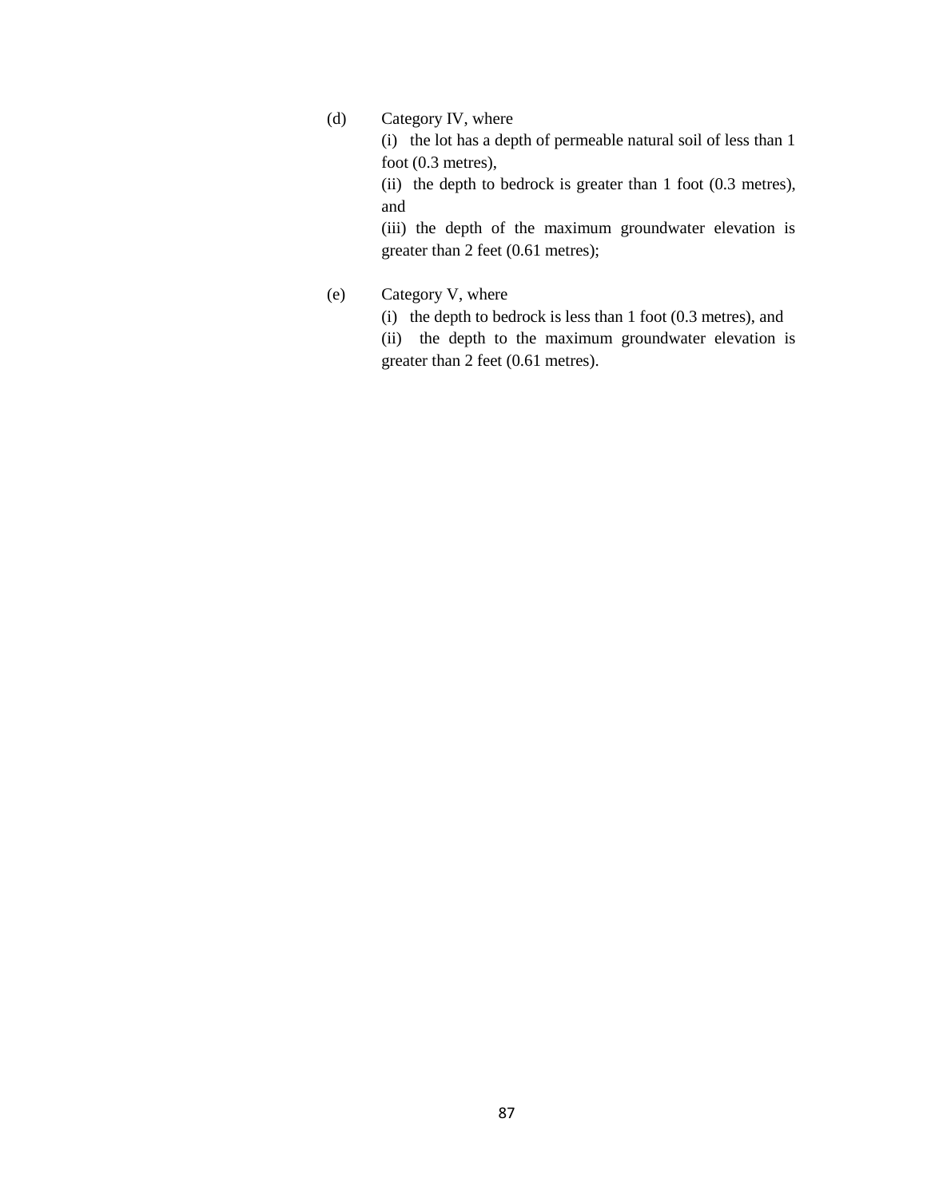(d) Category IV, where

(i) the lot has a depth of permeable natural soil of less than 1 foot (0.3 metres),

(ii) the depth to bedrock is greater than 1 foot (0.3 metres), and

(iii) the depth of the maximum groundwater elevation is greater than 2 feet (0.61 metres);

(e) Category V, where

(i) the depth to bedrock is less than 1 foot (0.3 metres), and

(ii) the depth to the maximum groundwater elevation is greater than 2 feet (0.61 metres).